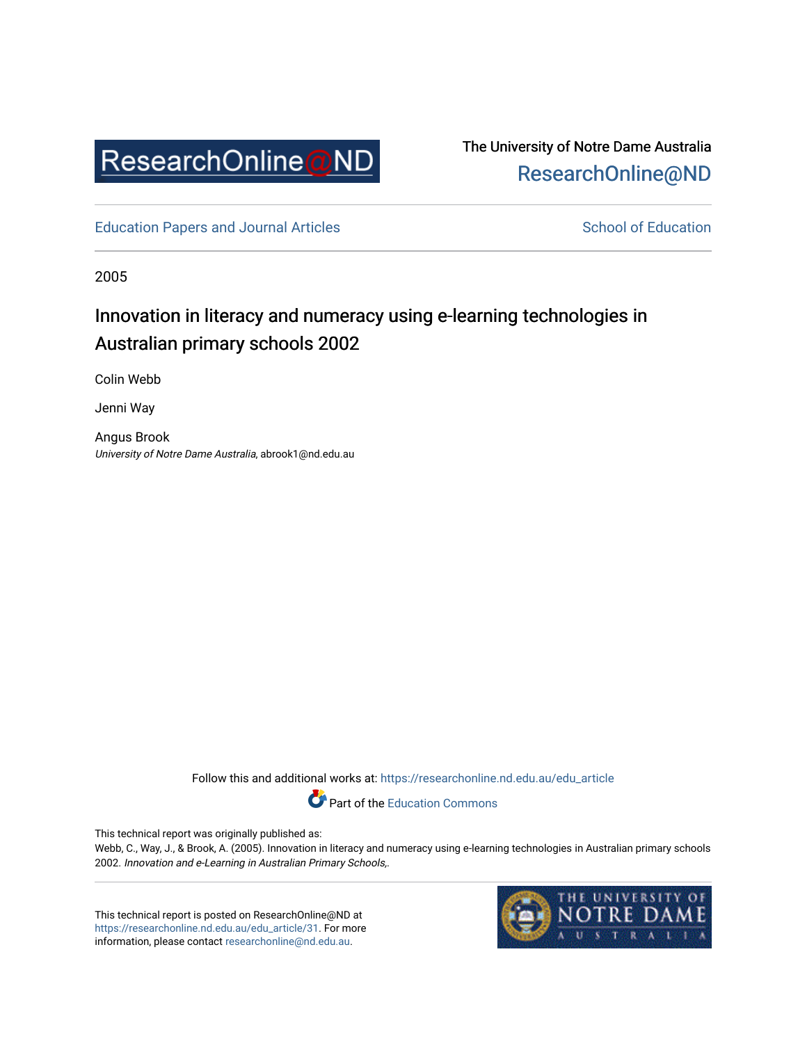ResearchOnline@ND

The University of Notre Dame Australia
ResearchOnline@ND

Education Papers and Journal Articles | School of Education

2005

# Innovation in literacy and numeracy using e-learning technologies in Australian primary schools 2002

Colin Webb

Jenni Way

Angus Brook
*University of Notre Dame Australia*, abrook1@nd.edu.au

Follow this and additional works at: https://researchonline.nd.edu.au/edu_article

Part of the Education Commons

This technical report was originally published as:
Webb, C., Way, J., & Brook, A. (2005). Innovation in literacy and numeracy using e-learning technologies in Australian primary schools 2002. *Innovation and e-Learning in Australian Primary Schools,*.

This technical report is posted on ResearchOnline@ND at https://researchonline.nd.edu.au/edu_article/31. For more information, please contact researchonline@nd.edu.au.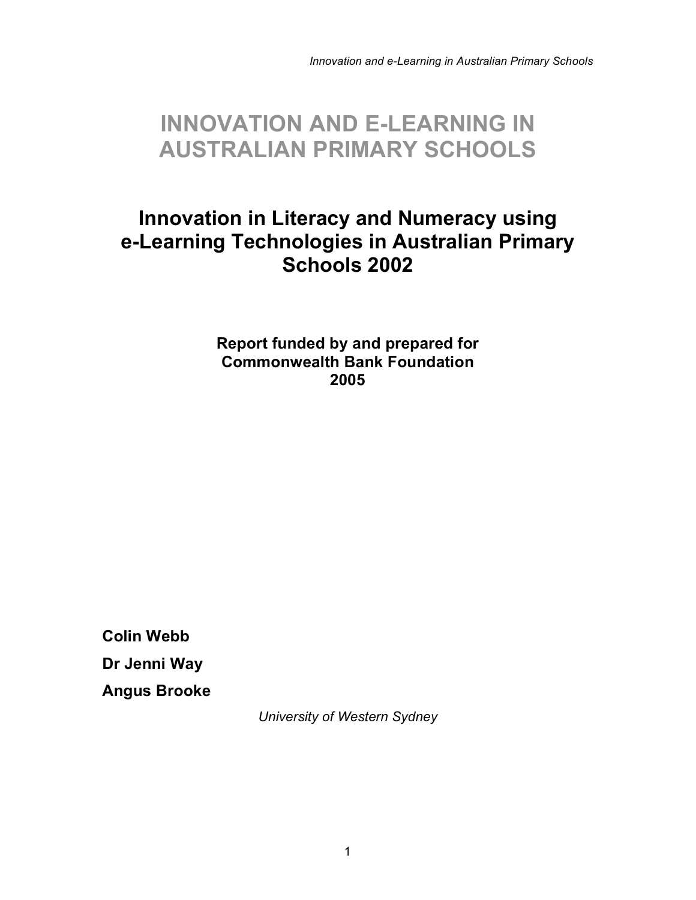# INNOVATION AND E-LEARNING IN AUSTRALIAN PRIMARY SCHOOLS

## Innovation in Literacy and Numeracy using e-Learning Technologies in Australian Primary Schools 2002

**Report funded by and prepared for Commonwealth Bank Foundation 2005**

**Colin Webb**

**Dr Jenni Way**

**Angus Brooke**

*University of Western Sydney*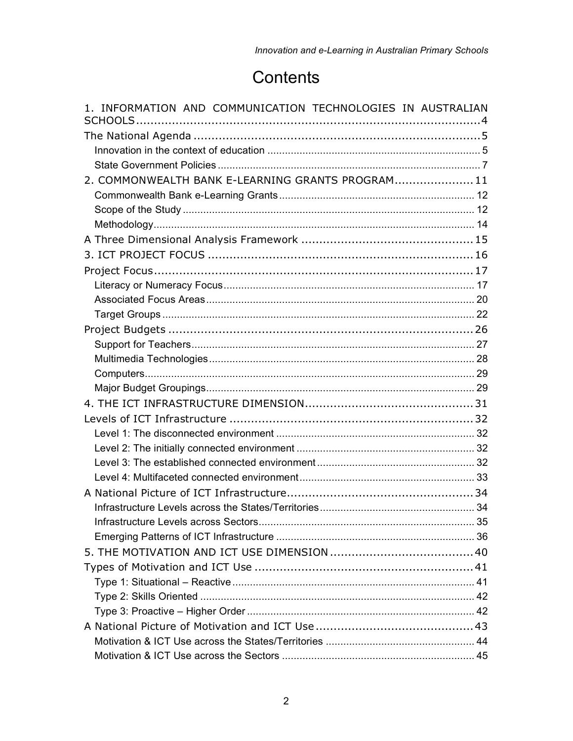# Contents

1. INFORMATION AND COMMUNICATION TECHNOLOGIES IN AUSTRALIAN SCHOOLS ..... 4

The National Agenda ..... 5

- Innovation in the context of education ..... 5
- State Government Policies ..... 7

2. COMMONWEALTH BANK E-LEARNING GRANTS PROGRAM ..... 11

- Commonwealth Bank e-Learning Grants ..... 12
- Scope of the Study ..... 12
- Methodology ..... 14

A Three Dimensional Analysis Framework ..... 15

3. ICT PROJECT FOCUS ..... 16

Project Focus ..... 17

- Literacy or Numeracy Focus ..... 17
- Associated Focus Areas ..... 20
- Target Groups ..... 22

Project Budgets ..... 26

- Support for Teachers ..... 27
- Multimedia Technologies ..... 28
- Computers ..... 29
- Major Budget Groupings ..... 29

4. THE ICT INFRASTRUCTURE DIMENSION ..... 31

Levels of ICT Infrastructure ..... 32

- Level 1: The disconnected environment ..... 32
- Level 2: The initially connected environment ..... 32
- Level 3: The established connected environment ..... 32
- Level 4: Multifaceted connected environment ..... 33

A National Picture of ICT Infrastructure ..... 34

- Infrastructure Levels across the States/Territories ..... 34
- Infrastructure Levels across Sectors ..... 35
- Emerging Patterns of ICT Infrastructure ..... 36

5. THE MOTIVATION AND ICT USE DIMENSION ..... 40

Types of Motivation and ICT Use ..... 41

- Type 1: Situational – Reactive ..... 41
- Type 2: Skills Oriented ..... 42
- Type 3: Proactive – Higher Order ..... 42

A National Picture of Motivation and ICT Use ..... 43

- Motivation & ICT Use across the States/Territories ..... 44
- Motivation & ICT Use across the Sectors ..... 45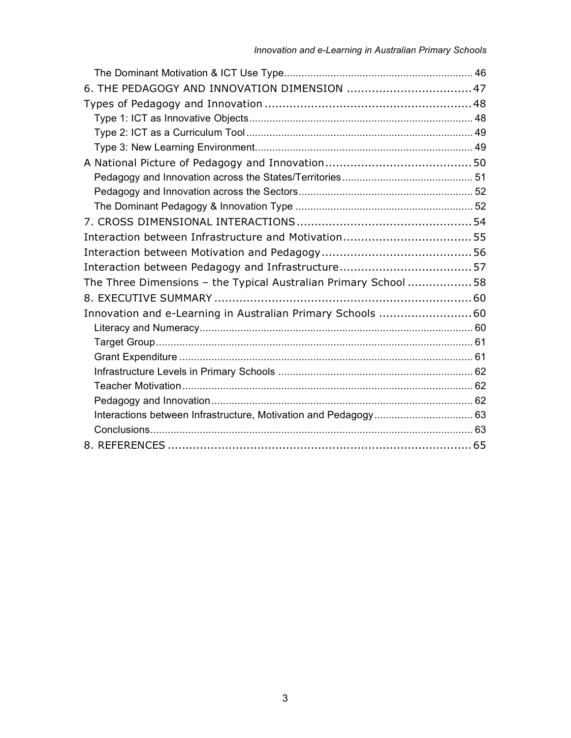The Dominant Motivation & ICT Use Type ..... 46

6. THE PEDAGOGY AND INNOVATION DIMENSION ..... 47

Types of Pedagogy and Innovation ..... 48

Type 1: ICT as Innovative Objects ..... 48

Type 2: ICT as a Curriculum Tool ..... 49

Type 3: New Learning Environment ..... 49

A National Picture of Pedagogy and Innovation ..... 50

Pedagogy and Innovation across the States/Territories ..... 51

Pedagogy and Innovation across the Sectors ..... 52

The Dominant Pedagogy & Innovation Type ..... 52

7. CROSS DIMENSIONAL INTERACTIONS ..... 54

Interaction between Infrastructure and Motivation ..... 55

Interaction between Motivation and Pedagogy ..... 56

Interaction between Pedagogy and Infrastructure ..... 57

The Three Dimensions – the Typical Australian Primary School ..... 58

8. EXECUTIVE SUMMARY ..... 60

Innovation and e-Learning in Australian Primary Schools ..... 60

Literacy and Numeracy ..... 60

Target Group ..... 61

Grant Expenditure ..... 61

Infrastructure Levels in Primary Schools ..... 62

Teacher Motivation ..... 62

Pedagogy and Innovation ..... 62

Interactions between Infrastructure, Motivation and Pedagogy ..... 63

Conclusions ..... 63

8. REFERENCES ..... 65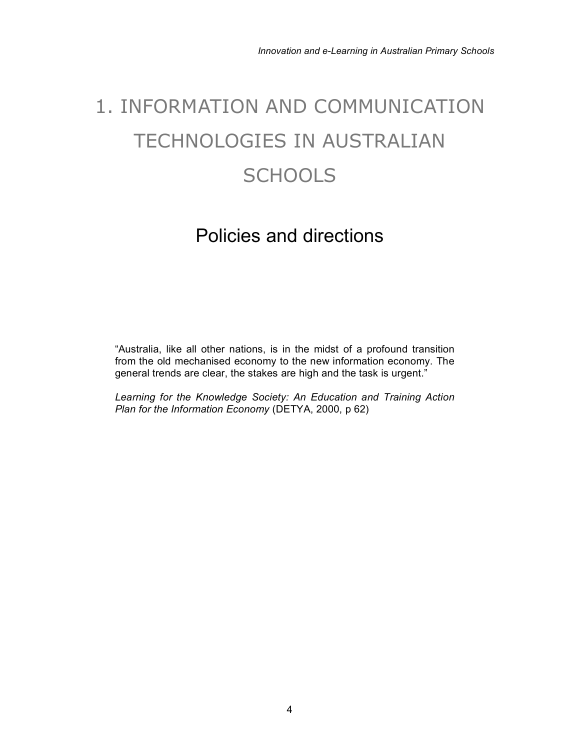# 1. INFORMATION AND COMMUNICATION TECHNOLOGIES IN AUSTRALIAN SCHOOLS

## Policies and directions

> "Australia, like all other nations, is in the midst of a profound transition from the old mechanised economy to the new information economy. The general trends are clear, the stakes are high and the task is urgent."
>
> *Learning for the Knowledge Society: An Education and Training Action Plan for the Information Economy* (DETYA, 2000, p 62)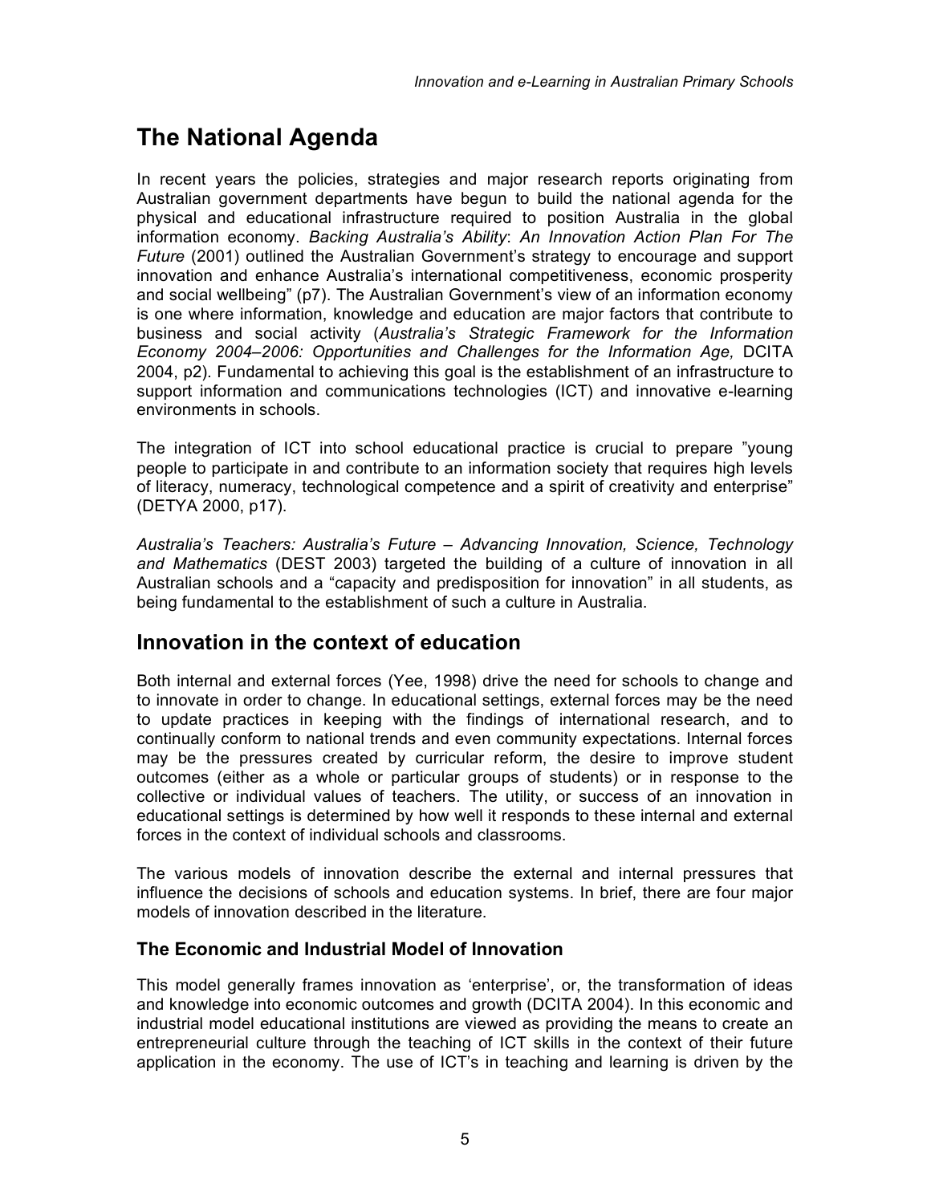# The National Agenda

In recent years the policies, strategies and major research reports originating from Australian government departments have begun to build the national agenda for the physical and educational infrastructure required to position Australia in the global information economy. *Backing Australia's Ability*: *An Innovation Action Plan For The Future* (2001) outlined the Australian Government's strategy to encourage and support innovation and enhance Australia's international competitiveness, economic prosperity and social wellbeing" (p7). The Australian Government's view of an information economy is one where information, knowledge and education are major factors that contribute to business and social activity (*Australia's Strategic Framework for the Information Economy 2004–2006: Opportunities and Challenges for the Information Age,* DCITA 2004, p2). Fundamental to achieving this goal is the establishment of an infrastructure to support information and communications technologies (ICT) and innovative e-learning environments in schools.

The integration of ICT into school educational practice is crucial to prepare "young people to participate in and contribute to an information society that requires high levels of literacy, numeracy, technological competence and a spirit of creativity and enterprise" (DETYA 2000, p17).

*Australia's Teachers: Australia's Future – Advancing Innovation, Science, Technology and Mathematics* (DEST 2003) targeted the building of a culture of innovation in all Australian schools and a "capacity and predisposition for innovation" in all students, as being fundamental to the establishment of such a culture in Australia.

## Innovation in the context of education

Both internal and external forces (Yee, 1998) drive the need for schools to change and to innovate in order to change. In educational settings, external forces may be the need to update practices in keeping with the findings of international research, and to continually conform to national trends and even community expectations. Internal forces may be the pressures created by curricular reform, the desire to improve student outcomes (either as a whole or particular groups of students) or in response to the collective or individual values of teachers. The utility, or success of an innovation in educational settings is determined by how well it responds to these internal and external forces in the context of individual schools and classrooms.

The various models of innovation describe the external and internal pressures that influence the decisions of schools and education systems. In brief, there are four major models of innovation described in the literature.

### The Economic and Industrial Model of Innovation

This model generally frames innovation as 'enterprise', or, the transformation of ideas and knowledge into economic outcomes and growth (DCITA 2004). In this economic and industrial model educational institutions are viewed as providing the means to create an entrepreneurial culture through the teaching of ICT skills in the context of their future application in the economy. The use of ICT's in teaching and learning is driven by the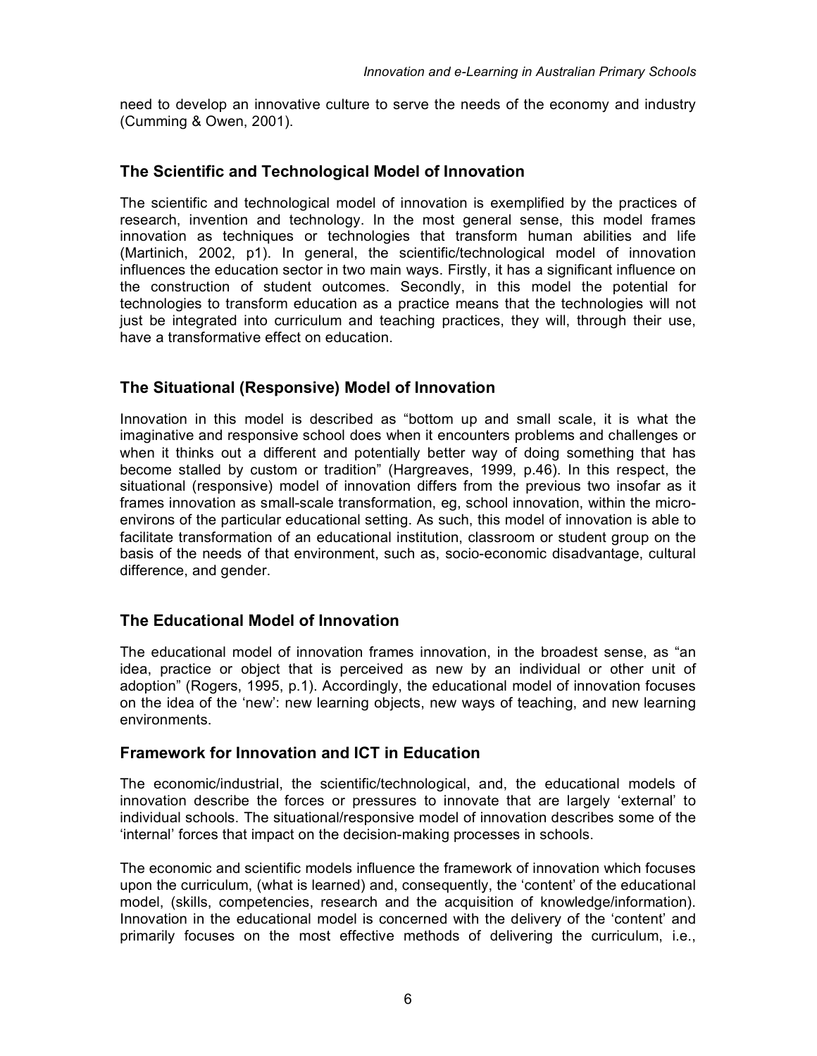need to develop an innovative culture to serve the needs of the economy and industry (Cumming & Owen, 2001).

## The Scientific and Technological Model of Innovation

The scientific and technological model of innovation is exemplified by the practices of research, invention and technology. In the most general sense, this model frames innovation as techniques or technologies that transform human abilities and life (Martinich, 2002, p1). In general, the scientific/technological model of innovation influences the education sector in two main ways. Firstly, it has a significant influence on the construction of student outcomes. Secondly, in this model the potential for technologies to transform education as a practice means that the technologies will not just be integrated into curriculum and teaching practices, they will, through their use, have a transformative effect on education.

## The Situational (Responsive) Model of Innovation

Innovation in this model is described as "bottom up and small scale, it is what the imaginative and responsive school does when it encounters problems and challenges or when it thinks out a different and potentially better way of doing something that has become stalled by custom or tradition" (Hargreaves, 1999, p.46). In this respect, the situational (responsive) model of innovation differs from the previous two insofar as it frames innovation as small-scale transformation, eg, school innovation, within the micro-environs of the particular educational setting. As such, this model of innovation is able to facilitate transformation of an educational institution, classroom or student group on the basis of the needs of that environment, such as, socio-economic disadvantage, cultural difference, and gender.

## The Educational Model of Innovation

The educational model of innovation frames innovation, in the broadest sense, as "an idea, practice or object that is perceived as new by an individual or other unit of adoption" (Rogers, 1995, p.1). Accordingly, the educational model of innovation focuses on the idea of the 'new': new learning objects, new ways of teaching, and new learning environments.

## Framework for Innovation and ICT in Education

The economic/industrial, the scientific/technological, and, the educational models of innovation describe the forces or pressures to innovate that are largely 'external' to individual schools. The situational/responsive model of innovation describes some of the 'internal' forces that impact on the decision-making processes in schools.

The economic and scientific models influence the framework of innovation which focuses upon the curriculum, (what is learned) and, consequently, the 'content' of the educational model, (skills, competencies, research and the acquisition of knowledge/information). Innovation in the educational model is concerned with the delivery of the 'content' and primarily focuses on the most effective methods of delivering the curriculum, i.e.,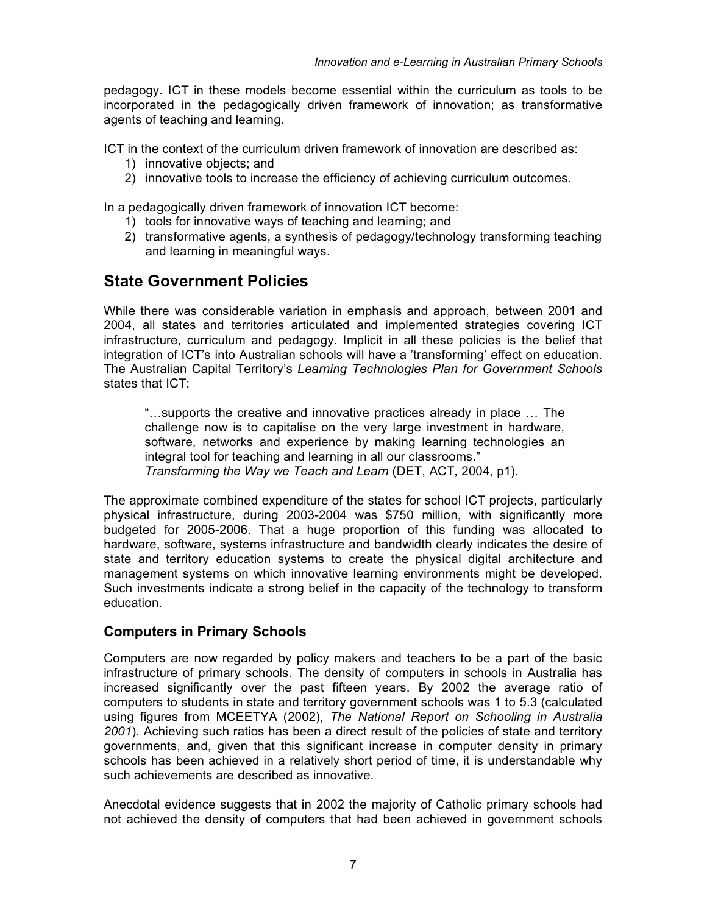pedagogy. ICT in these models become essential within the curriculum as tools to be incorporated in the pedagogically driven framework of innovation; as transformative agents of teaching and learning.

ICT in the context of the curriculum driven framework of innovation are described as:

1) innovative objects; and
2) innovative tools to increase the efficiency of achieving curriculum outcomes.

In a pedagogically driven framework of innovation ICT become:

1) tools for innovative ways of teaching and learning; and
2) transformative agents, a synthesis of pedagogy/technology transforming teaching and learning in meaningful ways.

## State Government Policies

While there was considerable variation in emphasis and approach, between 2001 and 2004, all states and territories articulated and implemented strategies covering ICT infrastructure, curriculum and pedagogy. Implicit in all these policies is the belief that integration of ICT's into Australian schools will have a 'transforming' effect on education. The Australian Capital Territory's *Learning Technologies Plan for Government Schools* states that ICT:

> "…supports the creative and innovative practices already in place … The challenge now is to capitalise on the very large investment in hardware, software, networks and experience by making learning technologies an integral tool for teaching and learning in all our classrooms."
> *Transforming the Way we Teach and Learn* (DET, ACT, 2004, p1).

The approximate combined expenditure of the states for school ICT projects, particularly physical infrastructure, during 2003-2004 was $750 million, with significantly more budgeted for 2005-2006. That a huge proportion of this funding was allocated to hardware, software, systems infrastructure and bandwidth clearly indicates the desire of state and territory education systems to create the physical digital architecture and management systems on which innovative learning environments might be developed. Such investments indicate a strong belief in the capacity of the technology to transform education.

### Computers in Primary Schools

Computers are now regarded by policy makers and teachers to be a part of the basic infrastructure of primary schools. The density of computers in schools in Australia has increased significantly over the past fifteen years. By 2002 the average ratio of computers to students in state and territory government schools was 1 to 5.3 (calculated using figures from MCEETYA (2002), *The National Report on Schooling in Australia 2001*). Achieving such ratios has been a direct result of the policies of state and territory governments, and, given that this significant increase in computer density in primary schools has been achieved in a relatively short period of time, it is understandable why such achievements are described as innovative.

Anecdotal evidence suggests that in 2002 the majority of Catholic primary schools had not achieved the density of computers that had been achieved in government schools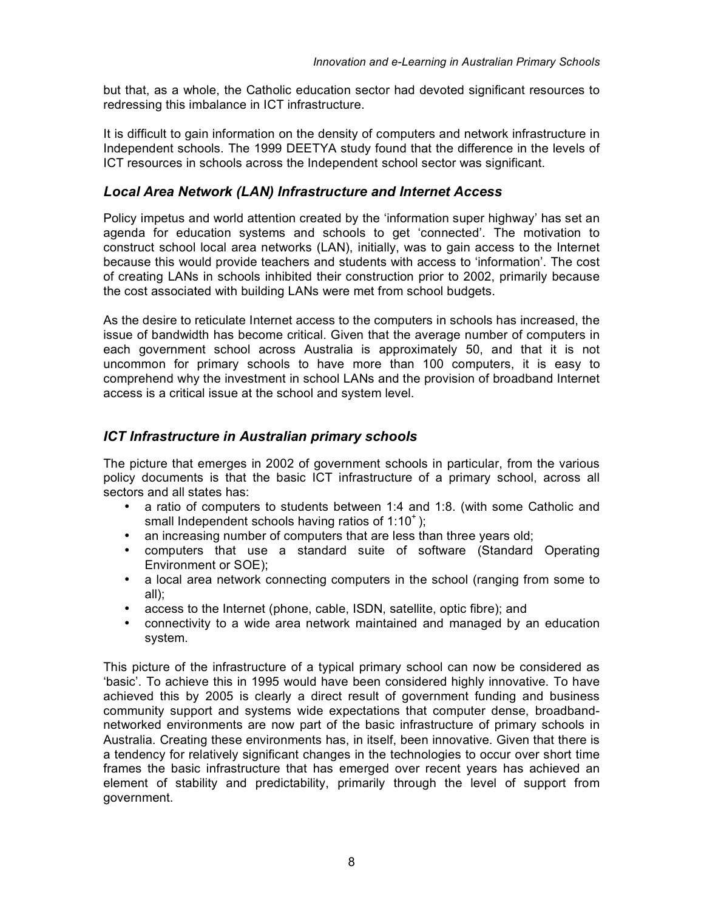but that, as a whole, the Catholic education sector had devoted significant resources to redressing this imbalance in ICT infrastructure.

It is difficult to gain information on the density of computers and network infrastructure in Independent schools. The 1999 DEETYA study found that the difference in the levels of ICT resources in schools across the Independent school sector was significant.

### *Local Area Network (LAN) Infrastructure and Internet Access*

Policy impetus and world attention created by the 'information super highway' has set an agenda for education systems and schools to get 'connected'. The motivation to construct school local area networks (LAN), initially, was to gain access to the Internet because this would provide teachers and students with access to 'information'. The cost of creating LANs in schools inhibited their construction prior to 2002, primarily because the cost associated with building LANs were met from school budgets.

As the desire to reticulate Internet access to the computers in schools has increased, the issue of bandwidth has become critical. Given that the average number of computers in each government school across Australia is approximately 50, and that it is not uncommon for primary schools to have more than 100 computers, it is easy to comprehend why the investment in school LANs and the provision of broadband Internet access is a critical issue at the school and system level.

### *ICT Infrastructure in Australian primary schools*

The picture that emerges in 2002 of government schools in particular, from the various policy documents is that the basic ICT infrastructure of a primary school, across all sectors and all states has:

- a ratio of computers to students between 1:4 and 1:8. (with some Catholic and small Independent schools having ratios of 1:10+ );
- an increasing number of computers that are less than three years old;
- computers that use a standard suite of software (Standard Operating Environment or SOE);
- a local area network connecting computers in the school (ranging from some to all);
- access to the Internet (phone, cable, ISDN, satellite, optic fibre); and
- connectivity to a wide area network maintained and managed by an education system.

This picture of the infrastructure of a typical primary school can now be considered as 'basic'. To achieve this in 1995 would have been considered highly innovative. To have achieved this by 2005 is clearly a direct result of government funding and business community support and systems wide expectations that computer dense, broadband-networked environments are now part of the basic infrastructure of primary schools in Australia. Creating these environments has, in itself, been innovative. Given that there is a tendency for relatively significant changes in the technologies to occur over short time frames the basic infrastructure that has emerged over recent years has achieved an element of stability and predictability, primarily through the level of support from government.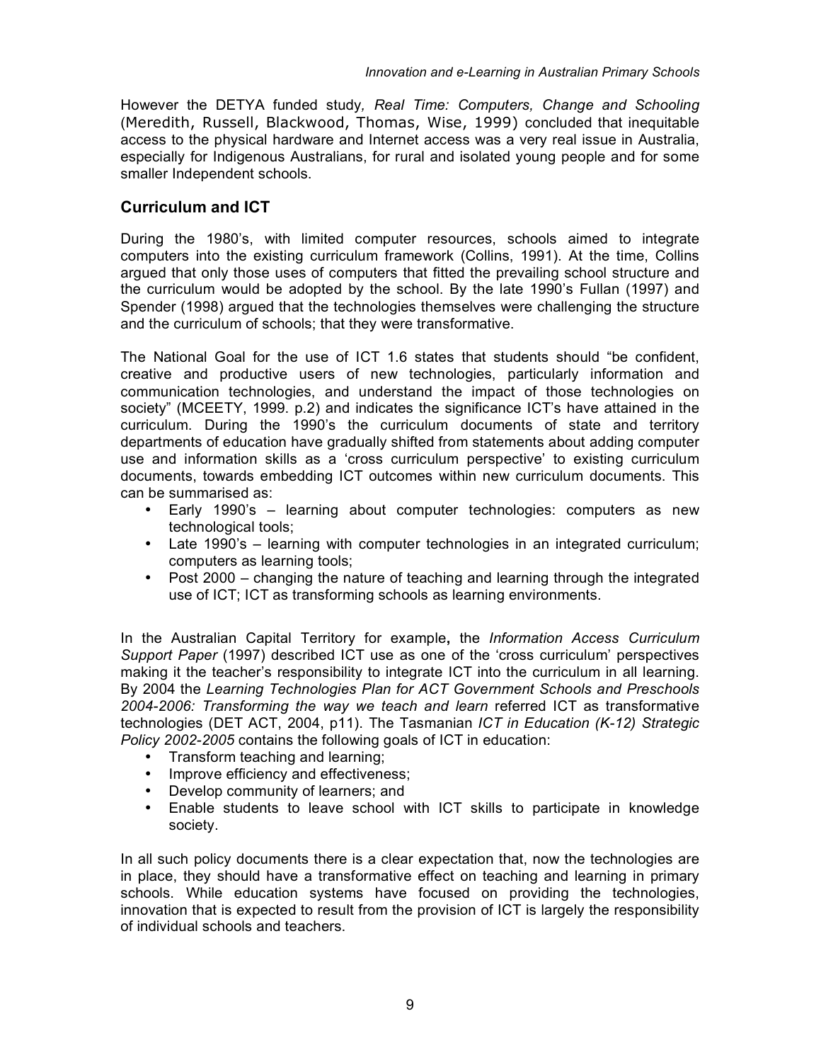However the DETYA funded study*, Real Time: Computers, Change and Schooling* (Meredith, Russell, Blackwood, Thomas, Wise, 1999) concluded that inequitable access to the physical hardware and Internet access was a very real issue in Australia, especially for Indigenous Australians, for rural and isolated young people and for some smaller Independent schools.

## Curriculum and ICT

During the 1980's, with limited computer resources, schools aimed to integrate computers into the existing curriculum framework (Collins, 1991). At the time, Collins argued that only those uses of computers that fitted the prevailing school structure and the curriculum would be adopted by the school. By the late 1990's Fullan (1997) and Spender (1998) argued that the technologies themselves were challenging the structure and the curriculum of schools; that they were transformative.

The National Goal for the use of ICT 1.6 states that students should "be confident, creative and productive users of new technologies, particularly information and communication technologies, and understand the impact of those technologies on society" (MCEETY, 1999. p.2) and indicates the significance ICT's have attained in the curriculum. During the 1990's the curriculum documents of state and territory departments of education have gradually shifted from statements about adding computer use and information skills as a 'cross curriculum perspective' to existing curriculum documents, towards embedding ICT outcomes within new curriculum documents. This can be summarised as:

- Early 1990's – learning about computer technologies: computers as new technological tools;
- Late 1990's – learning with computer technologies in an integrated curriculum; computers as learning tools;
- Post 2000 – changing the nature of teaching and learning through the integrated use of ICT; ICT as transforming schools as learning environments.

In the Australian Capital Territory for example**,** the *Information Access Curriculum Support Paper* (1997) described ICT use as one of the 'cross curriculum' perspectives making it the teacher's responsibility to integrate ICT into the curriculum in all learning. By 2004 the *Learning Technologies Plan for ACT Government Schools and Preschools 2004-2006: Transforming the way we teach and learn* referred ICT as transformative technologies (DET ACT, 2004, p11). The Tasmanian *ICT in Education (K-12) Strategic Policy 2002-2005* contains the following goals of ICT in education:

- Transform teaching and learning;
- Improve efficiency and effectiveness;
- Develop community of learners; and
- Enable students to leave school with ICT skills to participate in knowledge society.

In all such policy documents there is a clear expectation that, now the technologies are in place, they should have a transformative effect on teaching and learning in primary schools. While education systems have focused on providing the technologies, innovation that is expected to result from the provision of ICT is largely the responsibility of individual schools and teachers.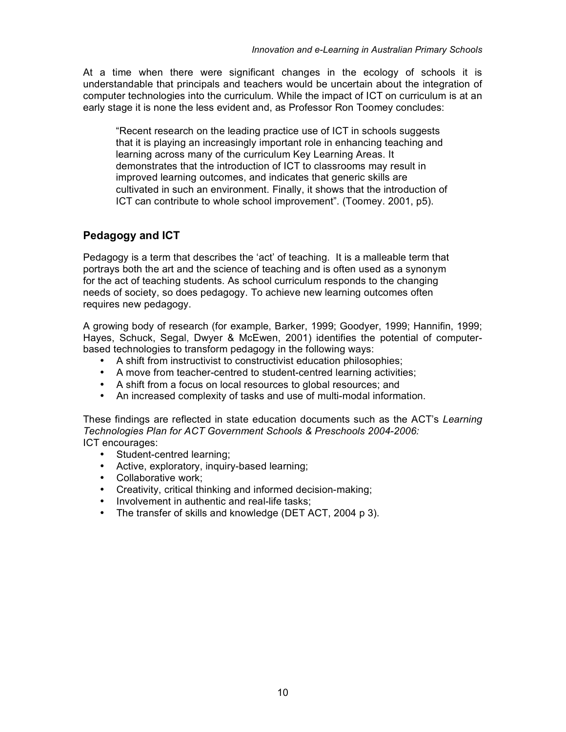At a time when there were significant changes in the ecology of schools it is understandable that principals and teachers would be uncertain about the integration of computer technologies into the curriculum. While the impact of ICT on curriculum is at an early stage it is none the less evident and, as Professor Ron Toomey concludes:

> "Recent research on the leading practice use of ICT in schools suggests that it is playing an increasingly important role in enhancing teaching and learning across many of the curriculum Key Learning Areas. It demonstrates that the introduction of ICT to classrooms may result in improved learning outcomes, and indicates that generic skills are cultivated in such an environment. Finally, it shows that the introduction of ICT can contribute to whole school improvement". (Toomey. 2001, p5).

## Pedagogy and ICT

Pedagogy is a term that describes the 'act' of teaching. It is a malleable term that portrays both the art and the science of teaching and is often used as a synonym for the act of teaching students. As school curriculum responds to the changing needs of society, so does pedagogy. To achieve new learning outcomes often requires new pedagogy.

A growing body of research (for example, Barker, 1999; Goodyer, 1999; Hannifin, 1999; Hayes, Schuck, Segal, Dwyer & McEwen, 2001) identifies the potential of computer-based technologies to transform pedagogy in the following ways:

- A shift from instructivist to constructivist education philosophies;
- A move from teacher-centred to student-centred learning activities;
- A shift from a focus on local resources to global resources; and
- An increased complexity of tasks and use of multi-modal information.

These findings are reflected in state education documents such as the ACT's *Learning Technologies Plan for ACT Government Schools & Preschools 2004-2006:*
ICT encourages:

- Student-centred learning;
- Active, exploratory, inquiry-based learning;
- Collaborative work;
- Creativity, critical thinking and informed decision-making;
- Involvement in authentic and real-life tasks;
- The transfer of skills and knowledge (DET ACT, 2004 p 3).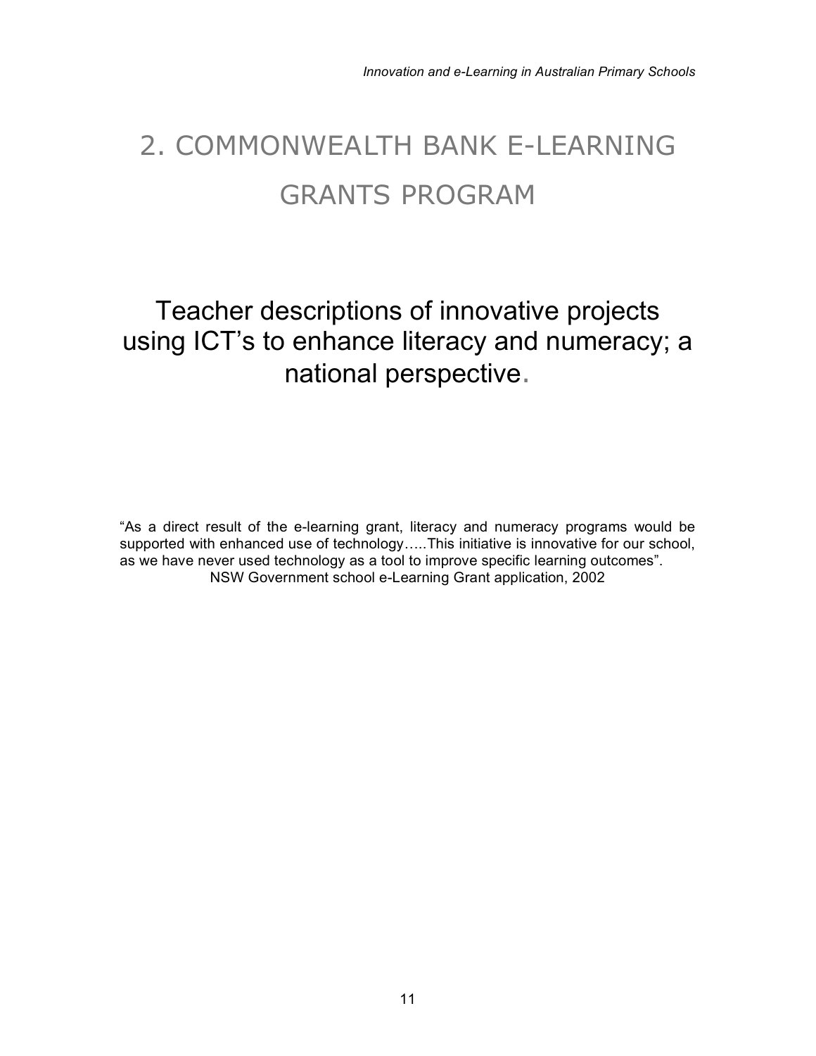# 2. COMMONWEALTH BANK E-LEARNING GRANTS PROGRAM

## Teacher descriptions of innovative projects using ICT's to enhance literacy and numeracy; a national perspective.

"As a direct result of the e-learning grant, literacy and numeracy programs would be supported with enhanced use of technology…..This initiative is innovative for our school, as we have never used technology as a tool to improve specific learning outcomes".
NSW Government school e-Learning Grant application, 2002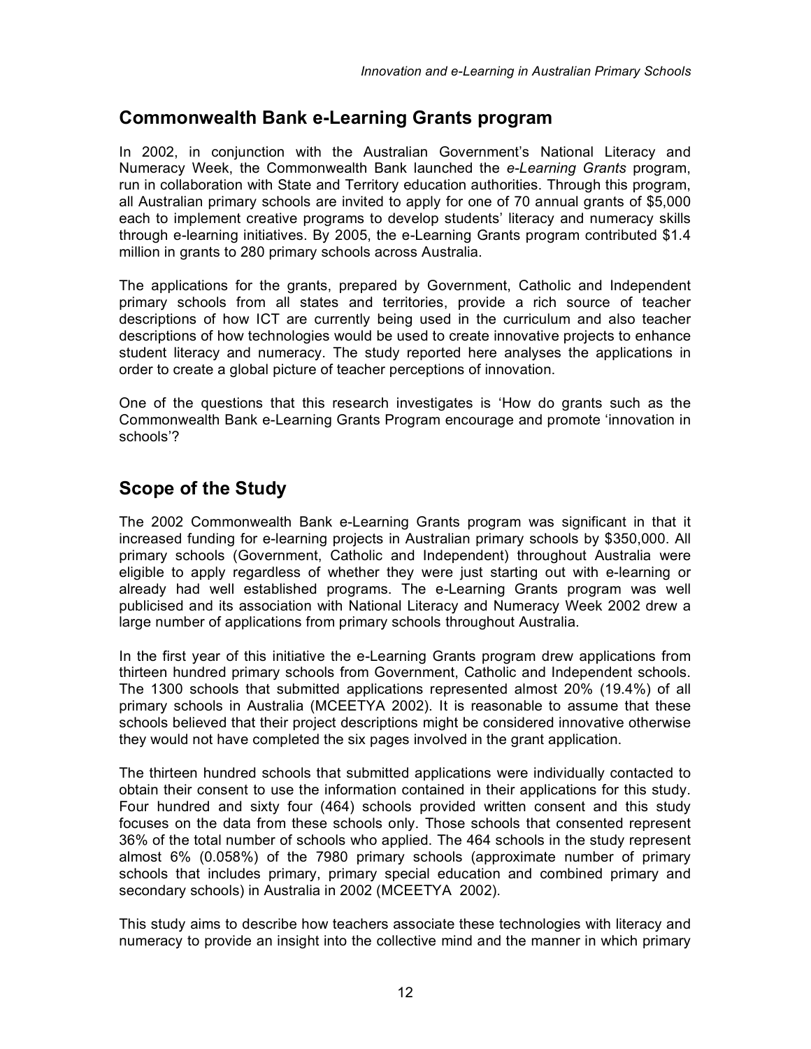## Commonwealth Bank e-Learning Grants program

In 2002, in conjunction with the Australian Government's National Literacy and Numeracy Week, the Commonwealth Bank launched the *e-Learning Grants* program, run in collaboration with State and Territory education authorities. Through this program, all Australian primary schools are invited to apply for one of 70 annual grants of $5,000 each to implement creative programs to develop students' literacy and numeracy skills through e-learning initiatives. By 2005, the e-Learning Grants program contributed $1.4 million in grants to 280 primary schools across Australia.

The applications for the grants, prepared by Government, Catholic and Independent primary schools from all states and territories, provide a rich source of teacher descriptions of how ICT are currently being used in the curriculum and also teacher descriptions of how technologies would be used to create innovative projects to enhance student literacy and numeracy. The study reported here analyses the applications in order to create a global picture of teacher perceptions of innovation.

One of the questions that this research investigates is 'How do grants such as the Commonwealth Bank e-Learning Grants Program encourage and promote 'innovation in schools'?

## Scope of the Study

The 2002 Commonwealth Bank e-Learning Grants program was significant in that it increased funding for e-learning projects in Australian primary schools by $350,000. All primary schools (Government, Catholic and Independent) throughout Australia were eligible to apply regardless of whether they were just starting out with e-learning or already had well established programs. The e-Learning Grants program was well publicised and its association with National Literacy and Numeracy Week 2002 drew a large number of applications from primary schools throughout Australia.

In the first year of this initiative the e-Learning Grants program drew applications from thirteen hundred primary schools from Government, Catholic and Independent schools. The 1300 schools that submitted applications represented almost 20% (19.4%) of all primary schools in Australia (MCEETYA 2002). It is reasonable to assume that these schools believed that their project descriptions might be considered innovative otherwise they would not have completed the six pages involved in the grant application.

The thirteen hundred schools that submitted applications were individually contacted to obtain their consent to use the information contained in their applications for this study. Four hundred and sixty four (464) schools provided written consent and this study focuses on the data from these schools only. Those schools that consented represent 36% of the total number of schools who applied. The 464 schools in the study represent almost 6% (0.058%) of the 7980 primary schools (approximate number of primary schools that includes primary, primary special education and combined primary and secondary schools) in Australia in 2002 (MCEETYA 2002).

This study aims to describe how teachers associate these technologies with literacy and numeracy to provide an insight into the collective mind and the manner in which primary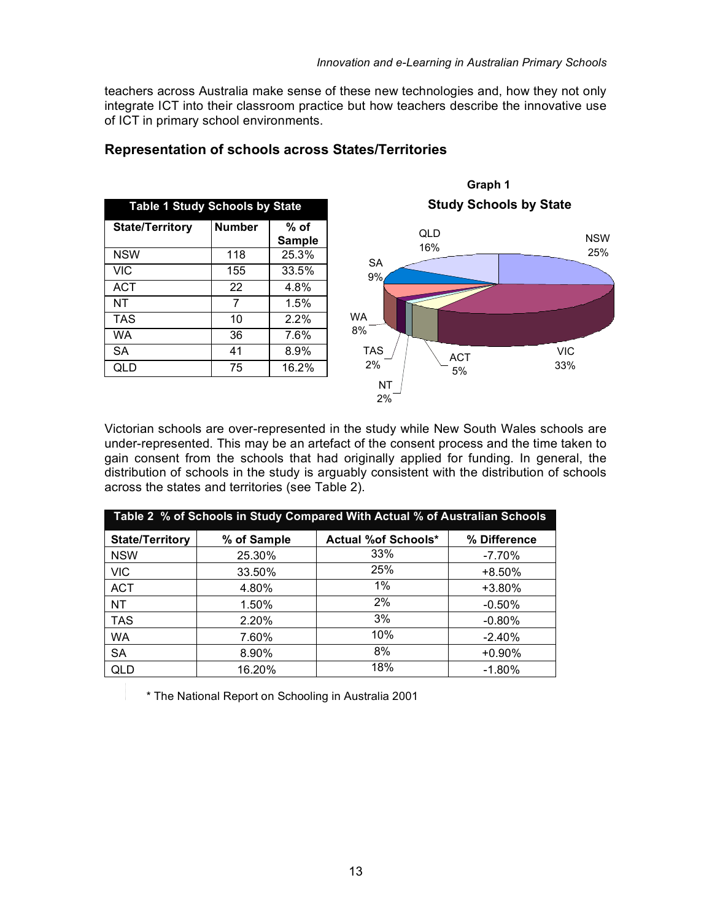teachers across Australia make sense of these new technologies and, how they not only integrate ICT into their classroom practice but how teachers describe the innovative use of ICT in primary school environments.

## Representation of schools across States/Territories

**Table 1 Study Schools by State**

| State/Territory | Number | % of Sample |
| --- | --- | --- |
| NSW | 118 | 25.3% |
| VIC | 155 | 33.5% |
| ACT | 22 | 4.8% |
| NT | 7 | 1.5% |
| TAS | 10 | 2.2% |
| WA | 36 | 7.6% |
| SA | 41 | 8.9% |
| QLD | 75 | 16.2% |

**Graph 1**

**Study Schools by State**

QLD 16%, NSW 25%, SA 9%, WA 8%, TAS 2%, NT 2%, ACT 5%, VIC 33%

Victorian schools are over-represented in the study while New South Wales schools are under-represented. This may be an artefact of the consent process and the time taken to gain consent from the schools that had originally applied for funding. In general, the distribution of schools in the study is arguably consistent with the distribution of schools across the states and territories (see Table 2).

**Table 2 % of Schools in Study Compared With Actual % of Australian Schools**

| State/Territory | % of Sample | Actual %of Schools* | % Difference |
| --- | --- | --- | --- |
| NSW | 25.30% | 33% | -7.70% |
| VIC | 33.50% | 25% | +8.50% |
| ACT | 4.80% | 1% | +3.80% |
| NT | 1.50% | 2% | -0.50% |
| TAS | 2.20% | 3% | -0.80% |
| WA | 7.60% | 10% | -2.40% |
| SA | 8.90% | 8% | +0.90% |
| QLD | 16.20% | 18% | -1.80% |

\* The National Report on Schooling in Australia 2001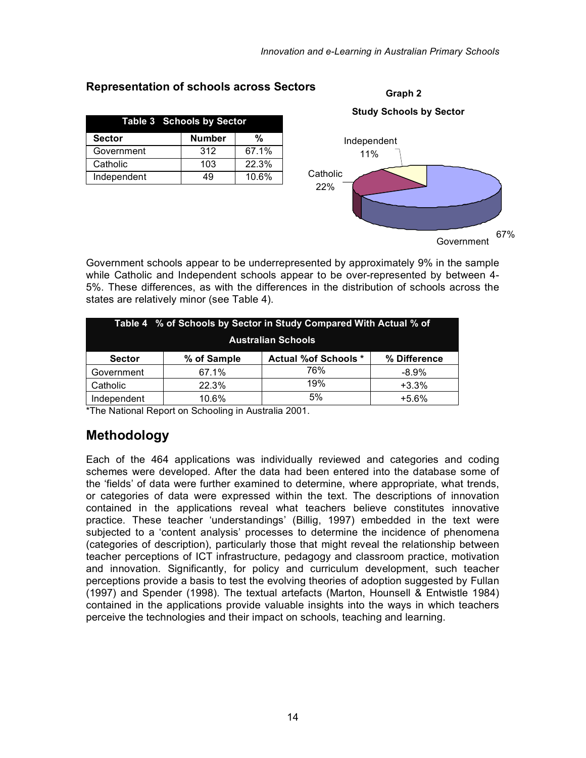## Representation of schools across Sectors

| Table 3 Schools by Sector | | |
|---|---|---|
| **Sector** | **Number** | **%** |
| Government | 312 | 67.1% |
| Catholic | 103 | 22.3% |
| Independent | 49 | 10.6% |

**Graph 2**

**Study Schools by Sector**

Independent 11%

Catholic 22%

Government 67%

Government schools appear to be underrepresented by approximately 9% in the sample while Catholic and Independent schools appear to be over-represented by between 4-5%. These differences, as with the differences in the distribution of schools across the states are relatively minor (see Table 4).

**Table 4 % of Schools by Sector in Study Compared With Actual % of Australian Schools**

| Sector | % of Sample | Actual %of Schools * | % Difference |
|---|---|---|---|
| Government | 67.1% | 76% | -8.9% |
| Catholic | 22.3% | 19% | +3.3% |
| Independent | 10.6% | 5% | +5.6% |

*The National Report on Schooling in Australia 2001.

## Methodology

Each of the 464 applications was individually reviewed and categories and coding schemes were developed. After the data had been entered into the database some of the 'fields' of data were further examined to determine, where appropriate, what trends, or categories of data were expressed within the text. The descriptions of innovation contained in the applications reveal what teachers believe constitutes innovative practice. These teacher 'understandings' (Billig, 1997) embedded in the text were subjected to a 'content analysis' processes to determine the incidence of phenomena (categories of description), particularly those that might reveal the relationship between teacher perceptions of ICT infrastructure, pedagogy and classroom practice, motivation and innovation. Significantly, for policy and curriculum development, such teacher perceptions provide a basis to test the evolving theories of adoption suggested by Fullan (1997) and Spender (1998). The textual artefacts (Marton, Hounsell & Entwistle 1984) contained in the applications provide valuable insights into the ways in which teachers perceive the technologies and their impact on schools, teaching and learning.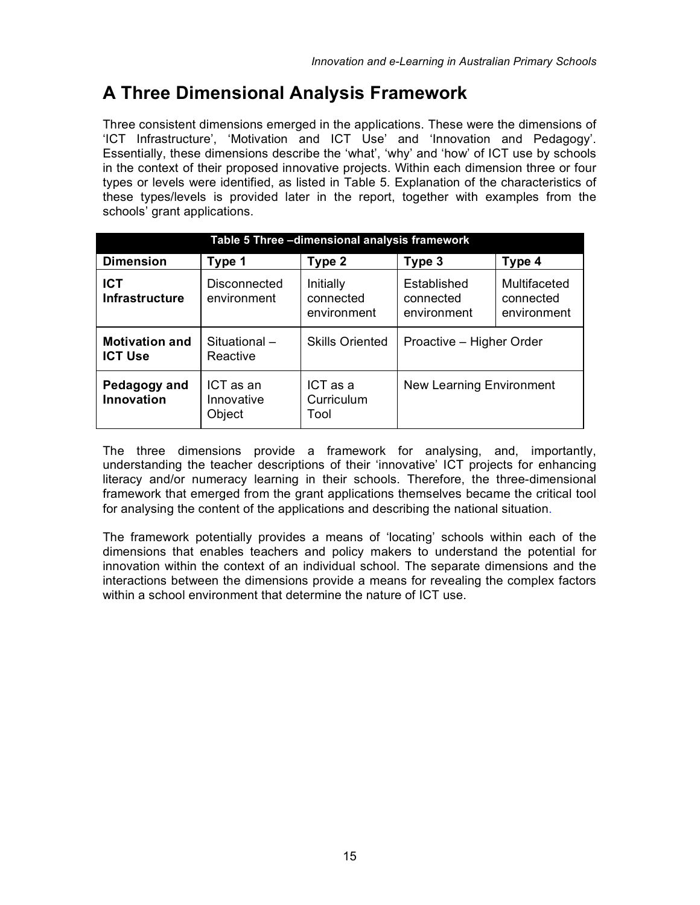## A Three Dimensional Analysis Framework

Three consistent dimensions emerged in the applications. These were the dimensions of 'ICT Infrastructure', 'Motivation and ICT Use' and 'Innovation and Pedagogy'. Essentially, these dimensions describe the 'what', 'why' and 'how' of ICT use by schools in the context of their proposed innovative projects. Within each dimension three or four types or levels were identified, as listed in Table 5. Explanation of the characteristics of these types/levels is provided later in the report, together with examples from the schools' grant applications.

**Table 5 Three –dimensional analysis framework**

| Dimension | Type 1 | Type 2 | Type 3 | Type 4 |
|---|---|---|---|---|
| **ICT Infrastructure** | Disconnected environment | Initially connected environment | Established connected environment | Multifaceted connected environment |
| **Motivation and ICT Use** | Situational – Reactive | Skills Oriented | Proactive – Higher Order | |
| **Pedagogy and Innovation** | ICT as an Innovative Object | ICT as a Curriculum Tool | New Learning Environment | |

The three dimensions provide a framework for analysing, and, importantly, understanding the teacher descriptions of their 'innovative' ICT projects for enhancing literacy and/or numeracy learning in their schools. Therefore, the three-dimensional framework that emerged from the grant applications themselves became the critical tool for analysing the content of the applications and describing the national situation.

The framework potentially provides a means of 'locating' schools within each of the dimensions that enables teachers and policy makers to understand the potential for innovation within the context of an individual school. The separate dimensions and the interactions between the dimensions provide a means for revealing the complex factors within a school environment that determine the nature of ICT use.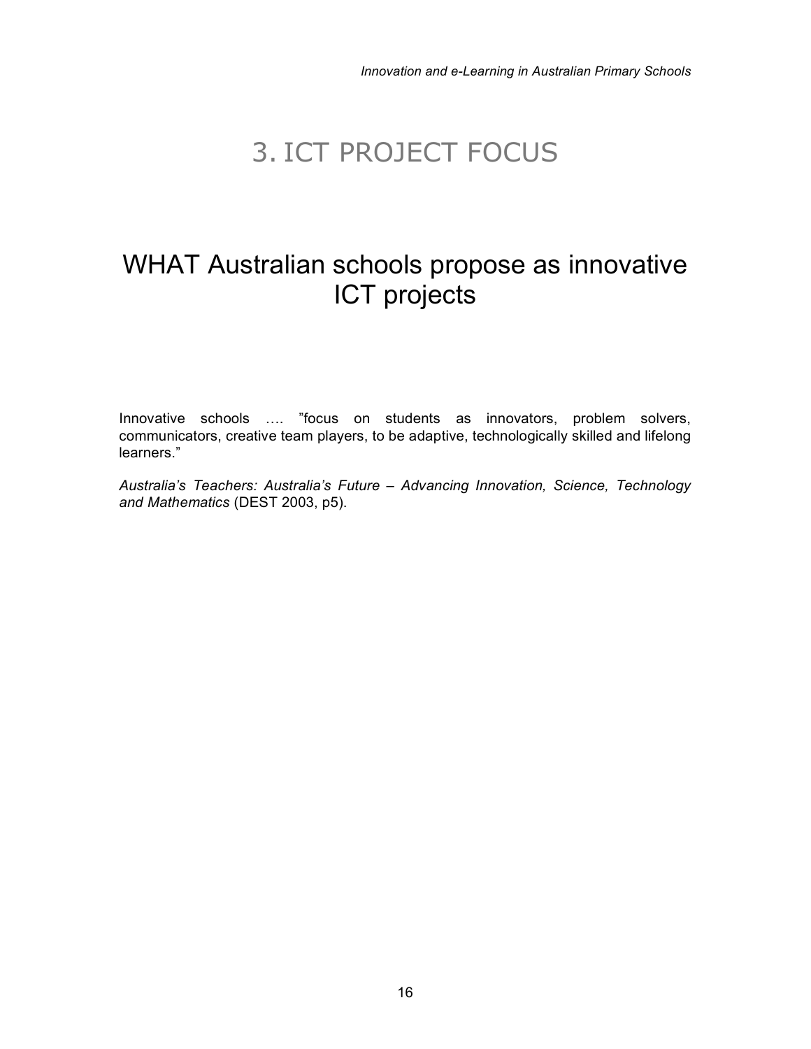# 3. ICT PROJECT FOCUS

## WHAT Australian schools propose as innovative ICT projects

Innovative schools …. ”focus on students as innovators, problem solvers, communicators, creative team players, to be adaptive, technologically skilled and lifelong learners.”

*Australia’s Teachers: Australia’s Future – Advancing Innovation, Science, Technology and Mathematics* (DEST 2003, p5).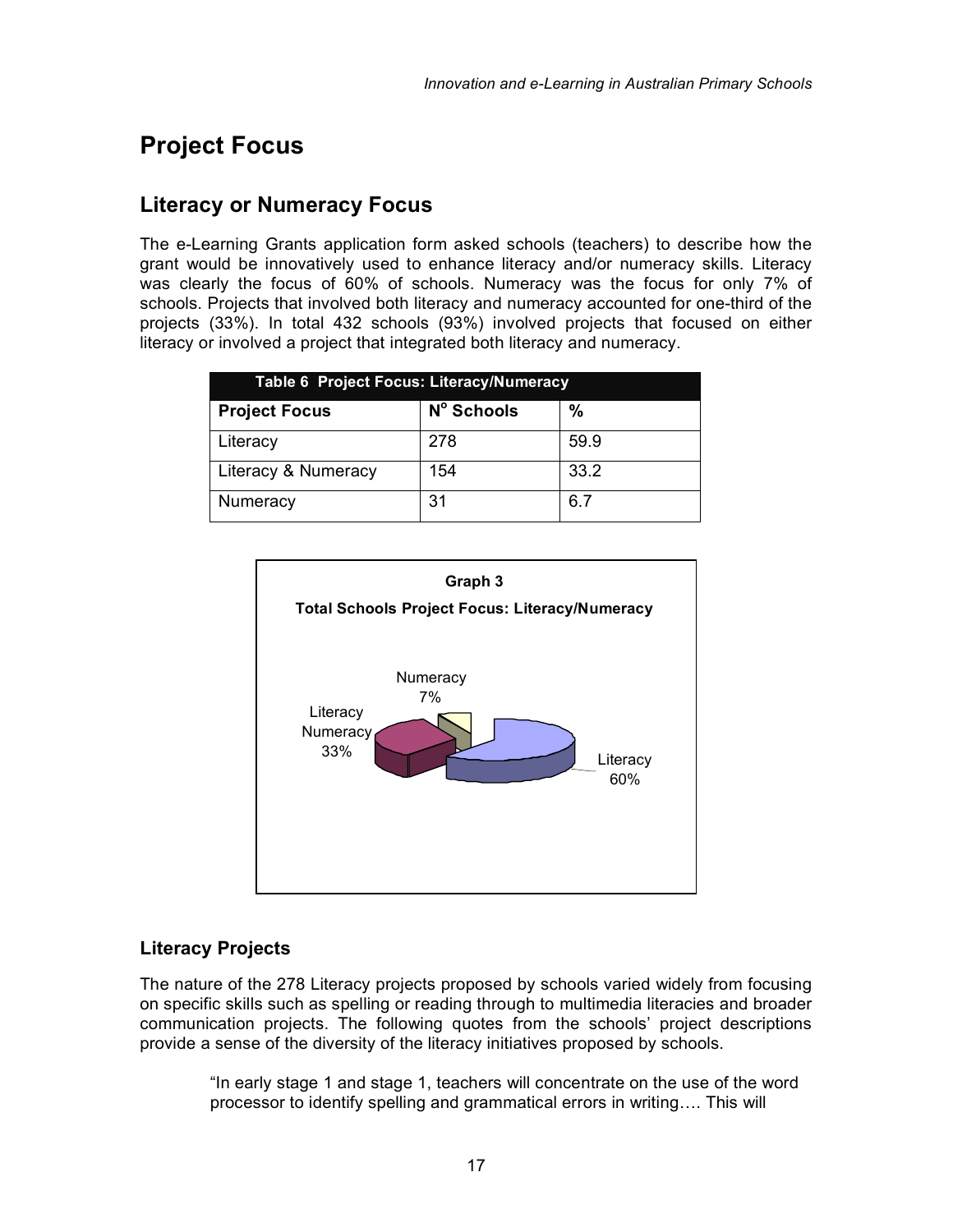# Project Focus

## Literacy or Numeracy Focus

The e-Learning Grants application form asked schools (teachers) to describe how the grant would be innovatively used to enhance literacy and/or numeracy skills. Literacy was clearly the focus of 60% of schools. Numeracy was the focus for only 7% of schools. Projects that involved both literacy and numeracy accounted for one-third of the projects (33%). In total 432 schools (93%) involved projects that focused on either literacy or involved a project that integrated both literacy and numeracy.

**Table 6 Project Focus: Literacy/Numeracy**

| Project Focus | N° Schools | % |
|---|---|---|
| Literacy | 278 | 59.9 |
| Literacy & Numeracy | 154 | 33.2 |
| Numeracy | 31 | 6.7 |

**Graph 3**

**Total Schools Project Focus: Literacy/Numeracy**

Numeracy 7%

Literacy Numeracy 33%

Literacy 60%

### Literacy Projects

The nature of the 278 Literacy projects proposed by schools varied widely from focusing on specific skills such as spelling or reading through to multimedia literacies and broader communication projects. The following quotes from the schools' project descriptions provide a sense of the diversity of the literacy initiatives proposed by schools.

> "In early stage 1 and stage 1, teachers will concentrate on the use of the word processor to identify spelling and grammatical errors in writing…. This will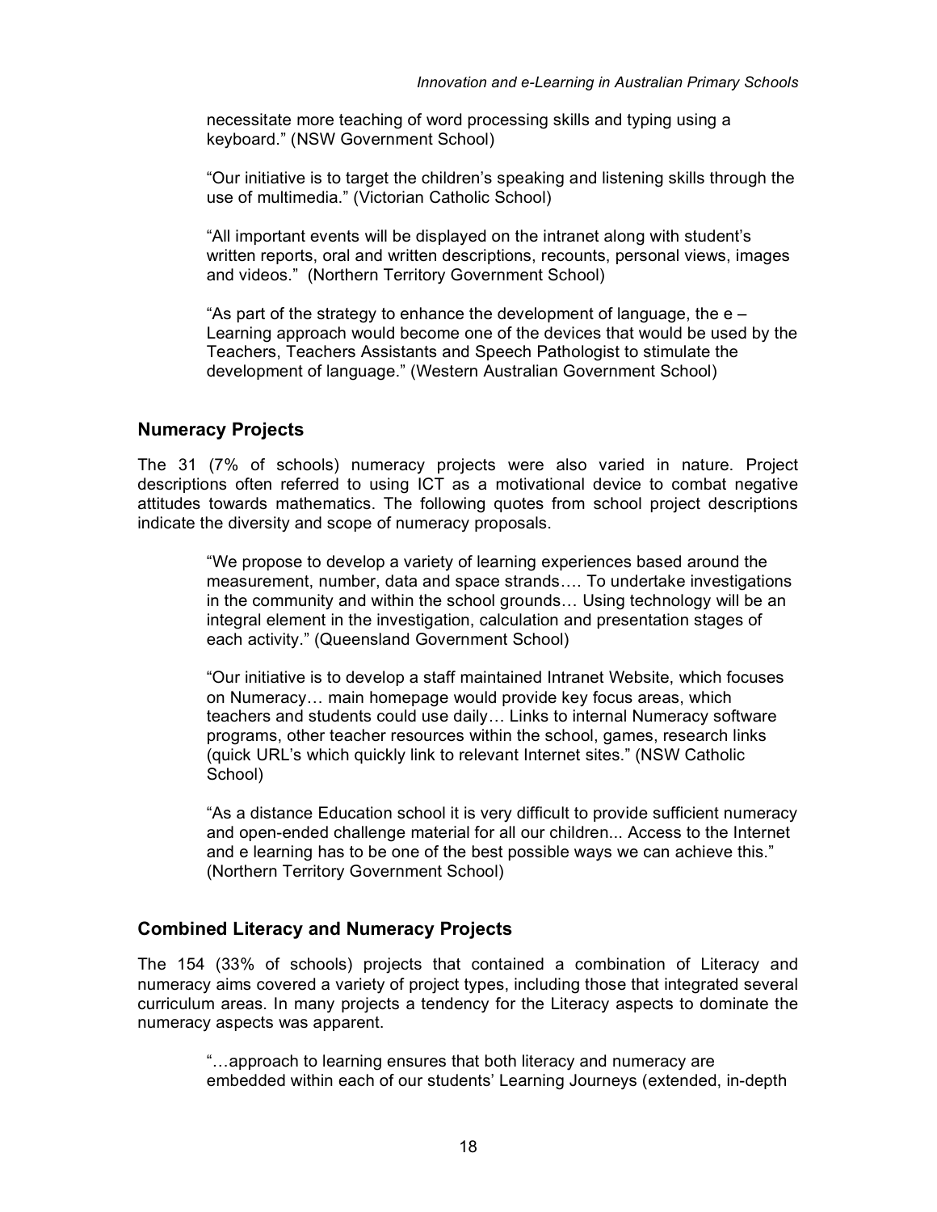necessitate more teaching of word processing skills and typing using a keyboard." (NSW Government School)

"Our initiative is to target the children's speaking and listening skills through the use of multimedia." (Victorian Catholic School)

"All important events will be displayed on the intranet along with student's written reports, oral and written descriptions, recounts, personal views, images and videos." (Northern Territory Government School)

"As part of the strategy to enhance the development of language, the e – Learning approach would become one of the devices that would be used by the Teachers, Teachers Assistants and Speech Pathologist to stimulate the development of language." (Western Australian Government School)

## Numeracy Projects

The 31 (7% of schools) numeracy projects were also varied in nature. Project descriptions often referred to using ICT as a motivational device to combat negative attitudes towards mathematics. The following quotes from school project descriptions indicate the diversity and scope of numeracy proposals.

> "We propose to develop a variety of learning experiences based around the measurement, number, data and space strands…. To undertake investigations in the community and within the school grounds… Using technology will be an integral element in the investigation, calculation and presentation stages of each activity." (Queensland Government School)

> "Our initiative is to develop a staff maintained Intranet Website, which focuses on Numeracy… main homepage would provide key focus areas, which teachers and students could use daily… Links to internal Numeracy software programs, other teacher resources within the school, games, research links (quick URL's which quickly link to relevant Internet sites." (NSW Catholic School)

> "As a distance Education school it is very difficult to provide sufficient numeracy and open-ended challenge material for all our children... Access to the Internet and e learning has to be one of the best possible ways we can achieve this." (Northern Territory Government School)

## Combined Literacy and Numeracy Projects

The 154 (33% of schools) projects that contained a combination of Literacy and numeracy aims covered a variety of project types, including those that integrated several curriculum areas. In many projects a tendency for the Literacy aspects to dominate the numeracy aspects was apparent.

> "…approach to learning ensures that both literacy and numeracy are embedded within each of our students' Learning Journeys (extended, in-depth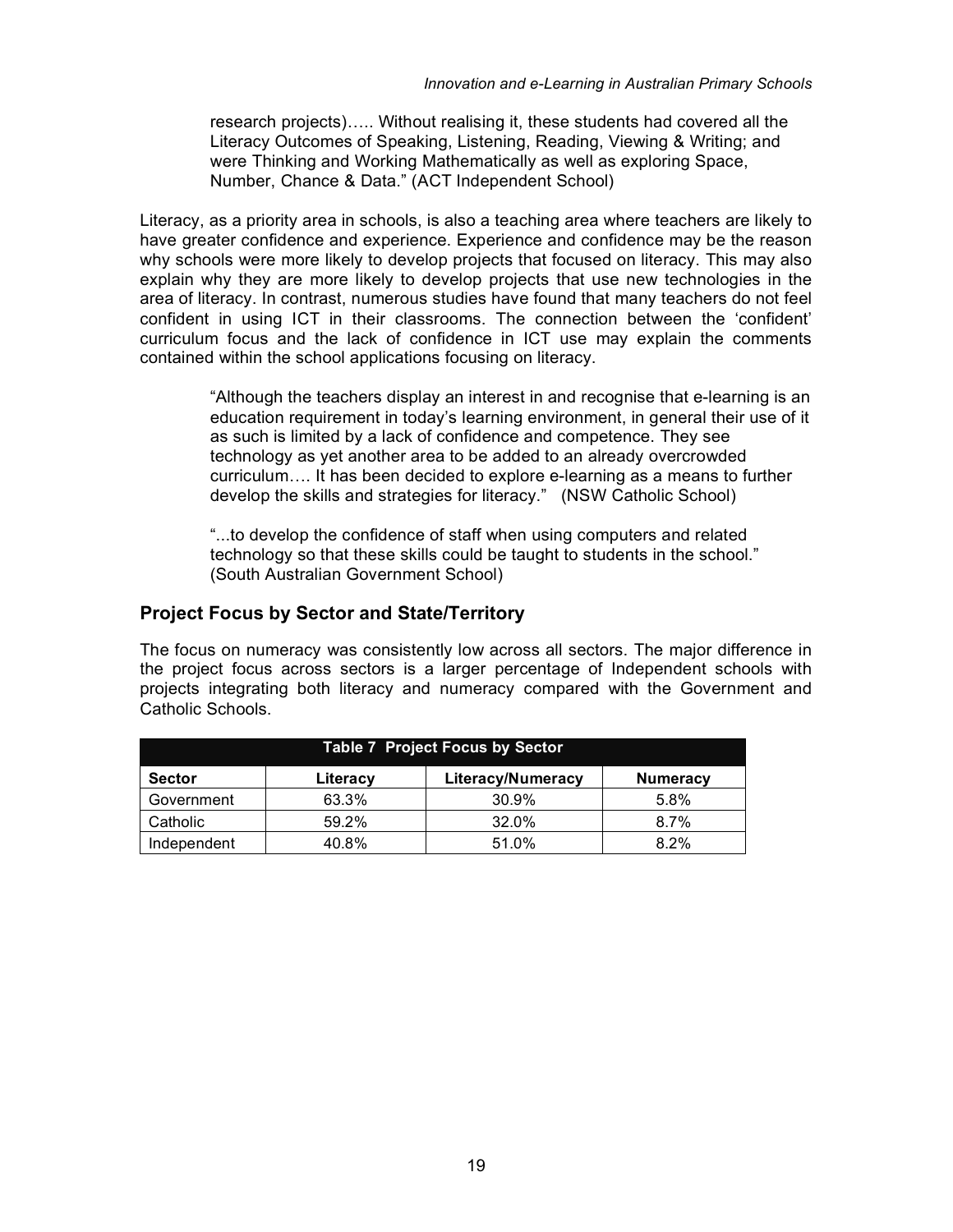research projects)….. Without realising it, these students had covered all the Literacy Outcomes of Speaking, Listening, Reading, Viewing & Writing; and were Thinking and Working Mathematically as well as exploring Space, Number, Chance & Data." (ACT Independent School)

Literacy, as a priority area in schools, is also a teaching area where teachers are likely to have greater confidence and experience. Experience and confidence may be the reason why schools were more likely to develop projects that focused on literacy. This may also explain why they are more likely to develop projects that use new technologies in the area of literacy. In contrast, numerous studies have found that many teachers do not feel confident in using ICT in their classrooms. The connection between the 'confident' curriculum focus and the lack of confidence in ICT use may explain the comments contained within the school applications focusing on literacy.

> "Although the teachers display an interest in and recognise that e-learning is an education requirement in today's learning environment, in general their use of it as such is limited by a lack of confidence and competence. They see technology as yet another area to be added to an already overcrowded curriculum…. It has been decided to explore e-learning as a means to further develop the skills and strategies for literacy." (NSW Catholic School)

> "...to develop the confidence of staff when using computers and related technology so that these skills could be taught to students in the school." (South Australian Government School)

## Project Focus by Sector and State/Territory

The focus on numeracy was consistently low across all sectors. The major difference in the project focus across sectors is a larger percentage of Independent schools with projects integrating both literacy and numeracy compared with the Government and Catholic Schools.

**Table 7 Project Focus by Sector**

| Sector | Literacy | Literacy/Numeracy | Numeracy |
|---|---|---|---|
| Government | 63.3% | 30.9% | 5.8% |
| Catholic | 59.2% | 32.0% | 8.7% |
| Independent | 40.8% | 51.0% | 8.2% |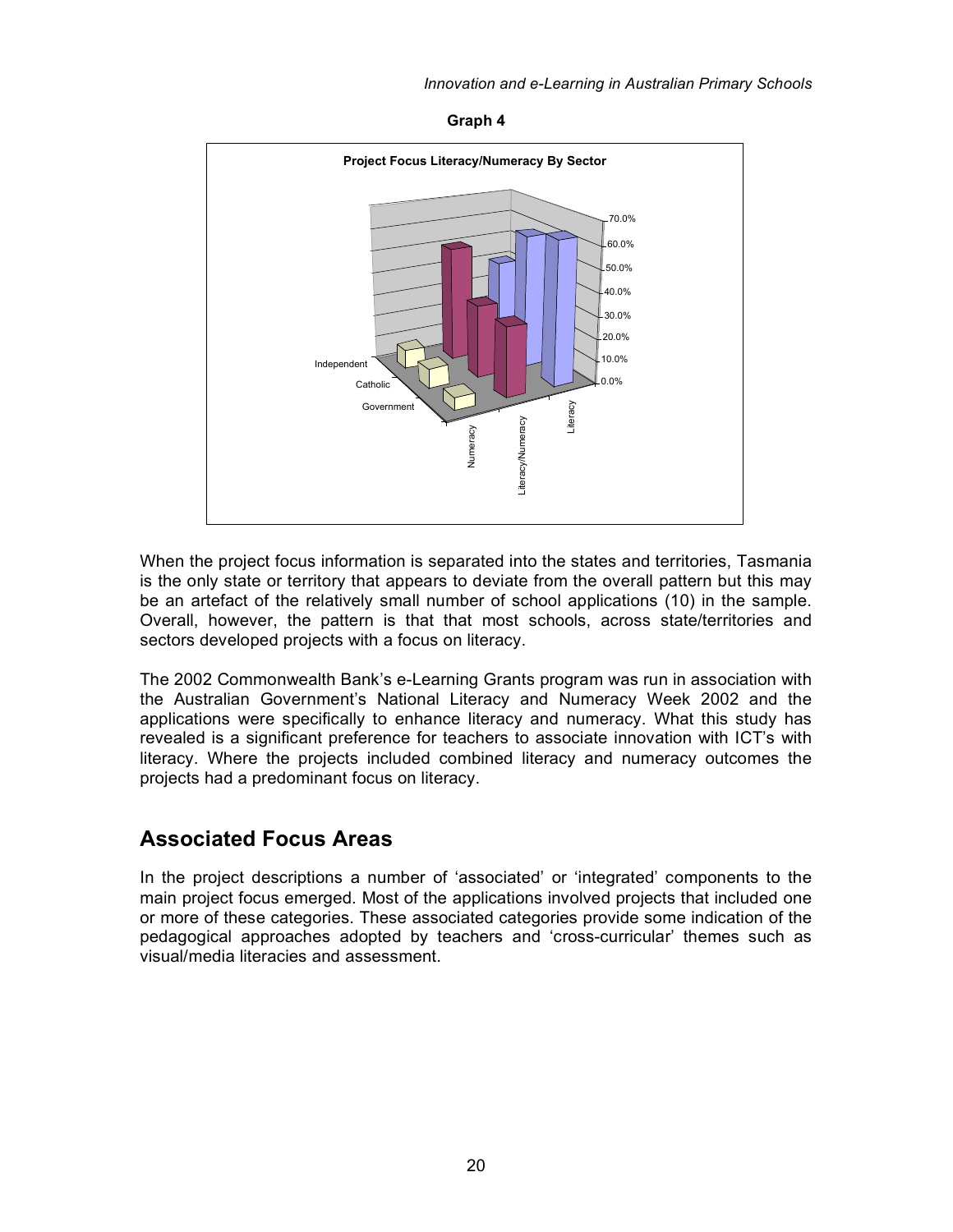**Graph 4**

**Project Focus Literacy/Numeracy By Sector**

When the project focus information is separated into the states and territories, Tasmania is the only state or territory that appears to deviate from the overall pattern but this may be an artefact of the relatively small number of school applications (10) in the sample. Overall, however, the pattern is that that most schools, across state/territories and sectors developed projects with a focus on literacy.

The 2002 Commonwealth Bank's e-Learning Grants program was run in association with the Australian Government's National Literacy and Numeracy Week 2002 and the applications were specifically to enhance literacy and numeracy. What this study has revealed is a significant preference for teachers to associate innovation with ICT's with literacy. Where the projects included combined literacy and numeracy outcomes the projects had a predominant focus on literacy.

## Associated Focus Areas

In the project descriptions a number of 'associated' or 'integrated' components to the main project focus emerged. Most of the applications involved projects that included one or more of these categories. These associated categories provide some indication of the pedagogical approaches adopted by teachers and 'cross-curricular' themes such as visual/media literacies and assessment.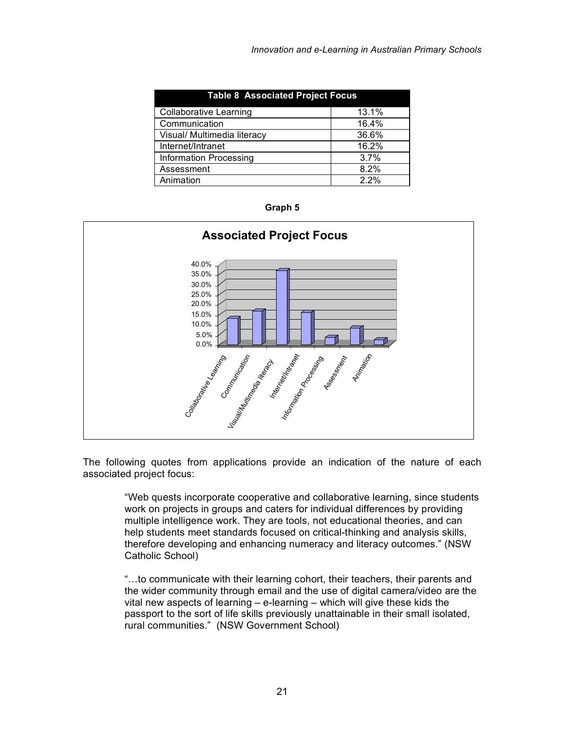| Table 8 Associated Project Focus | |
|---|---|
| Collaborative Learning | 13.1% |
| Communication | 16.4% |
| Visual/ Multimedia literacy | 36.6% |
| Internet/Intranet | 16.2% |
| Information Processing | 3.7% |
| Assessment | 8.2% |
| Animation | 2.2% |

**Graph 5**

The following quotes from applications provide an indication of the nature of each associated project focus:

> "Web quests incorporate cooperative and collaborative learning, since students work on projects in groups and caters for individual differences by providing multiple intelligence work. They are tools, not educational theories, and can help students meet standards focused on critical-thinking and analysis skills, therefore developing and enhancing numeracy and literacy outcomes." (NSW Catholic School)

> "…to communicate with their learning cohort, their teachers, their parents and the wider community through email and the use of digital camera/video are the vital new aspects of learning – e-learning – which will give these kids the passport to the sort of life skills previously unattainable in their small isolated, rural communities." (NSW Government School)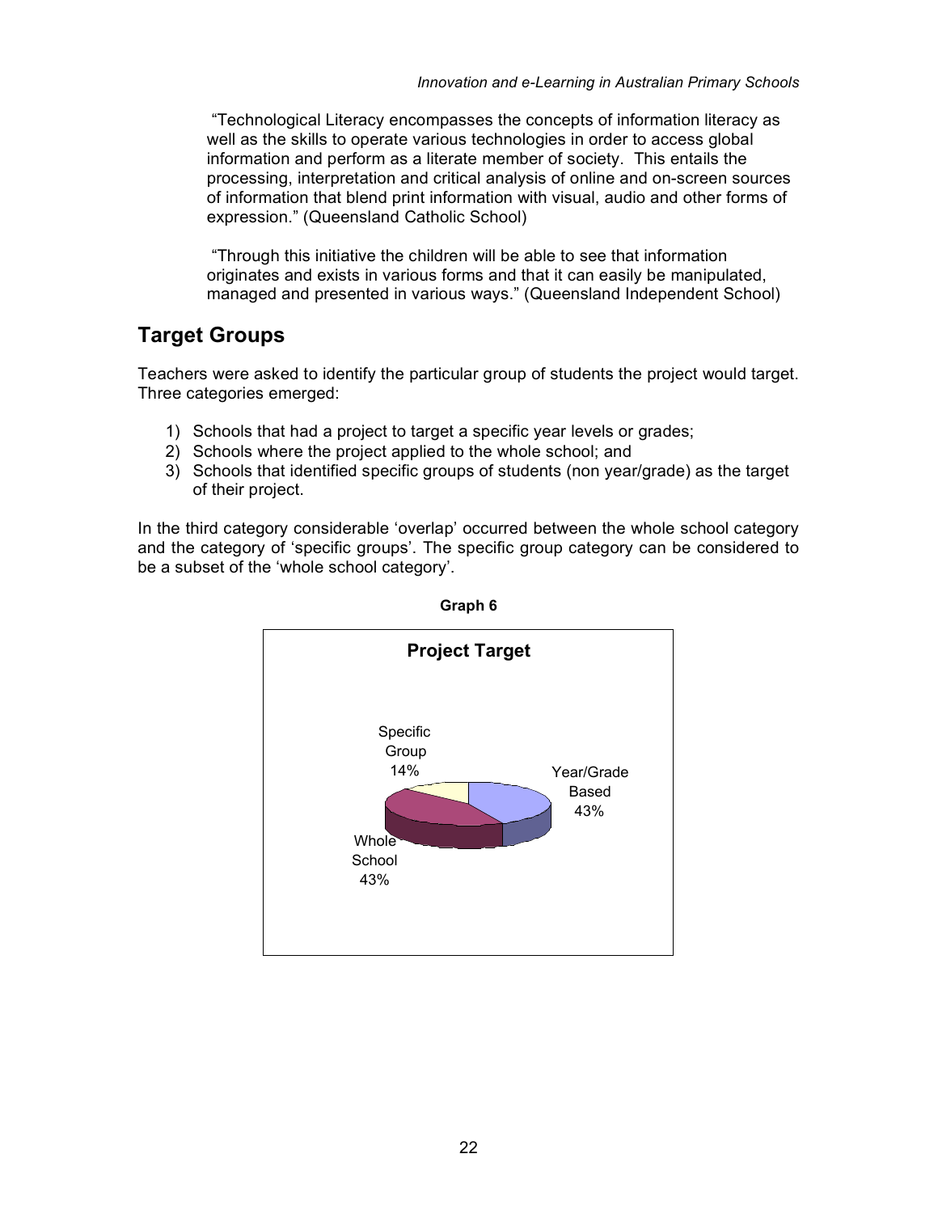"Technological Literacy encompasses the concepts of information literacy as well as the skills to operate various technologies in order to access global information and perform as a literate member of society. This entails the processing, interpretation and critical analysis of online and on-screen sources of information that blend print information with visual, audio and other forms of expression." (Queensland Catholic School)

"Through this initiative the children will be able to see that information originates and exists in various forms and that it can easily be manipulated, managed and presented in various ways." (Queensland Independent School)

## Target Groups

Teachers were asked to identify the particular group of students the project would target. Three categories emerged:

1) Schools that had a project to target a specific year levels or grades;
2) Schools where the project applied to the whole school; and
3) Schools that identified specific groups of students (non year/grade) as the target of their project.

In the third category considerable 'overlap' occurred between the whole school category and the category of 'specific groups'. The specific group category can be considered to be a subset of the 'whole school category'.

**Graph 6**

**Project Target**

Specific Group 14%

Year/Grade Based 43%

Whole School 43%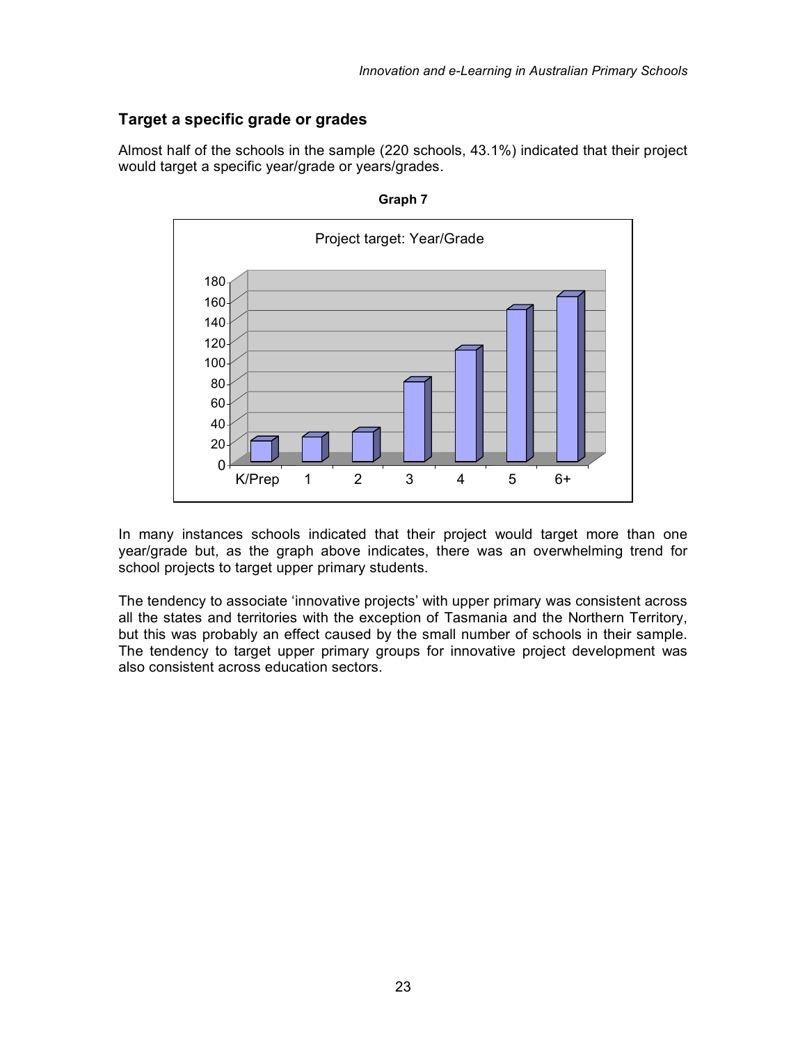## Target a specific grade or grades

Almost half of the schools in the sample (220 schools, 43.1%) indicated that their project would target a specific year/grade or years/grades.

**Graph 7**

In many instances schools indicated that their project would target more than one year/grade but, as the graph above indicates, there was an overwhelming trend for school projects to target upper primary students.

The tendency to associate 'innovative projects' with upper primary was consistent across all the states and territories with the exception of Tasmania and the Northern Territory, but this was probably an effect caused by the small number of schools in their sample. The tendency to target upper primary groups for innovative project development was also consistent across education sectors.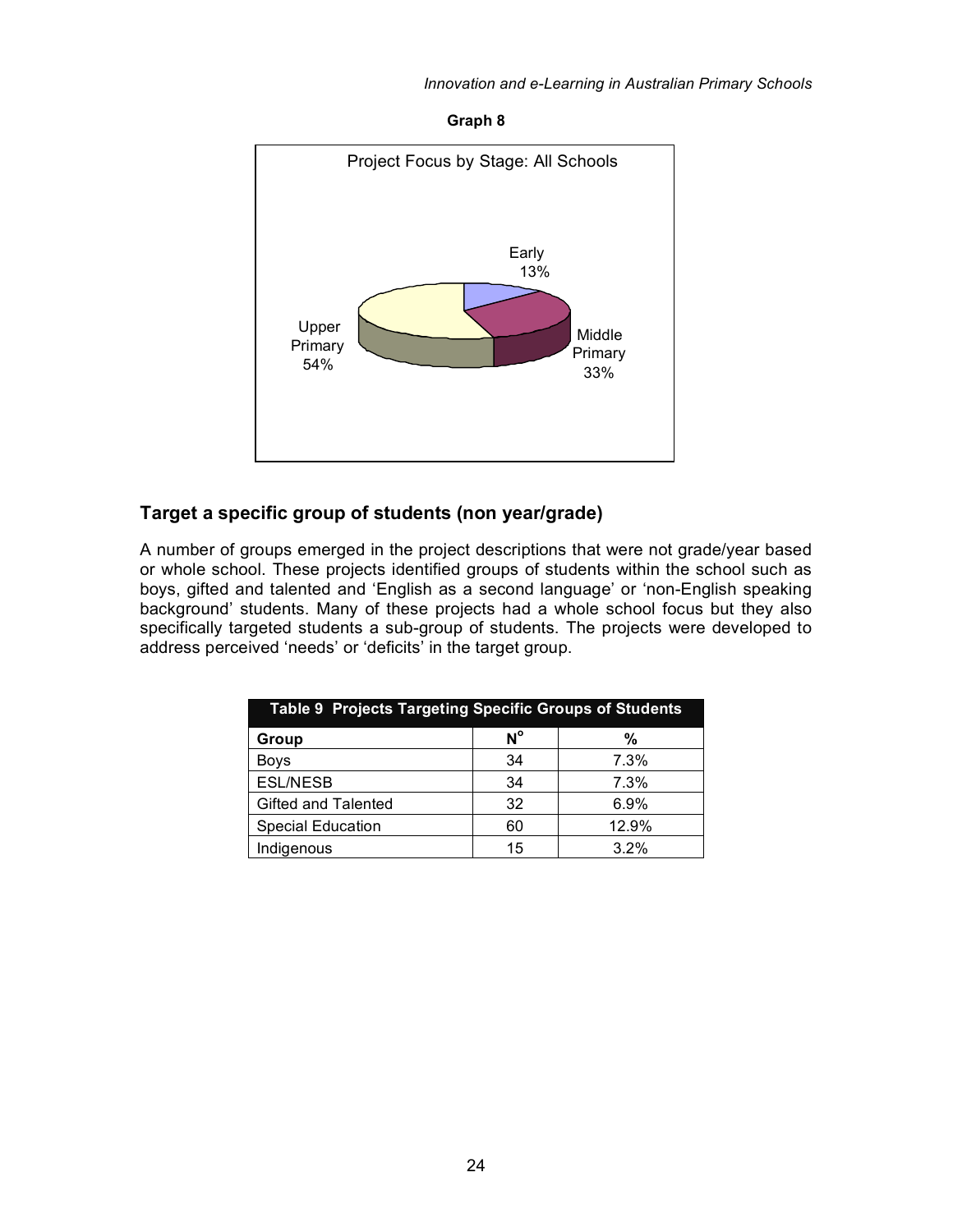**Graph 8**

Project Focus by Stage: All Schools

Early 13%

Middle Primary 33%

Upper Primary 54%

## Target a specific group of students (non year/grade)

A number of groups emerged in the project descriptions that were not grade/year based or whole school. These projects identified groups of students within the school such as boys, gifted and talented and 'English as a second language' or 'non-English speaking background' students. Many of these projects had a whole school focus but they also specifically targeted students a sub-group of students. The projects were developed to address perceived 'needs' or 'deficits' in the target group.

**Table 9 Projects Targeting Specific Groups of Students**

| Group | N° | % |
|---|---|---|
| Boys | 34 | 7.3% |
| ESL/NESB | 34 | 7.3% |
| Gifted and Talented | 32 | 6.9% |
| Special Education | 60 | 12.9% |
| Indigenous | 15 | 3.2% |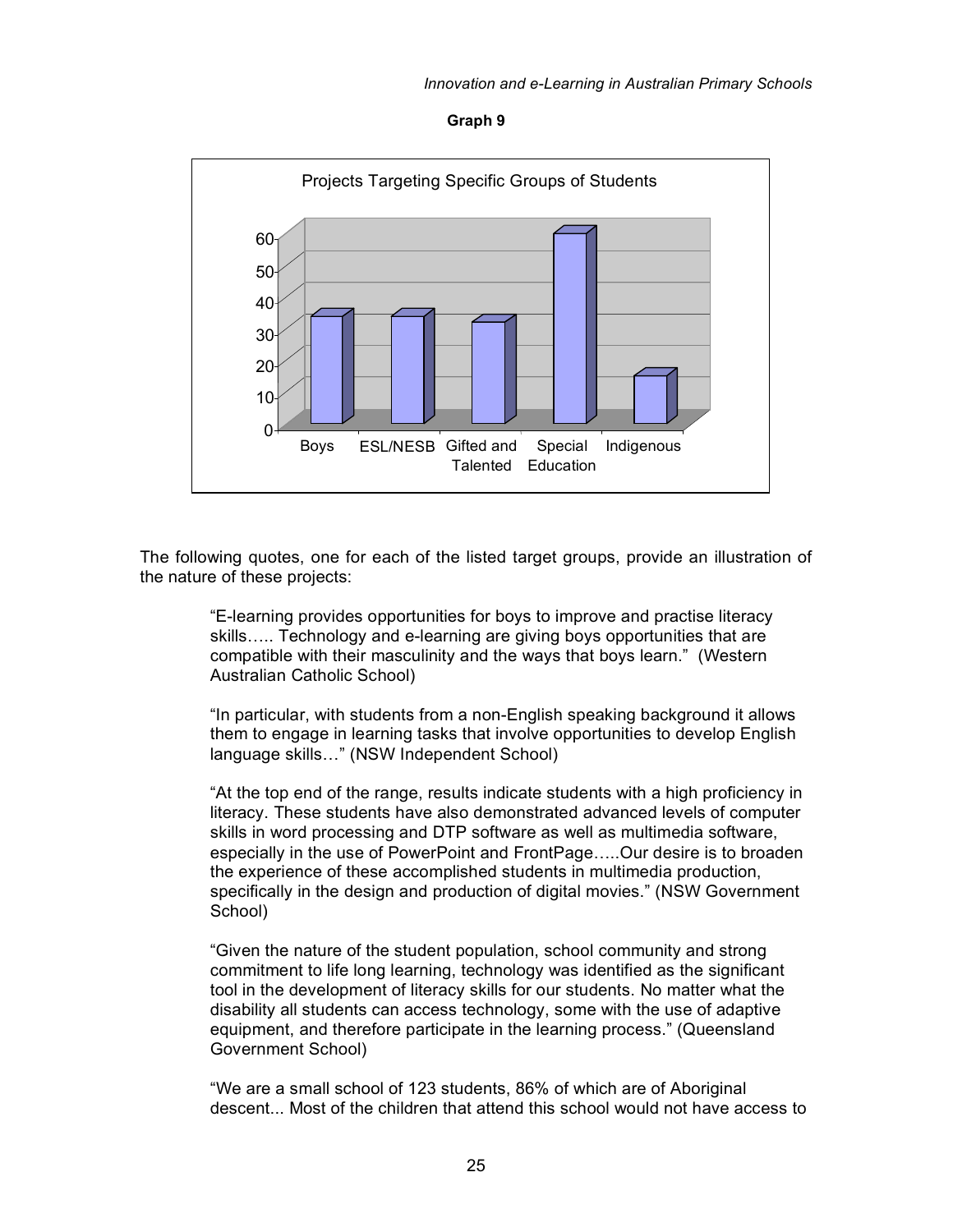**Graph 9**

Projects Targeting Specific Groups of Students

The following quotes, one for each of the listed target groups, provide an illustration of the nature of these projects:

> "E-learning provides opportunities for boys to improve and practise literacy skills….. Technology and e-learning are giving boys opportunities that are compatible with their masculinity and the ways that boys learn." (Western Australian Catholic School)

> "In particular, with students from a non-English speaking background it allows them to engage in learning tasks that involve opportunities to develop English language skills…" (NSW Independent School)

> "At the top end of the range, results indicate students with a high proficiency in literacy. These students have also demonstrated advanced levels of computer skills in word processing and DTP software as well as multimedia software, especially in the use of PowerPoint and FrontPage…..Our desire is to broaden the experience of these accomplished students in multimedia production, specifically in the design and production of digital movies." (NSW Government School)

> "Given the nature of the student population, school community and strong commitment to life long learning, technology was identified as the significant tool in the development of literacy skills for our students. No matter what the disability all students can access technology, some with the use of adaptive equipment, and therefore participate in the learning process." (Queensland Government School)

> "We are a small school of 123 students, 86% of which are of Aboriginal descent... Most of the children that attend this school would not have access to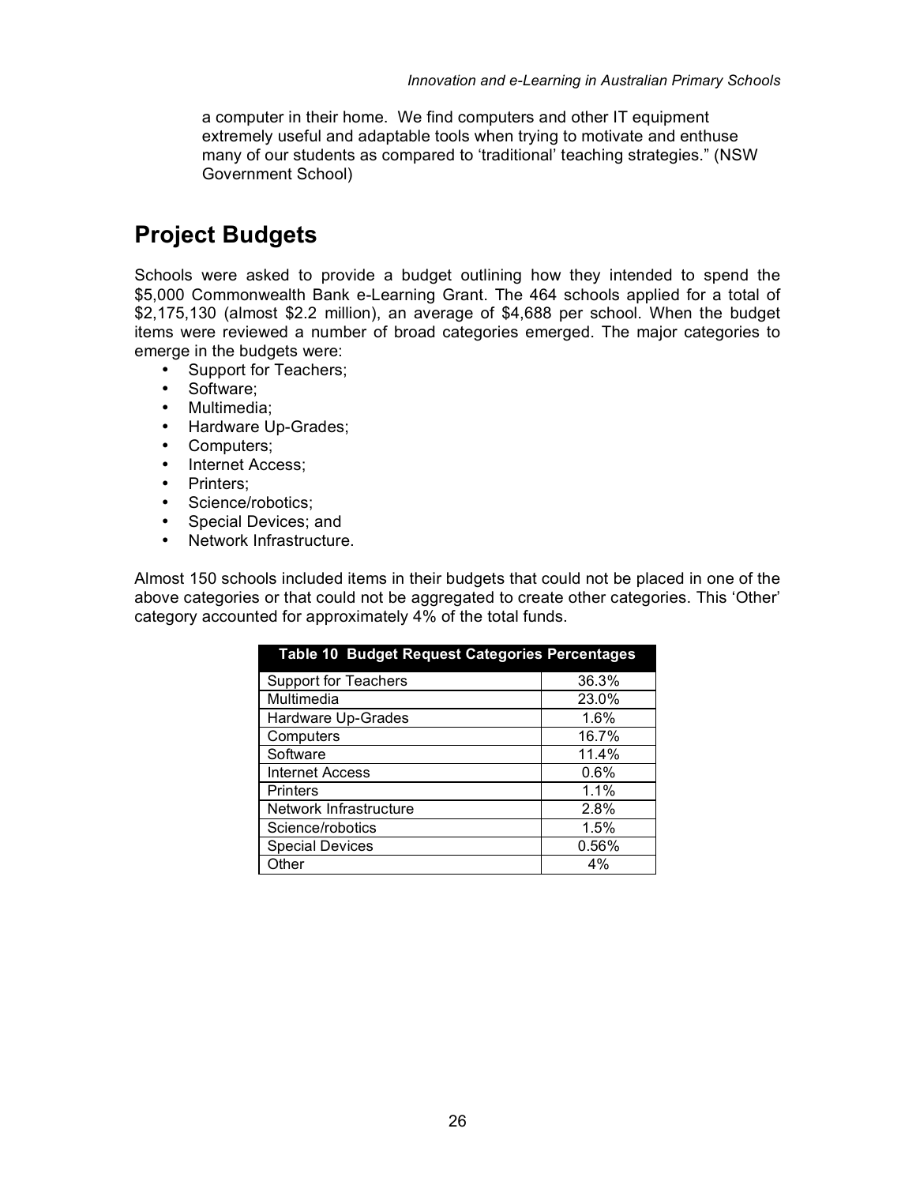a computer in their home. We find computers and other IT equipment extremely useful and adaptable tools when trying to motivate and enthuse many of our students as compared to 'traditional' teaching strategies." (NSW Government School)

## Project Budgets

Schools were asked to provide a budget outlining how they intended to spend the $5,000 Commonwealth Bank e-Learning Grant. The 464 schools applied for a total of $2,175,130 (almost $2.2 million), an average of $4,688 per school. When the budget items were reviewed a number of broad categories emerged. The major categories to emerge in the budgets were:

- Support for Teachers;
- Software;
- Multimedia;
- Hardware Up-Grades;
- Computers;
- Internet Access;
- Printers;
- Science/robotics;
- Special Devices; and
- Network Infrastructure.

Almost 150 schools included items in their budgets that could not be placed in one of the above categories or that could not be aggregated to create other categories. This 'Other' category accounted for approximately 4% of the total funds.

| Table 10 Budget Request Categories Percentages | |
|---|---|
| Support for Teachers | 36.3% |
| Multimedia | 23.0% |
| Hardware Up-Grades | 1.6% |
| Computers | 16.7% |
| Software | 11.4% |
| Internet Access | 0.6% |
| Printers | 1.1% |
| Network Infrastructure | 2.8% |
| Science/robotics | 1.5% |
| Special Devices | 0.56% |
| Other | 4% |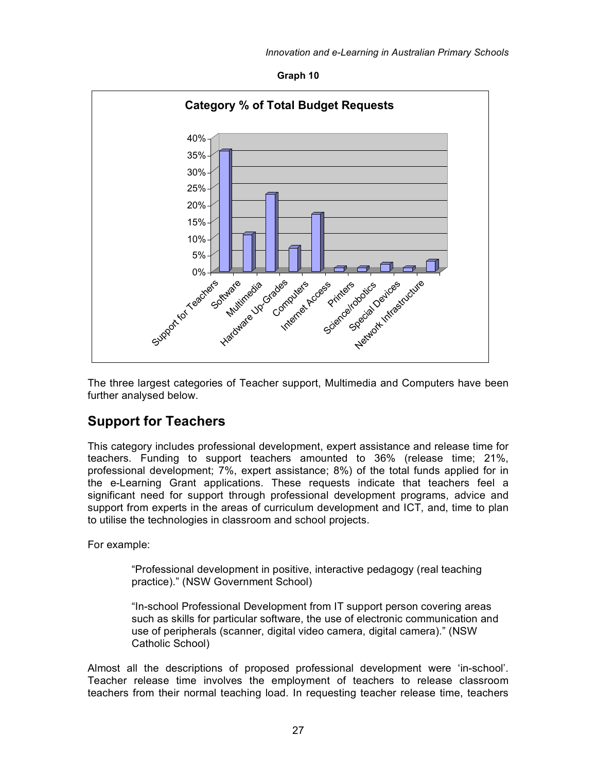**Graph 10**

**Category % of Total Budget Requests**

The three largest categories of Teacher support, Multimedia and Computers have been further analysed below.

## Support for Teachers

This category includes professional development, expert assistance and release time for teachers. Funding to support teachers amounted to 36% (release time; 21%, professional development; 7%, expert assistance; 8%) of the total funds applied for in the e-Learning Grant applications. These requests indicate that teachers feel a significant need for support through professional development programs, advice and support from experts in the areas of curriculum development and ICT, and, time to plan to utilise the technologies in classroom and school projects.

For example:

> "Professional development in positive, interactive pedagogy (real teaching practice)." (NSW Government School)
>
> "In-school Professional Development from IT support person covering areas such as skills for particular software, the use of electronic communication and use of peripherals (scanner, digital video camera, digital camera)." (NSW Catholic School)

Almost all the descriptions of proposed professional development were 'in-school'. Teacher release time involves the employment of teachers to release classroom teachers from their normal teaching load. In requesting teacher release time, teachers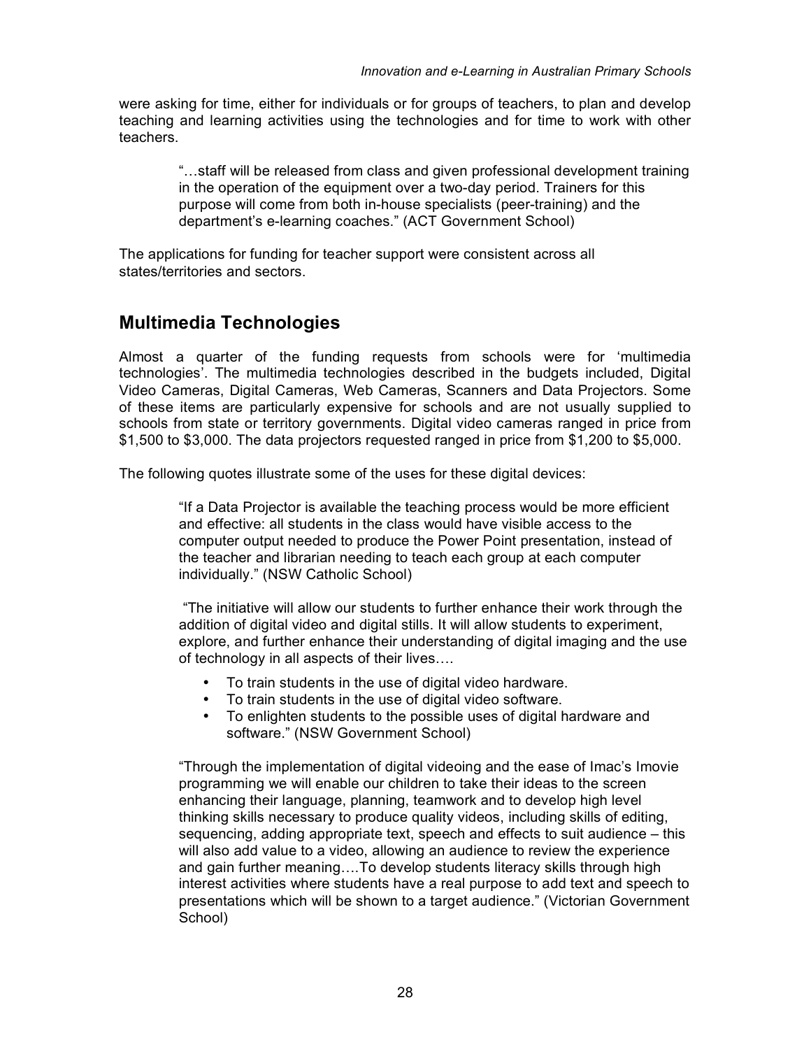were asking for time, either for individuals or for groups of teachers, to plan and develop teaching and learning activities using the technologies and for time to work with other teachers.

> "…staff will be released from class and given professional development training in the operation of the equipment over a two-day period. Trainers for this purpose will come from both in-house specialists (peer-training) and the department's e-learning coaches." (ACT Government School)

The applications for funding for teacher support were consistent across all states/territories and sectors.

## Multimedia Technologies

Almost a quarter of the funding requests from schools were for 'multimedia technologies'. The multimedia technologies described in the budgets included, Digital Video Cameras, Digital Cameras, Web Cameras, Scanners and Data Projectors. Some of these items are particularly expensive for schools and are not usually supplied to schools from state or territory governments. Digital video cameras ranged in price from $1,500 to $3,000. The data projectors requested ranged in price from $1,200 to $5,000.

The following quotes illustrate some of the uses for these digital devices:

> "If a Data Projector is available the teaching process would be more efficient and effective: all students in the class would have visible access to the computer output needed to produce the Power Point presentation, instead of the teacher and librarian needing to teach each group at each computer individually." (NSW Catholic School)

> "The initiative will allow our students to further enhance their work through the addition of digital video and digital stills. It will allow students to experiment, explore, and further enhance their understanding of digital imaging and the use of technology in all aspects of their lives….
>
> - To train students in the use of digital video hardware.
> - To train students in the use of digital video software.
> - To enlighten students to the possible uses of digital hardware and software." (NSW Government School)

> "Through the implementation of digital videoing and the ease of Imac's Imovie programming we will enable our children to take their ideas to the screen enhancing their language, planning, teamwork and to develop high level thinking skills necessary to produce quality videos, including skills of editing, sequencing, adding appropriate text, speech and effects to suit audience – this will also add value to a video, allowing an audience to review the experience and gain further meaning….To develop students literacy skills through high interest activities where students have a real purpose to add text and speech to presentations which will be shown to a target audience." (Victorian Government School)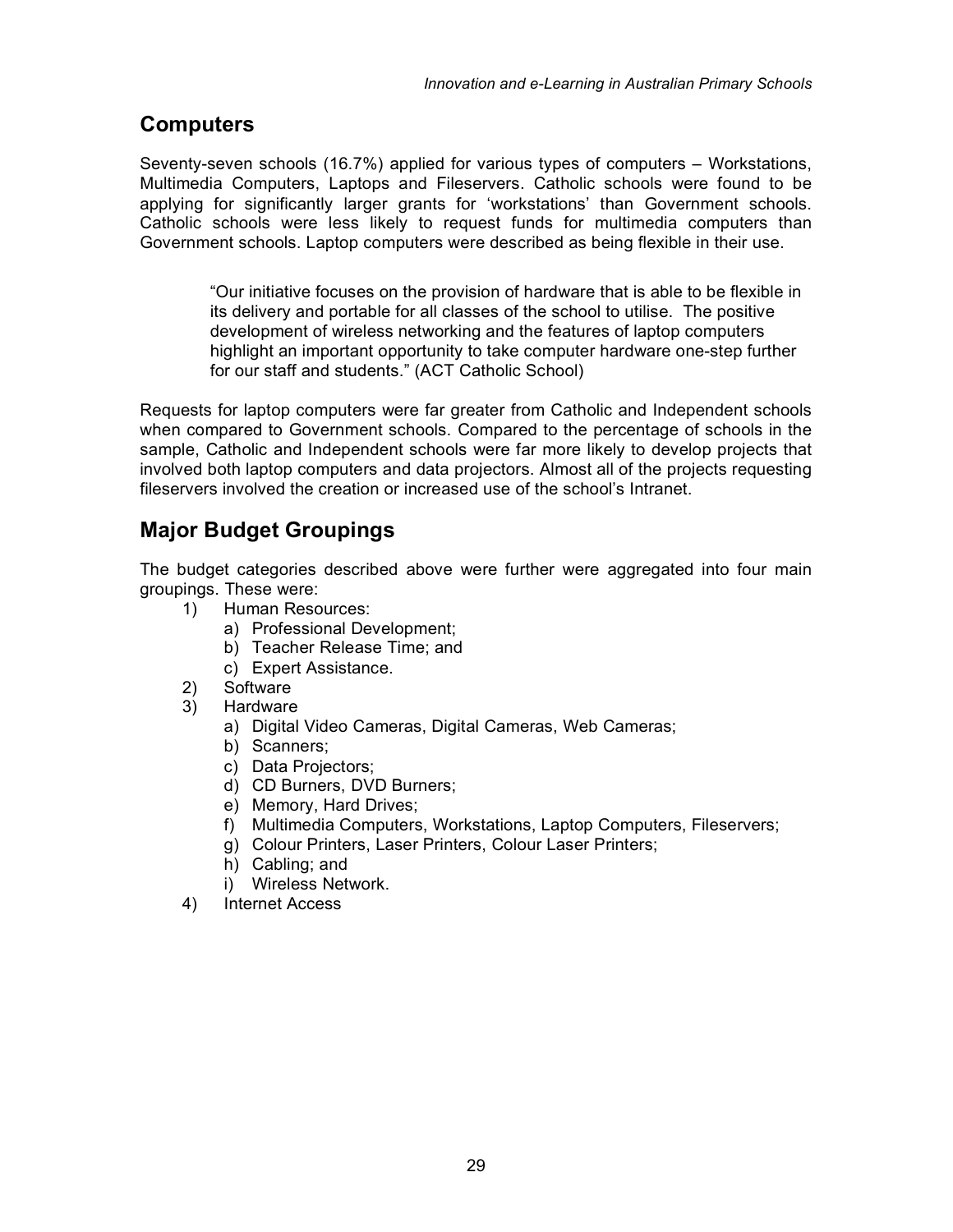## Computers

Seventy-seven schools (16.7%) applied for various types of computers – Workstations, Multimedia Computers, Laptops and Fileservers. Catholic schools were found to be applying for significantly larger grants for 'workstations' than Government schools. Catholic schools were less likely to request funds for multimedia computers than Government schools. Laptop computers were described as being flexible in their use.

> "Our initiative focuses on the provision of hardware that is able to be flexible in its delivery and portable for all classes of the school to utilise. The positive development of wireless networking and the features of laptop computers highlight an important opportunity to take computer hardware one-step further for our staff and students." (ACT Catholic School)

Requests for laptop computers were far greater from Catholic and Independent schools when compared to Government schools. Compared to the percentage of schools in the sample, Catholic and Independent schools were far more likely to develop projects that involved both laptop computers and data projectors. Almost all of the projects requesting fileservers involved the creation or increased use of the school's Intranet.

## Major Budget Groupings

The budget categories described above were further were aggregated into four main groupings. These were:

1) Human Resources:
   a) Professional Development;
   b) Teacher Release Time; and
   c) Expert Assistance.
2) Software
3) Hardware
   a) Digital Video Cameras, Digital Cameras, Web Cameras;
   b) Scanners;
   c) Data Projectors;
   d) CD Burners, DVD Burners;
   e) Memory, Hard Drives;
   f) Multimedia Computers, Workstations, Laptop Computers, Fileservers;
   g) Colour Printers, Laser Printers, Colour Laser Printers;
   h) Cabling; and
   i) Wireless Network.
4) Internet Access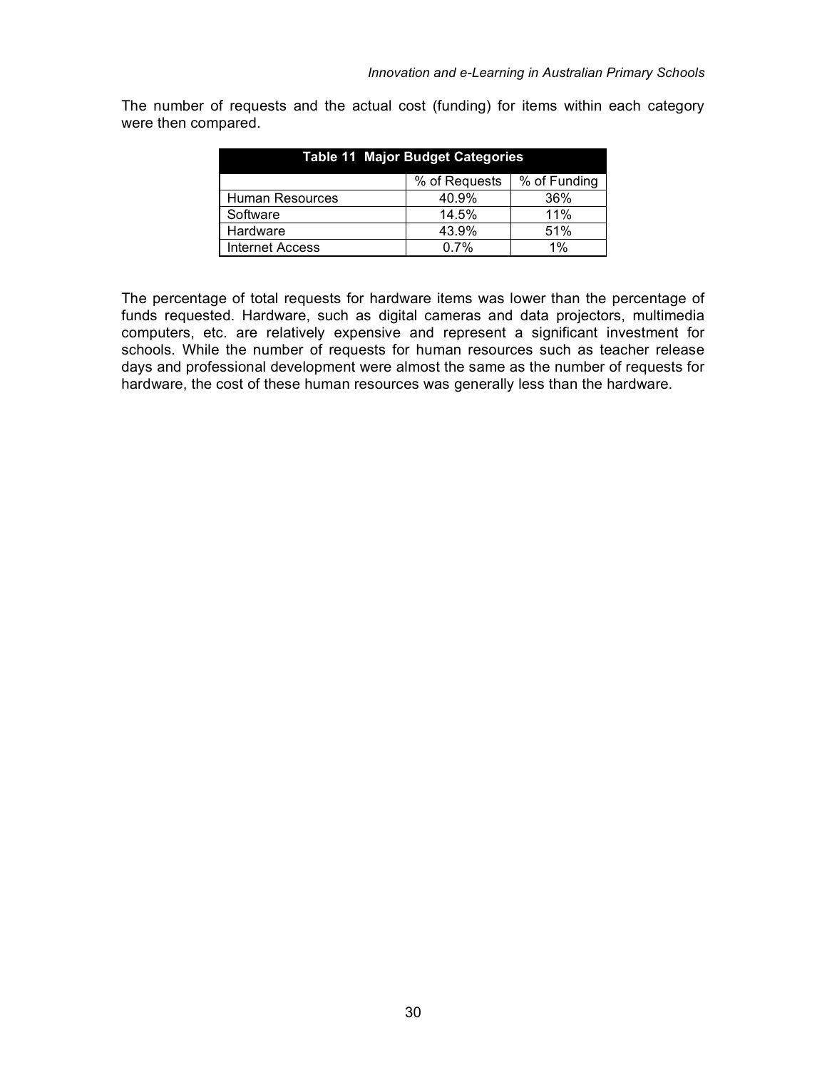The number of requests and the actual cost (funding) for items within each category were then compared.

**Table 11 Major Budget Categories**

| | % of Requests | % of Funding |
|---|---|---|
| Human Resources | 40.9% | 36% |
| Software | 14.5% | 11% |
| Hardware | 43.9% | 51% |
| Internet Access | 0.7% | 1% |

The percentage of total requests for hardware items was lower than the percentage of funds requested. Hardware, such as digital cameras and data projectors, multimedia computers, etc. are relatively expensive and represent a significant investment for schools. While the number of requests for human resources such as teacher release days and professional development were almost the same as the number of requests for hardware, the cost of these human resources was generally less than the hardware.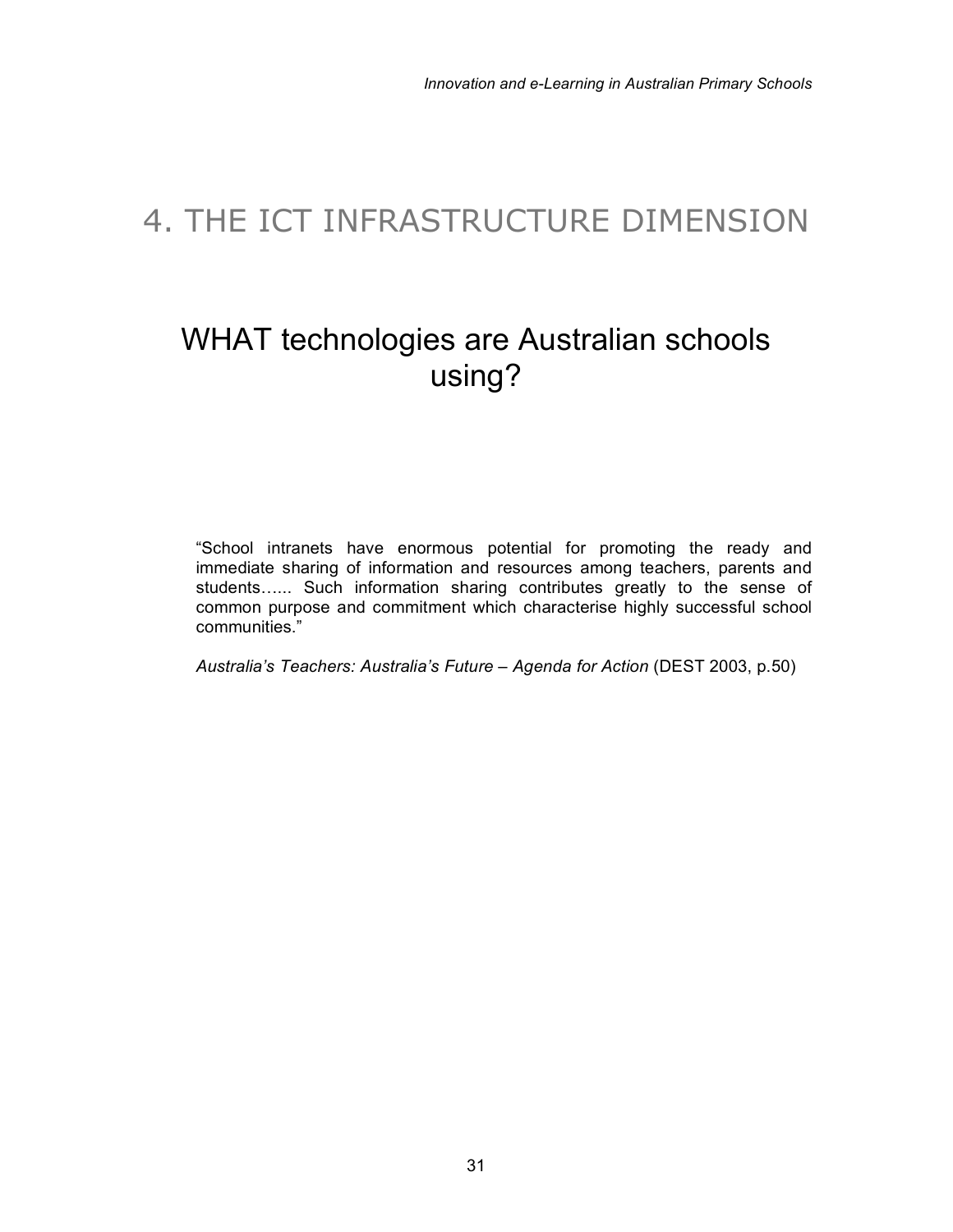# 4. THE ICT INFRASTRUCTURE DIMENSION

## WHAT technologies are Australian schools using?

"School intranets have enormous potential for promoting the ready and immediate sharing of information and resources among teachers, parents and students…... Such information sharing contributes greatly to the sense of common purpose and commitment which characterise highly successful school communities."

*Australia's Teachers: Australia's Future – Agenda for Action* (DEST 2003, p.50)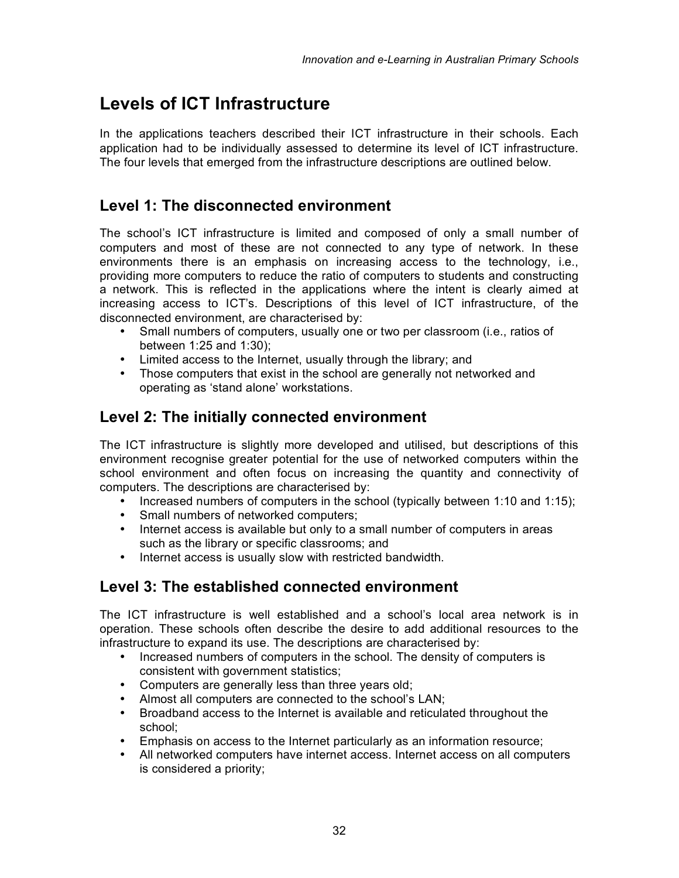# Levels of ICT Infrastructure

In the applications teachers described their ICT infrastructure in their schools. Each application had to be individually assessed to determine its level of ICT infrastructure. The four levels that emerged from the infrastructure descriptions are outlined below.

## Level 1: The disconnected environment

The school's ICT infrastructure is limited and composed of only a small number of computers and most of these are not connected to any type of network. In these environments there is an emphasis on increasing access to the technology, i.e., providing more computers to reduce the ratio of computers to students and constructing a network. This is reflected in the applications where the intent is clearly aimed at increasing access to ICT's. Descriptions of this level of ICT infrastructure, of the disconnected environment, are characterised by:

- Small numbers of computers, usually one or two per classroom (i.e., ratios of between 1:25 and 1:30);
- Limited access to the Internet, usually through the library; and
- Those computers that exist in the school are generally not networked and operating as 'stand alone' workstations.

## Level 2: The initially connected environment

The ICT infrastructure is slightly more developed and utilised, but descriptions of this environment recognise greater potential for the use of networked computers within the school environment and often focus on increasing the quantity and connectivity of computers. The descriptions are characterised by:

- Increased numbers of computers in the school (typically between 1:10 and 1:15);
- Small numbers of networked computers;
- Internet access is available but only to a small number of computers in areas such as the library or specific classrooms; and
- Internet access is usually slow with restricted bandwidth.

## Level 3: The established connected environment

The ICT infrastructure is well established and a school's local area network is in operation. These schools often describe the desire to add additional resources to the infrastructure to expand its use. The descriptions are characterised by:

- Increased numbers of computers in the school. The density of computers is consistent with government statistics;
- Computers are generally less than three years old;
- Almost all computers are connected to the school's LAN;
- Broadband access to the Internet is available and reticulated throughout the school;
- Emphasis on access to the Internet particularly as an information resource;
- All networked computers have internet access. Internet access on all computers is considered a priority;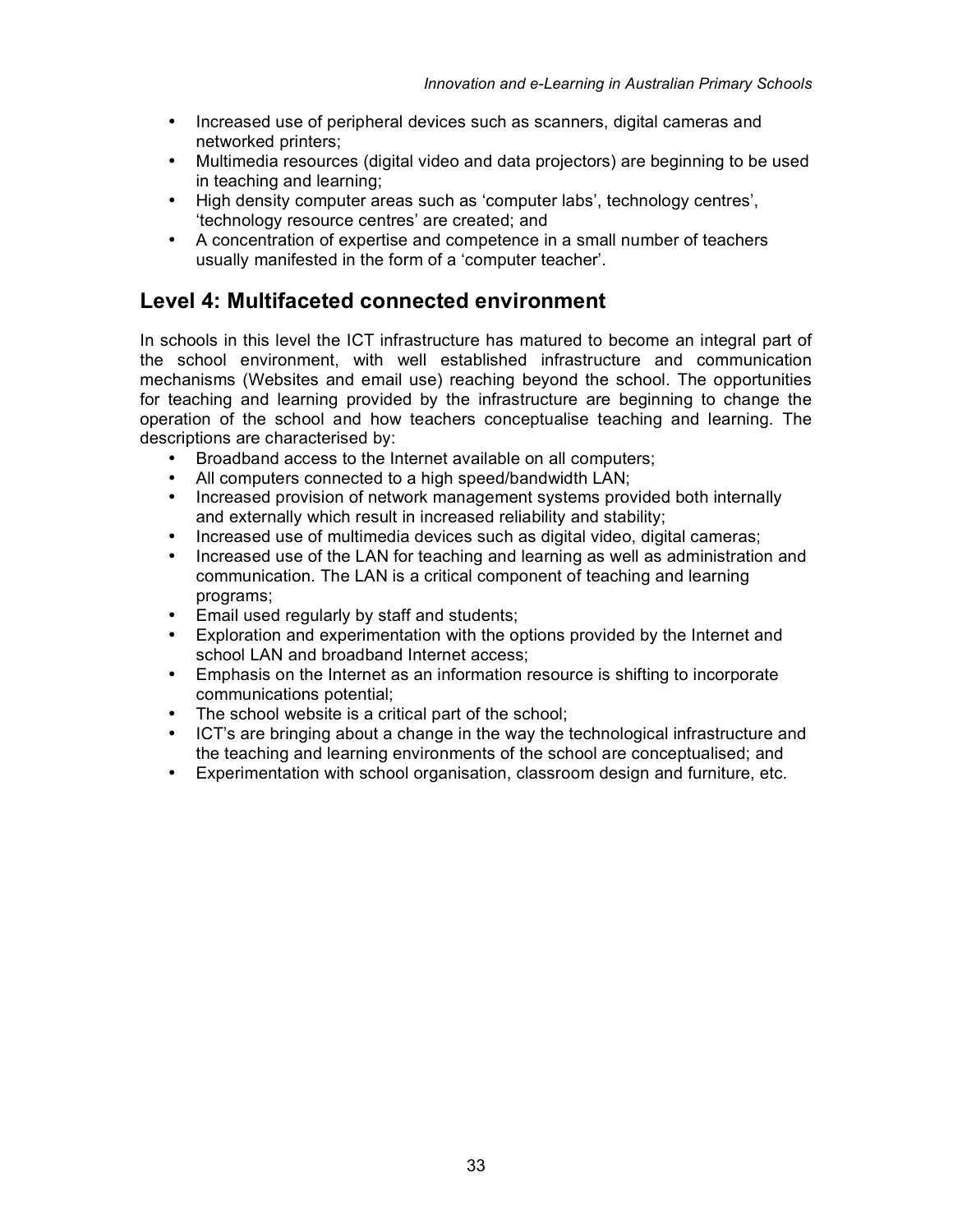- Increased use of peripheral devices such as scanners, digital cameras and networked printers;
- Multimedia resources (digital video and data projectors) are beginning to be used in teaching and learning;
- High density computer areas such as 'computer labs', technology centres', 'technology resource centres' are created; and
- A concentration of expertise and competence in a small number of teachers usually manifested in the form of a 'computer teacher'.

## Level 4: Multifaceted connected environment

In schools in this level the ICT infrastructure has matured to become an integral part of the school environment, with well established infrastructure and communication mechanisms (Websites and email use) reaching beyond the school. The opportunities for teaching and learning provided by the infrastructure are beginning to change the operation of the school and how teachers conceptualise teaching and learning. The descriptions are characterised by:

- Broadband access to the Internet available on all computers;
- All computers connected to a high speed/bandwidth LAN;
- Increased provision of network management systems provided both internally and externally which result in increased reliability and stability;
- Increased use of multimedia devices such as digital video, digital cameras;
- Increased use of the LAN for teaching and learning as well as administration and communication. The LAN is a critical component of teaching and learning programs;
- Email used regularly by staff and students;
- Exploration and experimentation with the options provided by the Internet and school LAN and broadband Internet access;
- Emphasis on the Internet as an information resource is shifting to incorporate communications potential;
- The school website is a critical part of the school;
- ICT's are bringing about a change in the way the technological infrastructure and the teaching and learning environments of the school are conceptualised; and
- Experimentation with school organisation, classroom design and furniture, etc.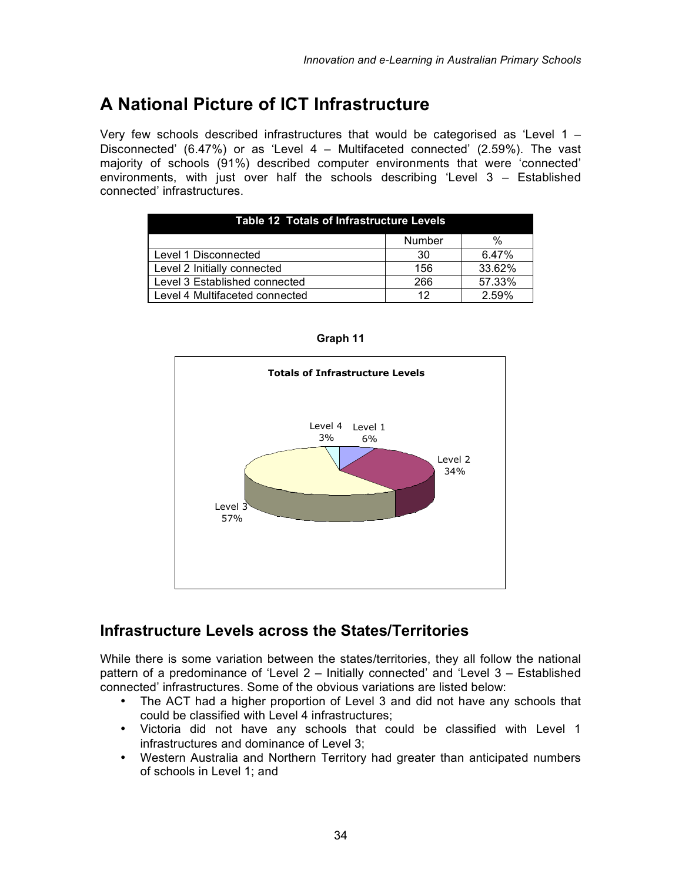# A National Picture of ICT Infrastructure

Very few schools described infrastructures that would be categorised as 'Level 1 – Disconnected' (6.47%) or as 'Level 4 – Multifaceted connected' (2.59%). The vast majority of schools (91%) described computer environments that were 'connected' environments, with just over half the schools describing 'Level 3 – Established connected' infrastructures.

**Table 12 Totals of Infrastructure Levels**

| | Number | % |
|---|---|---|
| Level 1 Disconnected | 30 | 6.47% |
| Level 2 Initially connected | 156 | 33.62% |
| Level 3 Established connected | 266 | 57.33% |
| Level 4 Multifaceted connected | 12 | 2.59% |

**Graph 11**

Totals of Infrastructure Levels

Level 1 6%, Level 2 34%, Level 3 57%, Level 4 3%

## Infrastructure Levels across the States/Territories

While there is some variation between the states/territories, they all follow the national pattern of a predominance of 'Level 2 – Initially connected' and 'Level 3 – Established connected' infrastructures. Some of the obvious variations are listed below:

- The ACT had a higher proportion of Level 3 and did not have any schools that could be classified with Level 4 infrastructures;
- Victoria did not have any schools that could be classified with Level 1 infrastructures and dominance of Level 3;
- Western Australia and Northern Territory had greater than anticipated numbers of schools in Level 1; and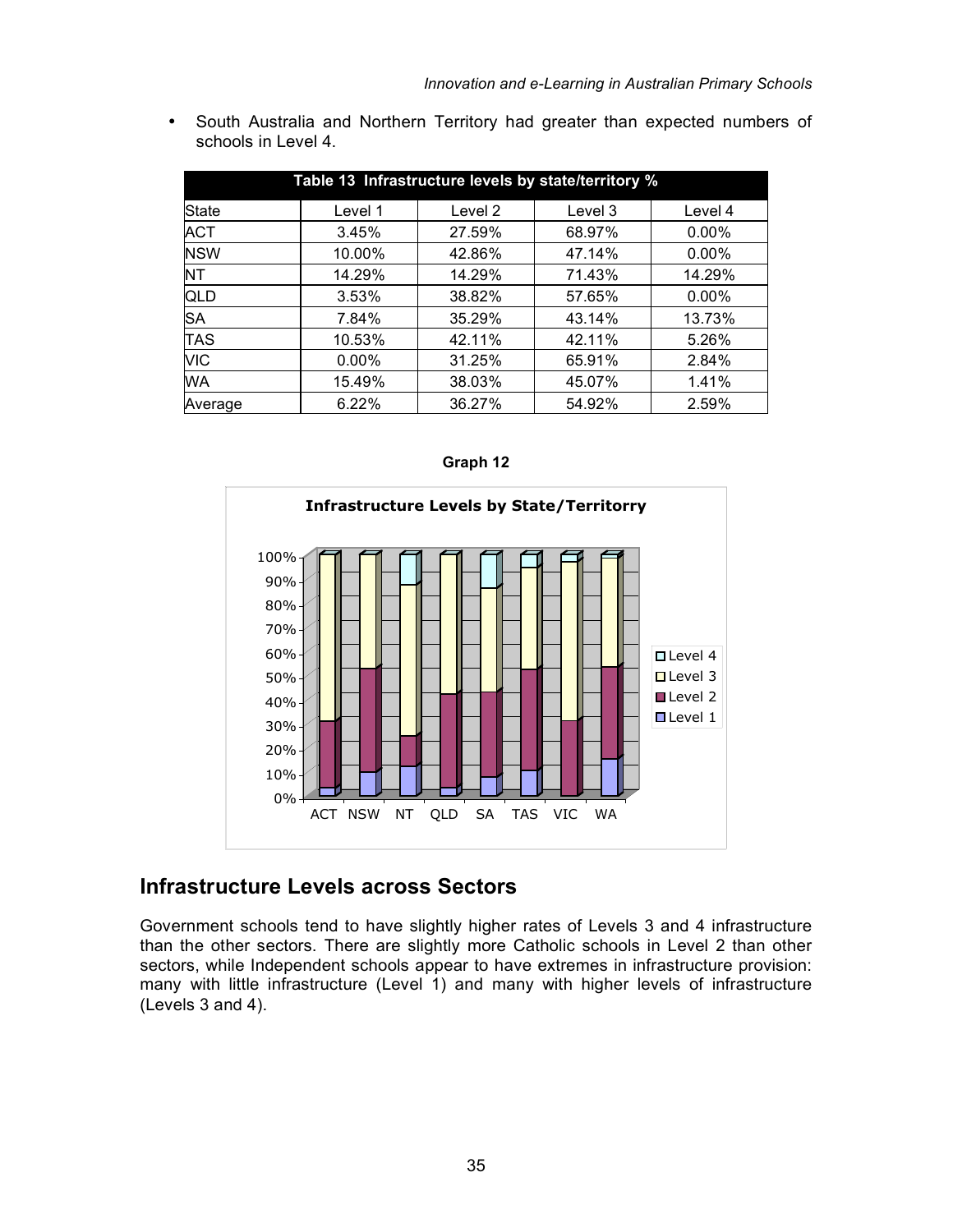- South Australia and Northern Territory had greater than expected numbers of schools in Level 4.

| Table 13 Infrastructure levels by state/territory % | | | | |
|---|---|---|---|---|
| State | Level 1 | Level 2 | Level 3 | Level 4 |
| ACT | 3.45% | 27.59% | 68.97% | 0.00% |
| NSW | 10.00% | 42.86% | 47.14% | 0.00% |
| NT | 14.29% | 14.29% | 71.43% | 14.29% |
| QLD | 3.53% | 38.82% | 57.65% | 0.00% |
| SA | 7.84% | 35.29% | 43.14% | 13.73% |
| TAS | 10.53% | 42.11% | 42.11% | 5.26% |
| VIC | 0.00% | 31.25% | 65.91% | 2.84% |
| WA | 15.49% | 38.03% | 45.07% | 1.41% |
| Average | 6.22% | 36.27% | 54.92% | 2.59% |

**Graph 12**

**Infrastructure Levels by State/Territorry**

## Infrastructure Levels across Sectors

Government schools tend to have slightly higher rates of Levels 3 and 4 infrastructure than the other sectors. There are slightly more Catholic schools in Level 2 than other sectors, while Independent schools appear to have extremes in infrastructure provision: many with little infrastructure (Level 1) and many with higher levels of infrastructure (Levels 3 and 4).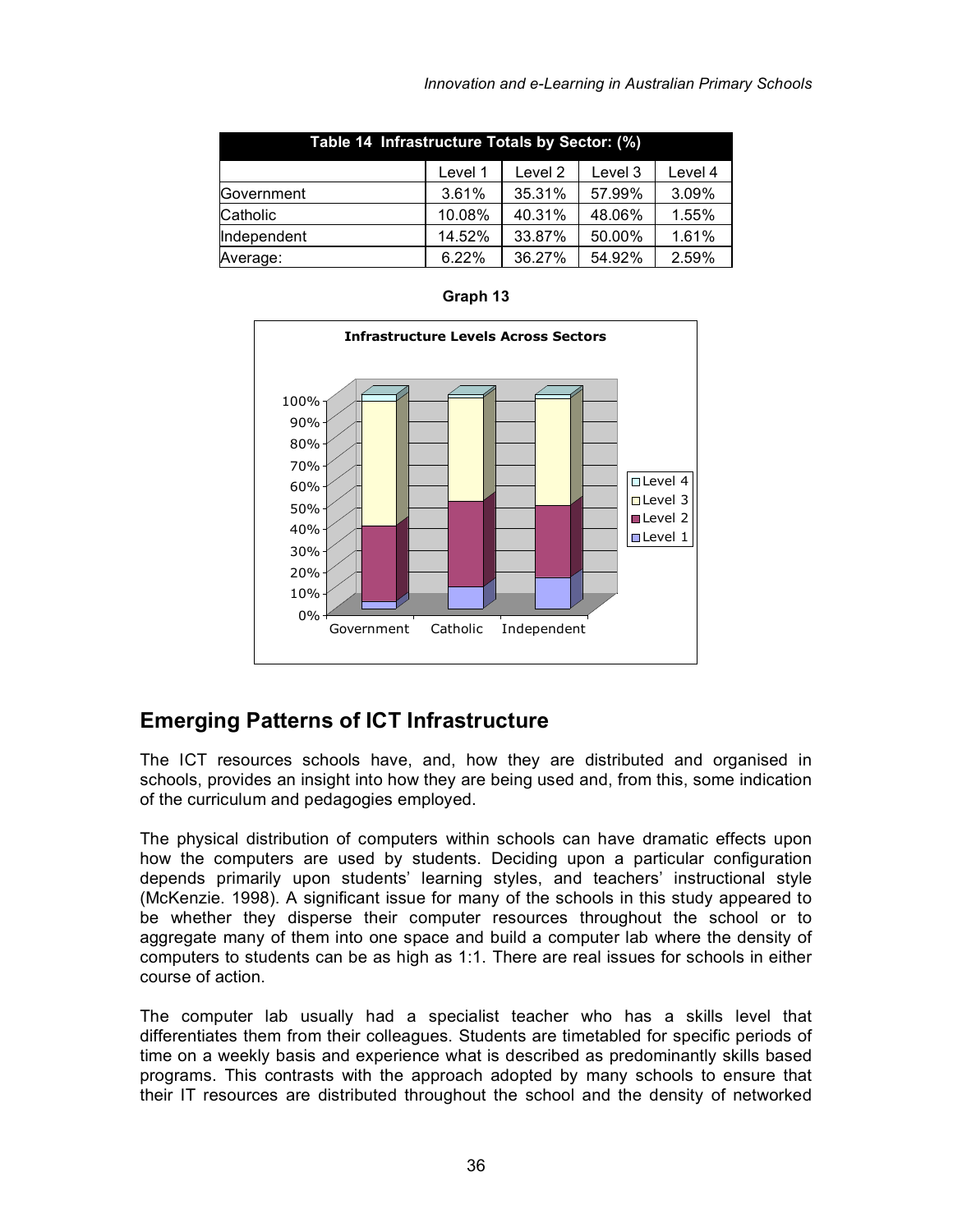| Table 14 Infrastructure Totals by Sector: (%) | | | | |
|---|---|---|---|---|
| | Level 1 | Level 2 | Level 3 | Level 4 |
| Government | 3.61% | 35.31% | 57.99% | 3.09% |
| Catholic | 10.08% | 40.31% | 48.06% | 1.55% |
| Independent | 14.52% | 33.87% | 50.00% | 1.61% |
| Average: | 6.22% | 36.27% | 54.92% | 2.59% |

**Graph 13**

## Emerging Patterns of ICT Infrastructure

The ICT resources schools have, and, how they are distributed and organised in schools, provides an insight into how they are being used and, from this, some indication of the curriculum and pedagogies employed.

The physical distribution of computers within schools can have dramatic effects upon how the computers are used by students. Deciding upon a particular configuration depends primarily upon students' learning styles, and teachers' instructional style (McKenzie. 1998). A significant issue for many of the schools in this study appeared to be whether they disperse their computer resources throughout the school or to aggregate many of them into one space and build a computer lab where the density of computers to students can be as high as 1:1. There are real issues for schools in either course of action.

The computer lab usually had a specialist teacher who has a skills level that differentiates them from their colleagues. Students are timetabled for specific periods of time on a weekly basis and experience what is described as predominantly skills based programs. This contrasts with the approach adopted by many schools to ensure that their IT resources are distributed throughout the school and the density of networked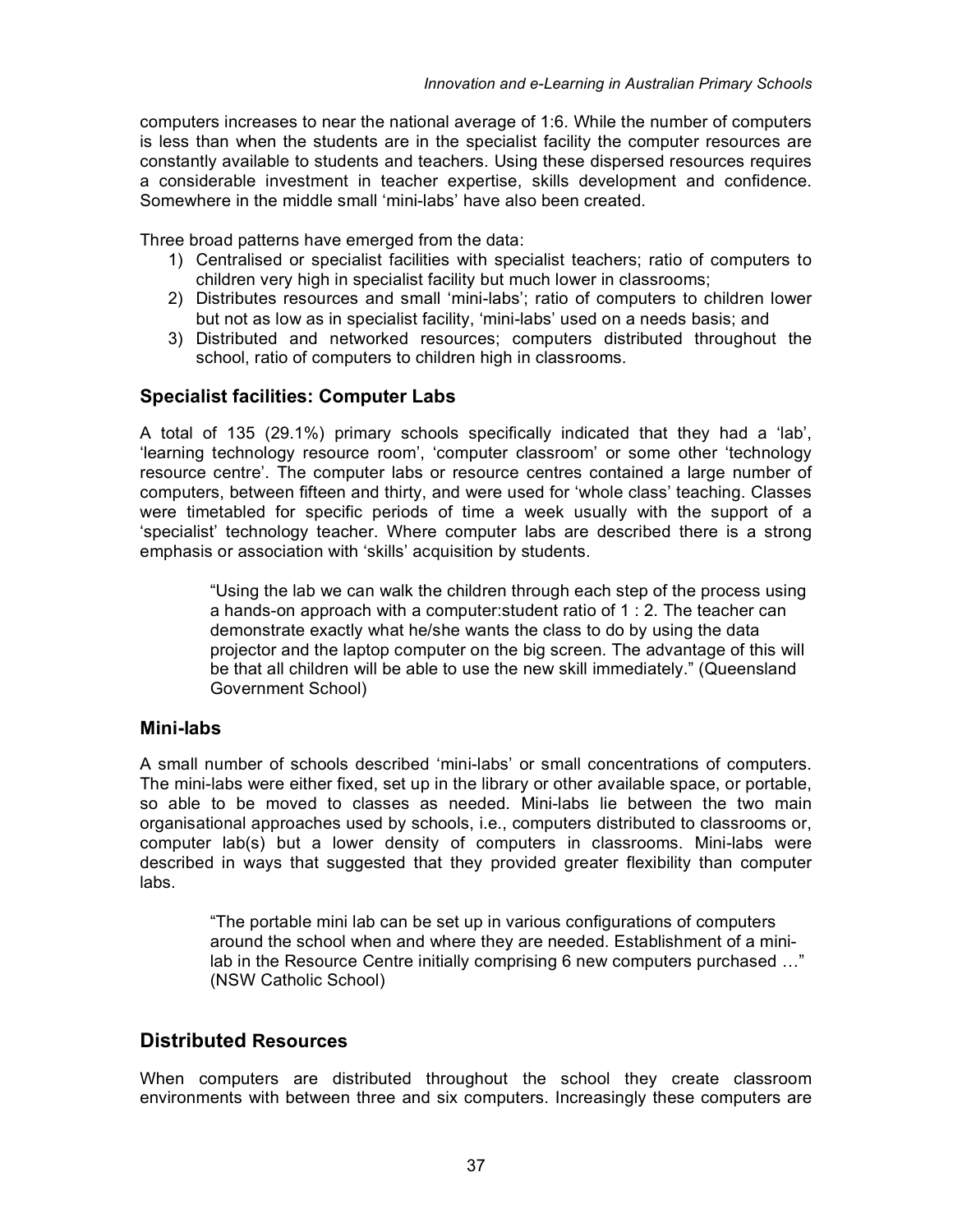computers increases to near the national average of 1:6. While the number of computers is less than when the students are in the specialist facility the computer resources are constantly available to students and teachers. Using these dispersed resources requires a considerable investment in teacher expertise, skills development and confidence. Somewhere in the middle small 'mini-labs' have also been created.

Three broad patterns have emerged from the data:

1) Centralised or specialist facilities with specialist teachers; ratio of computers to children very high in specialist facility but much lower in classrooms;
2) Distributes resources and small 'mini-labs'; ratio of computers to children lower but not as low as in specialist facility, 'mini-labs' used on a needs basis; and
3) Distributed and networked resources; computers distributed throughout the school, ratio of computers to children high in classrooms.

### Specialist facilities: Computer Labs

A total of 135 (29.1%) primary schools specifically indicated that they had a 'lab', 'learning technology resource room', 'computer classroom' or some other 'technology resource centre'. The computer labs or resource centres contained a large number of computers, between fifteen and thirty, and were used for 'whole class' teaching. Classes were timetabled for specific periods of time a week usually with the support of a 'specialist' technology teacher. Where computer labs are described there is a strong emphasis or association with 'skills' acquisition by students.

> "Using the lab we can walk the children through each step of the process using a hands-on approach with a computer:student ratio of 1 : 2. The teacher can demonstrate exactly what he/she wants the class to do by using the data projector and the laptop computer on the big screen. The advantage of this will be that all children will be able to use the new skill immediately." (Queensland Government School)

### Mini-labs

A small number of schools described 'mini-labs' or small concentrations of computers. The mini-labs were either fixed, set up in the library or other available space, or portable, so able to be moved to classes as needed. Mini-labs lie between the two main organisational approaches used by schools, i.e., computers distributed to classrooms or, computer lab(s) but a lower density of computers in classrooms. Mini-labs were described in ways that suggested that they provided greater flexibility than computer labs.

> "The portable mini lab can be set up in various configurations of computers around the school when and where they are needed. Establishment of a mini-lab in the Resource Centre initially comprising 6 new computers purchased …" (NSW Catholic School)

## Distributed Resources

When computers are distributed throughout the school they create classroom environments with between three and six computers. Increasingly these computers are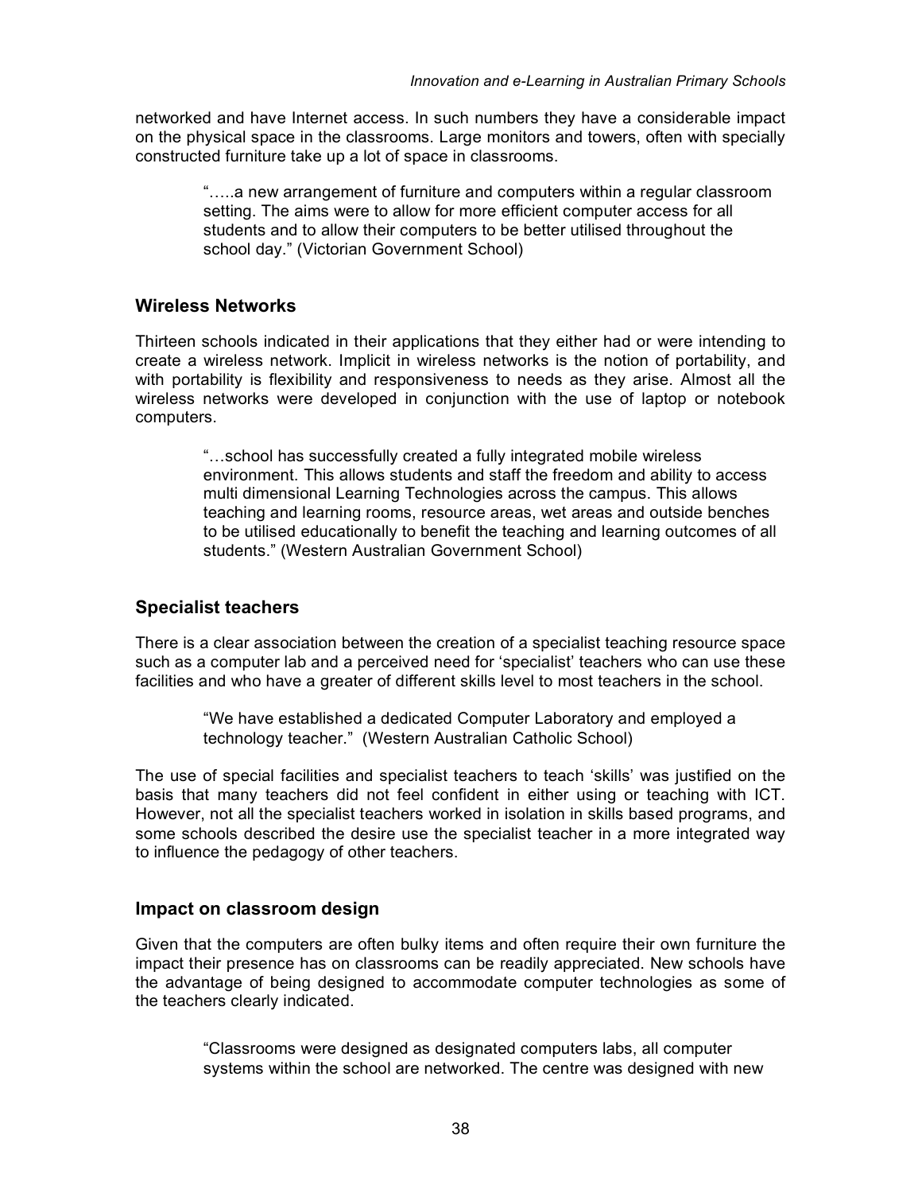networked and have Internet access. In such numbers they have a considerable impact on the physical space in the classrooms. Large monitors and towers, often with specially constructed furniture take up a lot of space in classrooms.

> "…..a new arrangement of furniture and computers within a regular classroom setting. The aims were to allow for more efficient computer access for all students and to allow their computers to be better utilised throughout the school day." (Victorian Government School)

## Wireless Networks

Thirteen schools indicated in their applications that they either had or were intending to create a wireless network. Implicit in wireless networks is the notion of portability, and with portability is flexibility and responsiveness to needs as they arise. Almost all the wireless networks were developed in conjunction with the use of laptop or notebook computers.

> "…school has successfully created a fully integrated mobile wireless environment. This allows students and staff the freedom and ability to access multi dimensional Learning Technologies across the campus. This allows teaching and learning rooms, resource areas, wet areas and outside benches to be utilised educationally to benefit the teaching and learning outcomes of all students." (Western Australian Government School)

## Specialist teachers

There is a clear association between the creation of a specialist teaching resource space such as a computer lab and a perceived need for 'specialist' teachers who can use these facilities and who have a greater of different skills level to most teachers in the school.

> "We have established a dedicated Computer Laboratory and employed a technology teacher." (Western Australian Catholic School)

The use of special facilities and specialist teachers to teach 'skills' was justified on the basis that many teachers did not feel confident in either using or teaching with ICT. However, not all the specialist teachers worked in isolation in skills based programs, and some schools described the desire use the specialist teacher in a more integrated way to influence the pedagogy of other teachers.

## Impact on classroom design

Given that the computers are often bulky items and often require their own furniture the impact their presence has on classrooms can be readily appreciated. New schools have the advantage of being designed to accommodate computer technologies as some of the teachers clearly indicated.

> "Classrooms were designed as designated computers labs, all computer systems within the school are networked. The centre was designed with new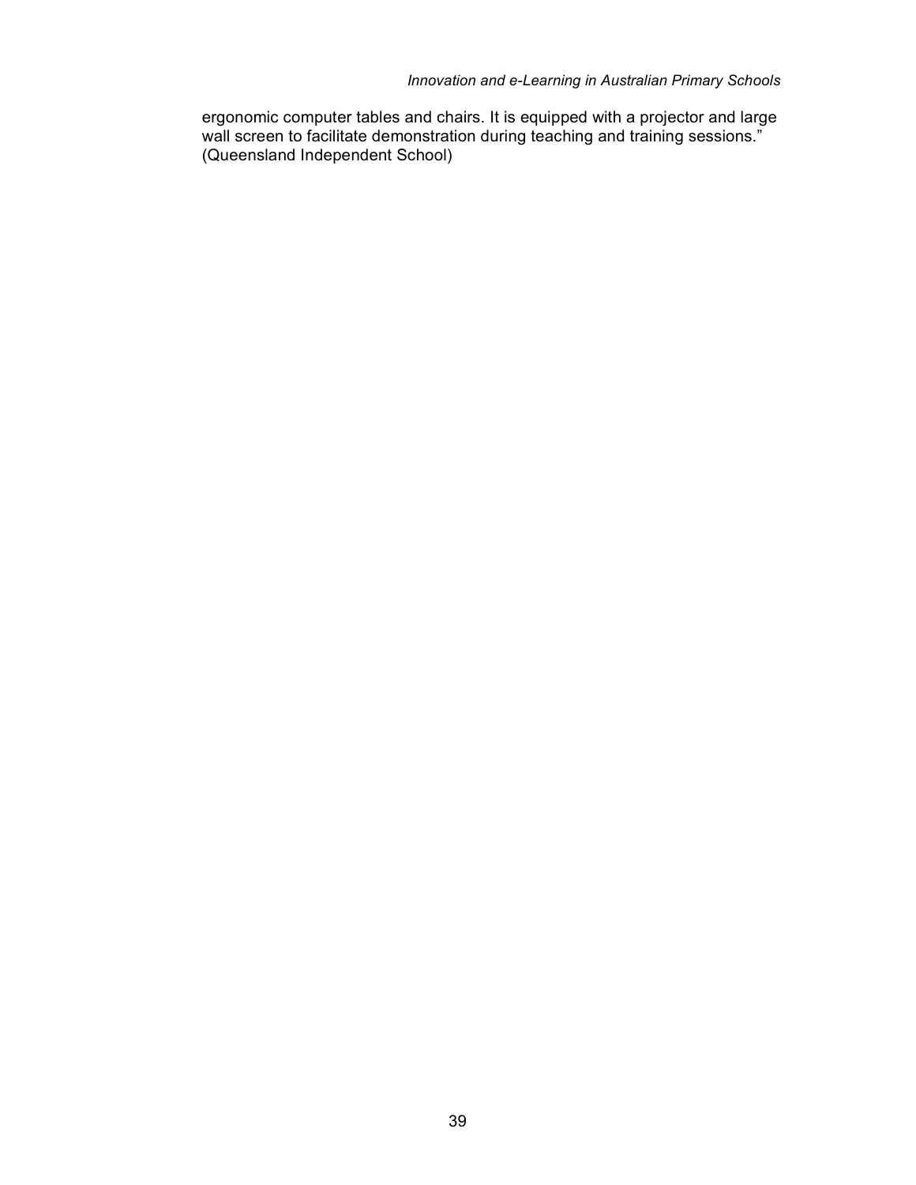ergonomic computer tables and chairs. It is equipped with a projector and large wall screen to facilitate demonstration during teaching and training sessions." (Queensland Independent School)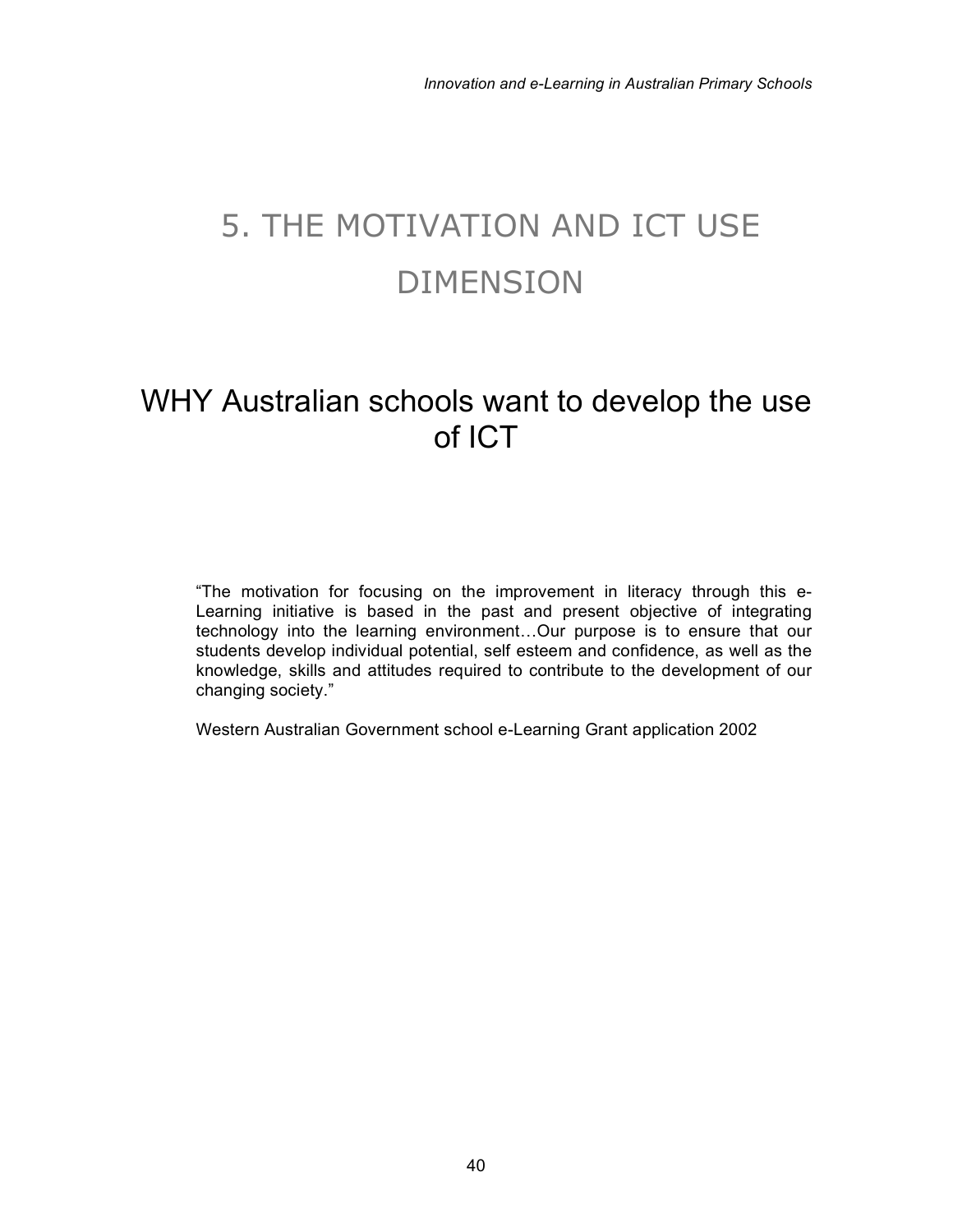# 5. THE MOTIVATION AND ICT USE DIMENSION

## WHY Australian schools want to develop the use of ICT

"The motivation for focusing on the improvement in literacy through this e-Learning initiative is based in the past and present objective of integrating technology into the learning environment…Our purpose is to ensure that our students develop individual potential, self esteem and confidence, as well as the knowledge, skills and attitudes required to contribute to the development of our changing society."

Western Australian Government school e-Learning Grant application 2002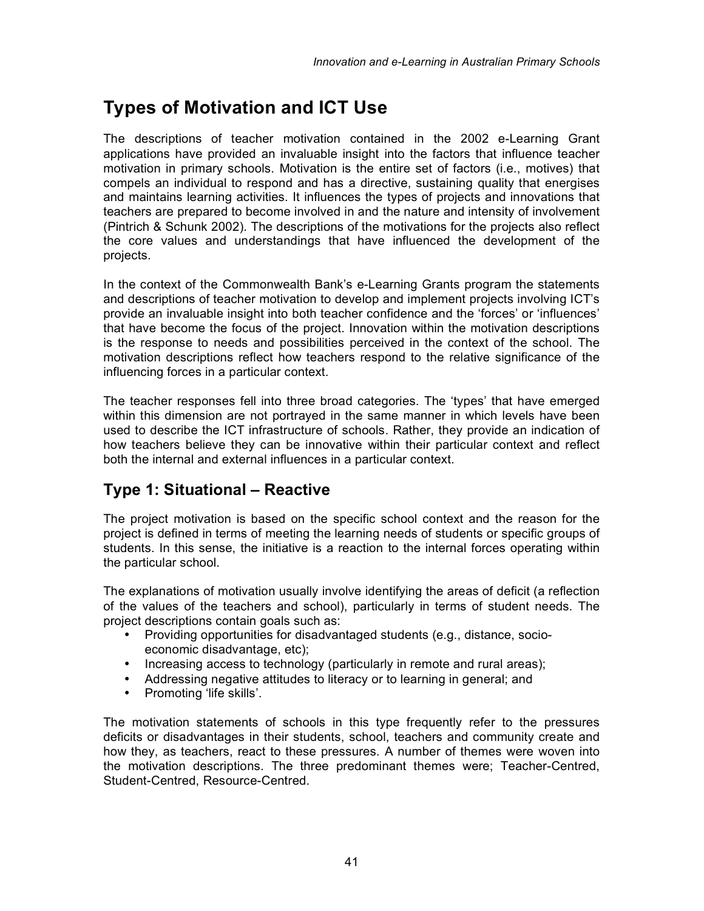# Types of Motivation and ICT Use

The descriptions of teacher motivation contained in the 2002 e-Learning Grant applications have provided an invaluable insight into the factors that influence teacher motivation in primary schools. Motivation is the entire set of factors (i.e., motives) that compels an individual to respond and has a directive, sustaining quality that energises and maintains learning activities. It influences the types of projects and innovations that teachers are prepared to become involved in and the nature and intensity of involvement (Pintrich & Schunk 2002). The descriptions of the motivations for the projects also reflect the core values and understandings that have influenced the development of the projects.

In the context of the Commonwealth Bank's e-Learning Grants program the statements and descriptions of teacher motivation to develop and implement projects involving ICT's provide an invaluable insight into both teacher confidence and the 'forces' or 'influences' that have become the focus of the project. Innovation within the motivation descriptions is the response to needs and possibilities perceived in the context of the school. The motivation descriptions reflect how teachers respond to the relative significance of the influencing forces in a particular context.

The teacher responses fell into three broad categories. The 'types' that have emerged within this dimension are not portrayed in the same manner in which levels have been used to describe the ICT infrastructure of schools. Rather, they provide an indication of how teachers believe they can be innovative within their particular context and reflect both the internal and external influences in a particular context.

## Type 1: Situational – Reactive

The project motivation is based on the specific school context and the reason for the project is defined in terms of meeting the learning needs of students or specific groups of students. In this sense, the initiative is a reaction to the internal forces operating within the particular school.

The explanations of motivation usually involve identifying the areas of deficit (a reflection of the values of the teachers and school), particularly in terms of student needs. The project descriptions contain goals such as:

- Providing opportunities for disadvantaged students (e.g., distance, socio-economic disadvantage, etc);
- Increasing access to technology (particularly in remote and rural areas);
- Addressing negative attitudes to literacy or to learning in general; and
- Promoting 'life skills'.

The motivation statements of schools in this type frequently refer to the pressures deficits or disadvantages in their students, school, teachers and community create and how they, as teachers, react to these pressures. A number of themes were woven into the motivation descriptions. The three predominant themes were; Teacher-Centred, Student-Centred, Resource-Centred.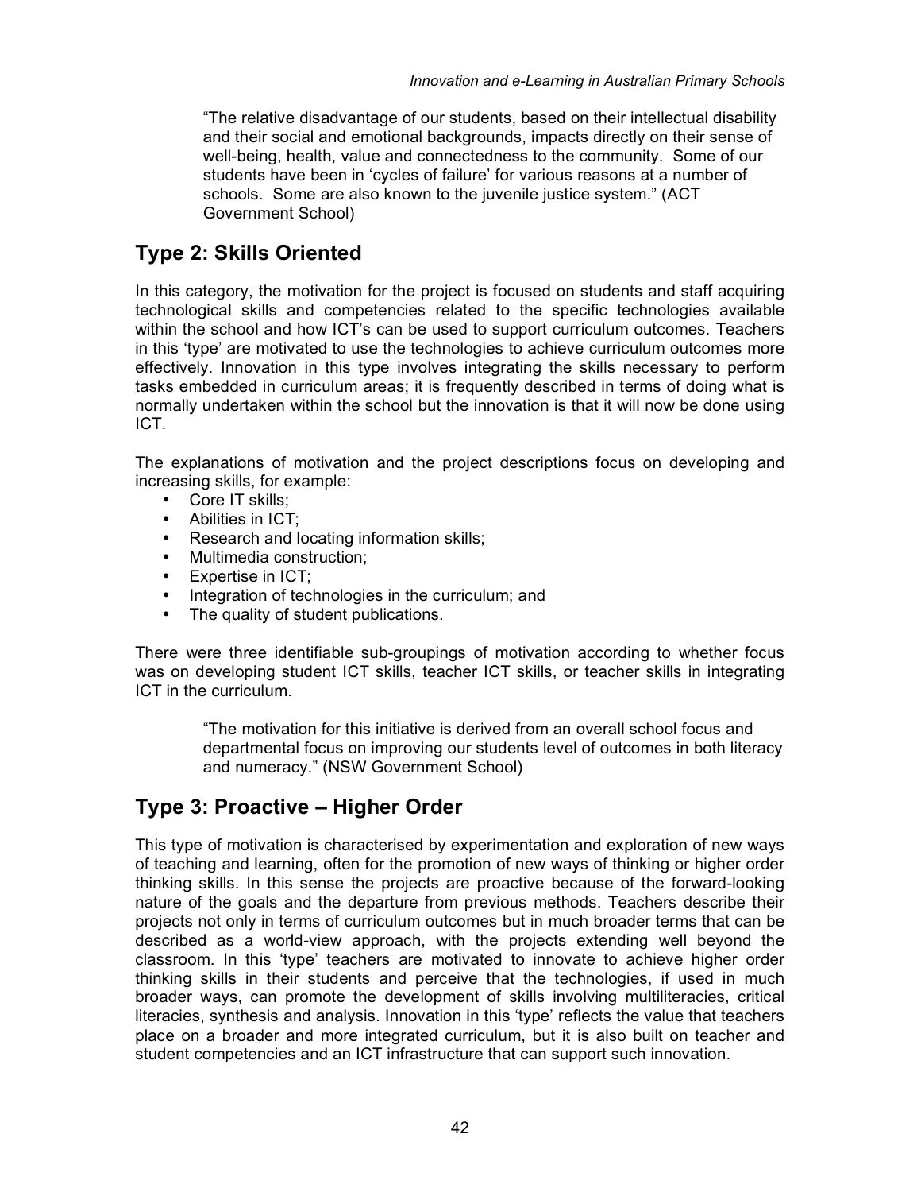> "The relative disadvantage of our students, based on their intellectual disability and their social and emotional backgrounds, impacts directly on their sense of well-being, health, value and connectedness to the community. Some of our students have been in 'cycles of failure' for various reasons at a number of schools. Some are also known to the juvenile justice system." (ACT Government School)

## Type 2: Skills Oriented

In this category, the motivation for the project is focused on students and staff acquiring technological skills and competencies related to the specific technologies available within the school and how ICT's can be used to support curriculum outcomes. Teachers in this 'type' are motivated to use the technologies to achieve curriculum outcomes more effectively. Innovation in this type involves integrating the skills necessary to perform tasks embedded in curriculum areas; it is frequently described in terms of doing what is normally undertaken within the school but the innovation is that it will now be done using ICT.

The explanations of motivation and the project descriptions focus on developing and increasing skills, for example:

- Core IT skills;
- Abilities in ICT;
- Research and locating information skills;
- Multimedia construction;
- Expertise in ICT;
- Integration of technologies in the curriculum; and
- The quality of student publications.

There were three identifiable sub-groupings of motivation according to whether focus was on developing student ICT skills, teacher ICT skills, or teacher skills in integrating ICT in the curriculum.

> "The motivation for this initiative is derived from an overall school focus and departmental focus on improving our students level of outcomes in both literacy and numeracy." (NSW Government School)

## Type 3: Proactive – Higher Order

This type of motivation is characterised by experimentation and exploration of new ways of teaching and learning, often for the promotion of new ways of thinking or higher order thinking skills. In this sense the projects are proactive because of the forward-looking nature of the goals and the departure from previous methods. Teachers describe their projects not only in terms of curriculum outcomes but in much broader terms that can be described as a world-view approach, with the projects extending well beyond the classroom. In this 'type' teachers are motivated to innovate to achieve higher order thinking skills in their students and perceive that the technologies, if used in much broader ways, can promote the development of skills involving multiliteracies, critical literacies, synthesis and analysis. Innovation in this 'type' reflects the value that teachers place on a broader and more integrated curriculum, but it is also built on teacher and student competencies and an ICT infrastructure that can support such innovation.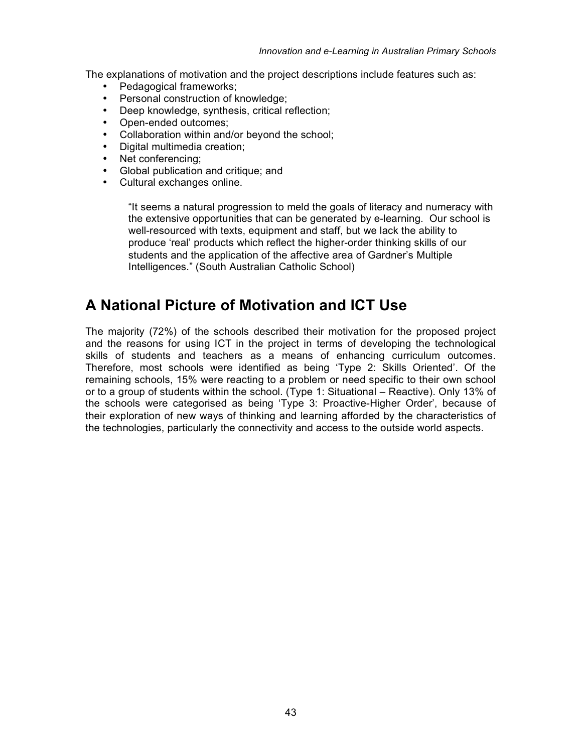The explanations of motivation and the project descriptions include features such as:

- Pedagogical frameworks;
- Personal construction of knowledge;
- Deep knowledge, synthesis, critical reflection;
- Open-ended outcomes;
- Collaboration within and/or beyond the school;
- Digital multimedia creation;
- Net conferencing;
- Global publication and critique; and
- Cultural exchanges online.

> "It seems a natural progression to meld the goals of literacy and numeracy with the extensive opportunities that can be generated by e-learning. Our school is well-resourced with texts, equipment and staff, but we lack the ability to produce 'real' products which reflect the higher-order thinking skills of our students and the application of the affective area of Gardner's Multiple Intelligences." (South Australian Catholic School)

## A National Picture of Motivation and ICT Use

The majority (72%) of the schools described their motivation for the proposed project and the reasons for using ICT in the project in terms of developing the technological skills of students and teachers as a means of enhancing curriculum outcomes. Therefore, most schools were identified as being 'Type 2: Skills Oriented'. Of the remaining schools, 15% were reacting to a problem or need specific to their own school or to a group of students within the school. (Type 1: Situational – Reactive). Only 13% of the schools were categorised as being 'Type 3: Proactive-Higher Order', because of their exploration of new ways of thinking and learning afforded by the characteristics of the technologies, particularly the connectivity and access to the outside world aspects.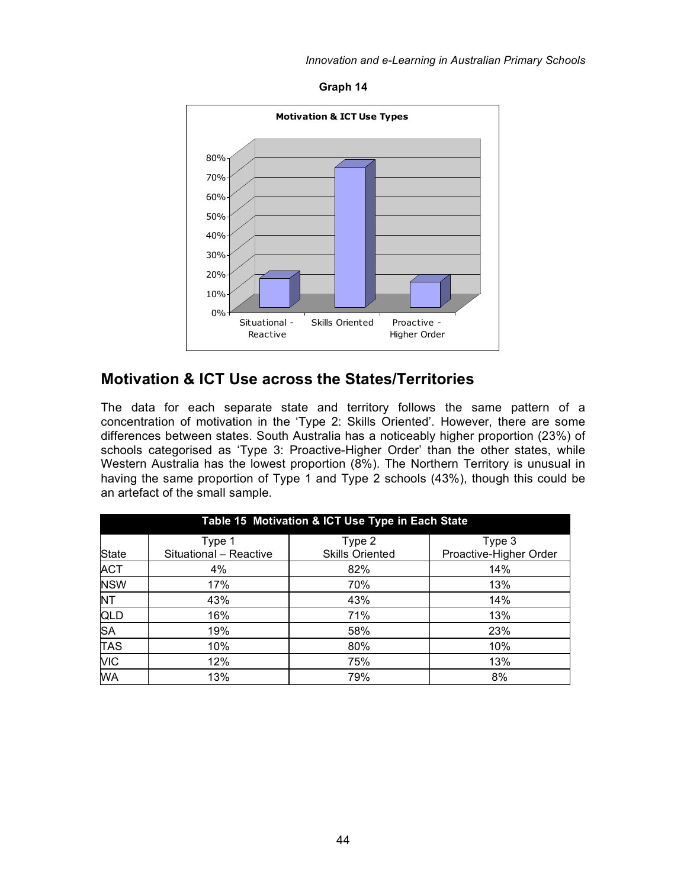Graph 14

Motivation & ICT Use Types

## Motivation & ICT Use across the States/Territories

The data for each separate state and territory follows the same pattern of a concentration of motivation in the 'Type 2: Skills Oriented'. However, there are some differences between states. South Australia has a noticeably higher proportion (23%) of schools categorised as 'Type 3: Proactive-Higher Order' than the other states, while Western Australia has the lowest proportion (8%). The Northern Territory is unusual in having the same proportion of Type 1 and Type 2 schools (43%), though this could be an artefact of the small sample.

**Table 15 Motivation & ICT Use Type in Each State**

| State | Type 1 Situational – Reactive | Type 2 Skills Oriented | Type 3 Proactive-Higher Order |
|---|---|---|---|
| ACT | 4% | 82% | 14% |
| NSW | 17% | 70% | 13% |
| NT | 43% | 43% | 14% |
| QLD | 16% | 71% | 13% |
| SA | 19% | 58% | 23% |
| TAS | 10% | 80% | 10% |
| VIC | 12% | 75% | 13% |
| WA | 13% | 79% | 8% |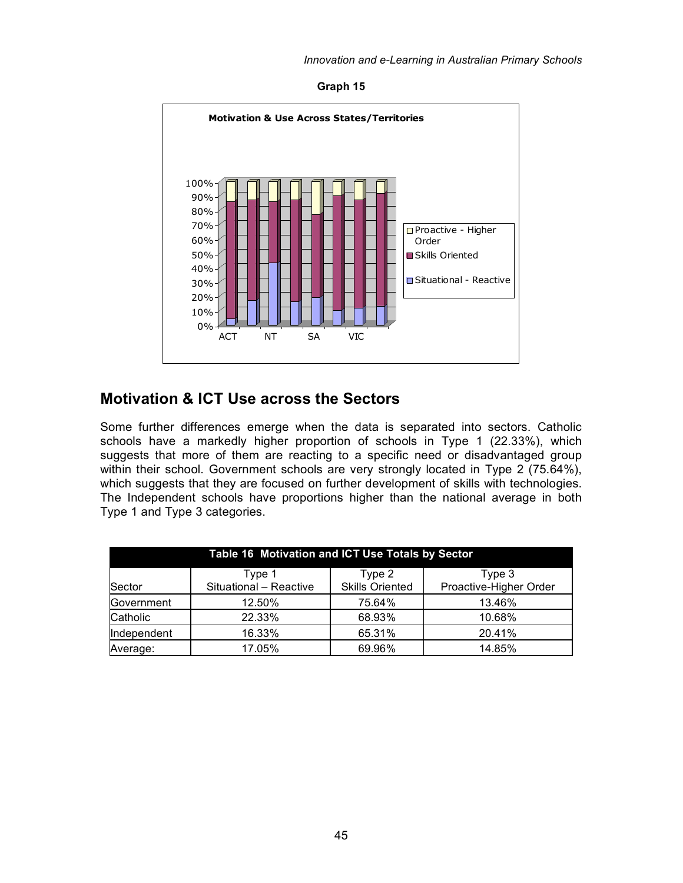**Graph 15**

## Motivation & ICT Use across the Sectors

Some further differences emerge when the data is separated into sectors. Catholic schools have a markedly higher proportion of schools in Type 1 (22.33%), which suggests that more of them are reacting to a specific need or disadvantaged group within their school. Government schools are very strongly located in Type 2 (75.64%), which suggests that they are focused on further development of skills with technologies. The Independent schools have proportions higher than the national average in both Type 1 and Type 3 categories.

**Table 16 Motivation and ICT Use Totals by Sector**

| Sector | Type 1 Situational – Reactive | Type 2 Skills Oriented | Type 3 Proactive-Higher Order |
|---|---|---|---|
| Government | 12.50% | 75.64% | 13.46% |
| Catholic | 22.33% | 68.93% | 10.68% |
| Independent | 16.33% | 65.31% | 20.41% |
| Average: | 17.05% | 69.96% | 14.85% |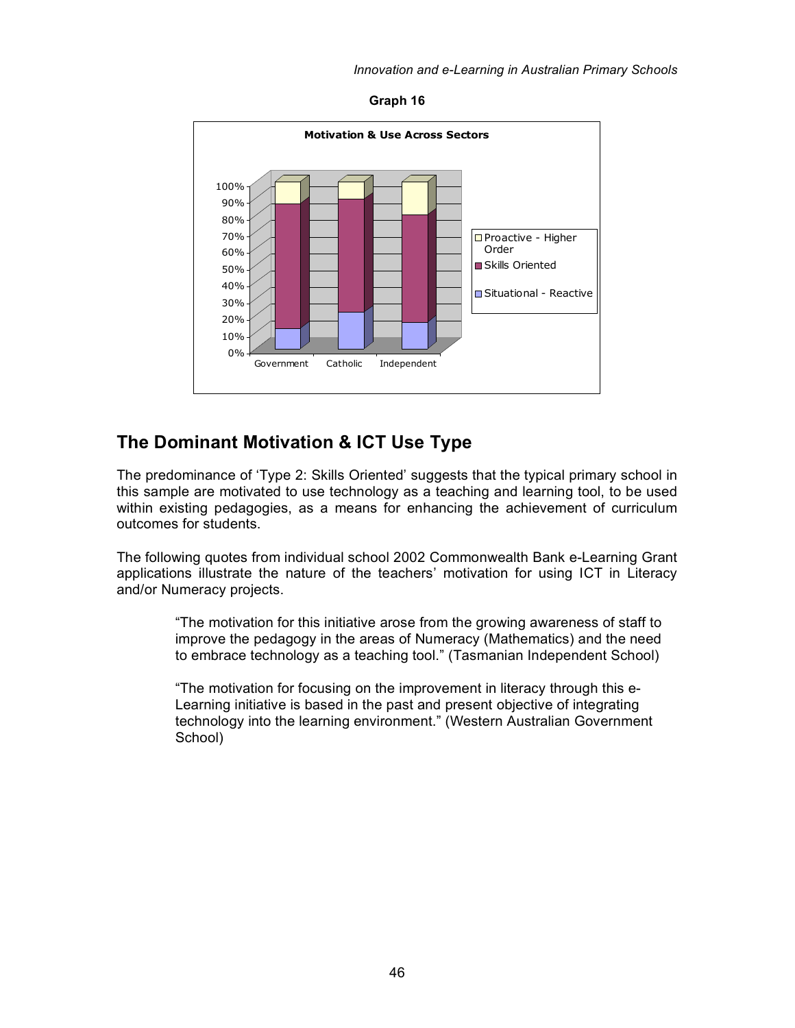**Graph 16**

**Motivation & Use Across Sectors**

## The Dominant Motivation & ICT Use Type

The predominance of 'Type 2: Skills Oriented' suggests that the typical primary school in this sample are motivated to use technology as a teaching and learning tool, to be used within existing pedagogies, as a means for enhancing the achievement of curriculum outcomes for students.

The following quotes from individual school 2002 Commonwealth Bank e-Learning Grant applications illustrate the nature of the teachers' motivation for using ICT in Literacy and/or Numeracy projects.

> "The motivation for this initiative arose from the growing awareness of staff to improve the pedagogy in the areas of Numeracy (Mathematics) and the need to embrace technology as a teaching tool." (Tasmanian Independent School)

> "The motivation for focusing on the improvement in literacy through this e-Learning initiative is based in the past and present objective of integrating technology into the learning environment." (Western Australian Government School)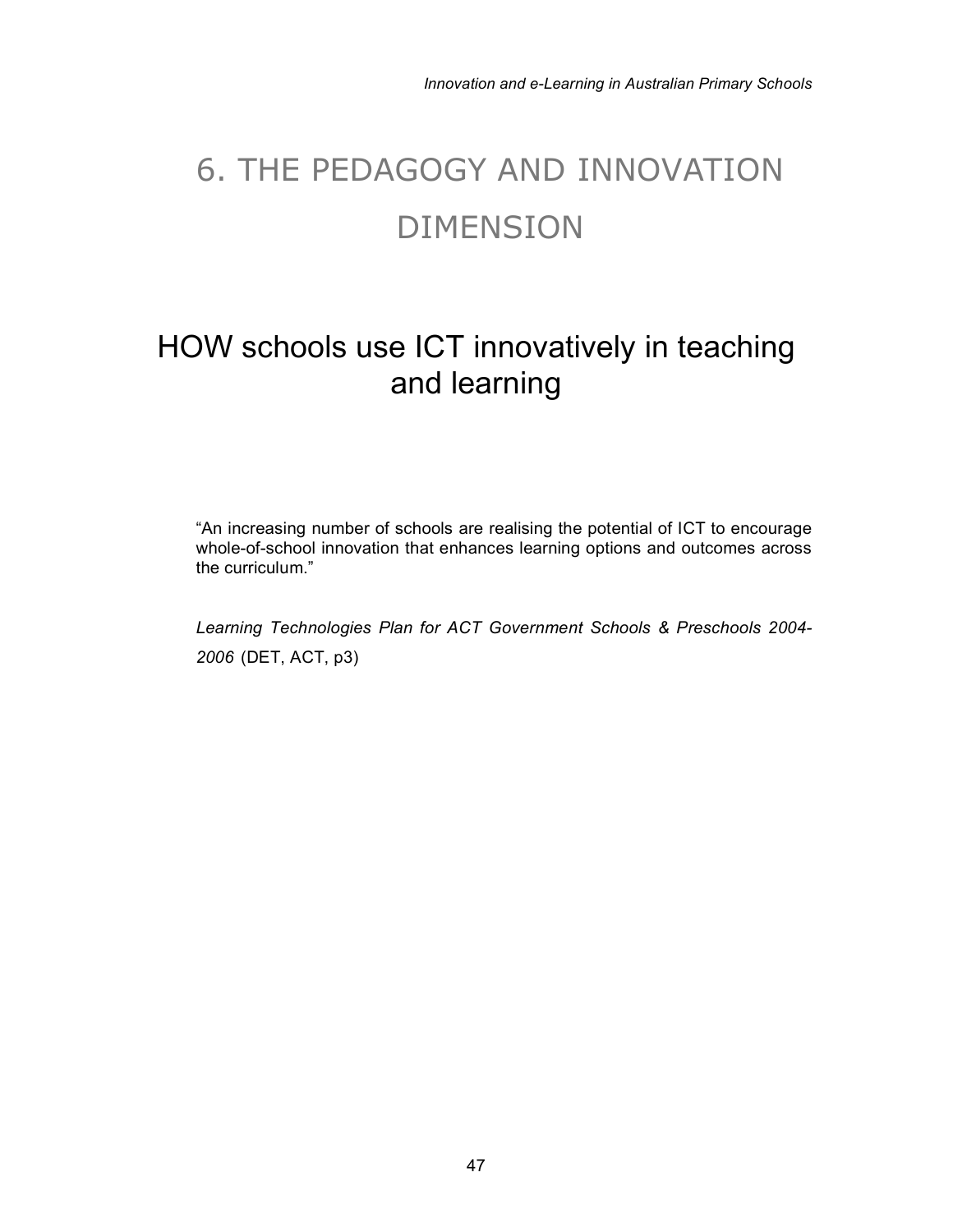# 6. THE PEDAGOGY AND INNOVATION DIMENSION

## HOW schools use ICT innovatively in teaching and learning

"An increasing number of schools are realising the potential of ICT to encourage whole-of-school innovation that enhances learning options and outcomes across the curriculum."

*Learning Technologies Plan for ACT Government Schools & Preschools 2004-2006* (DET, ACT, p3)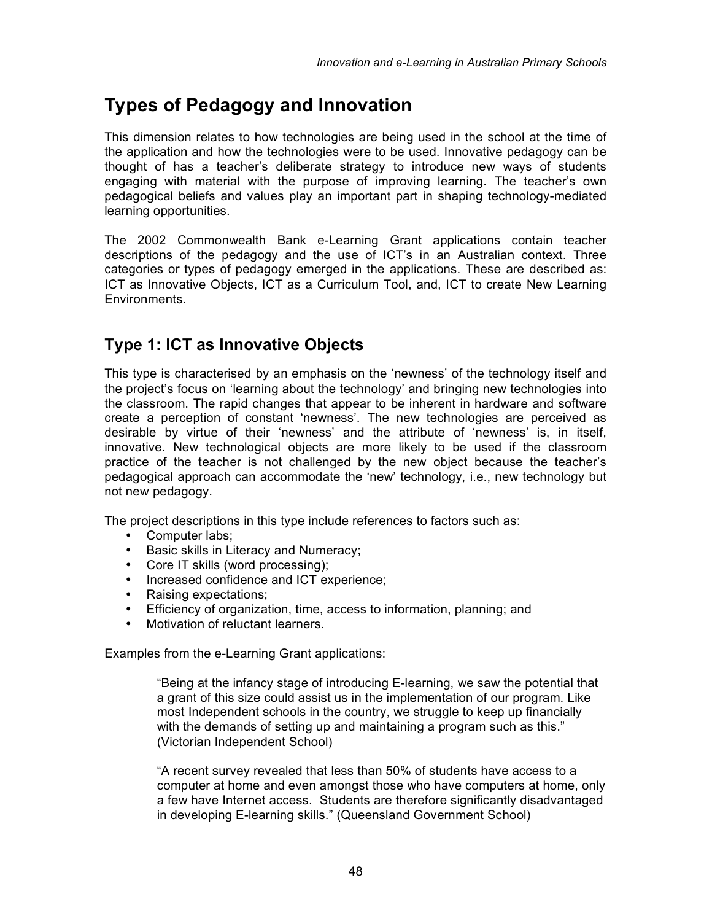## Types of Pedagogy and Innovation

This dimension relates to how technologies are being used in the school at the time of the application and how the technologies were to be used. Innovative pedagogy can be thought of has a teacher's deliberate strategy to introduce new ways of students engaging with material with the purpose of improving learning. The teacher's own pedagogical beliefs and values play an important part in shaping technology-mediated learning opportunities.

The 2002 Commonwealth Bank e-Learning Grant applications contain teacher descriptions of the pedagogy and the use of ICT's in an Australian context. Three categories or types of pedagogy emerged in the applications. These are described as: ICT as Innovative Objects, ICT as a Curriculum Tool, and, ICT to create New Learning Environments.

### Type 1: ICT as Innovative Objects

This type is characterised by an emphasis on the 'newness' of the technology itself and the project's focus on 'learning about the technology' and bringing new technologies into the classroom. The rapid changes that appear to be inherent in hardware and software create a perception of constant 'newness'. The new technologies are perceived as desirable by virtue of their 'newness' and the attribute of 'newness' is, in itself, innovative. New technological objects are more likely to be used if the classroom practice of the teacher is not challenged by the new object because the teacher's pedagogical approach can accommodate the 'new' technology, i.e., new technology but not new pedagogy.

The project descriptions in this type include references to factors such as:

- Computer labs;
- Basic skills in Literacy and Numeracy;
- Core IT skills (word processing);
- Increased confidence and ICT experience;
- Raising expectations;
- Efficiency of organization, time, access to information, planning; and
- Motivation of reluctant learners.

Examples from the e-Learning Grant applications:

> "Being at the infancy stage of introducing E-learning, we saw the potential that a grant of this size could assist us in the implementation of our program. Like most Independent schools in the country, we struggle to keep up financially with the demands of setting up and maintaining a program such as this." (Victorian Independent School)

> "A recent survey revealed that less than 50% of students have access to a computer at home and even amongst those who have computers at home, only a few have Internet access. Students are therefore significantly disadvantaged in developing E-learning skills." (Queensland Government School)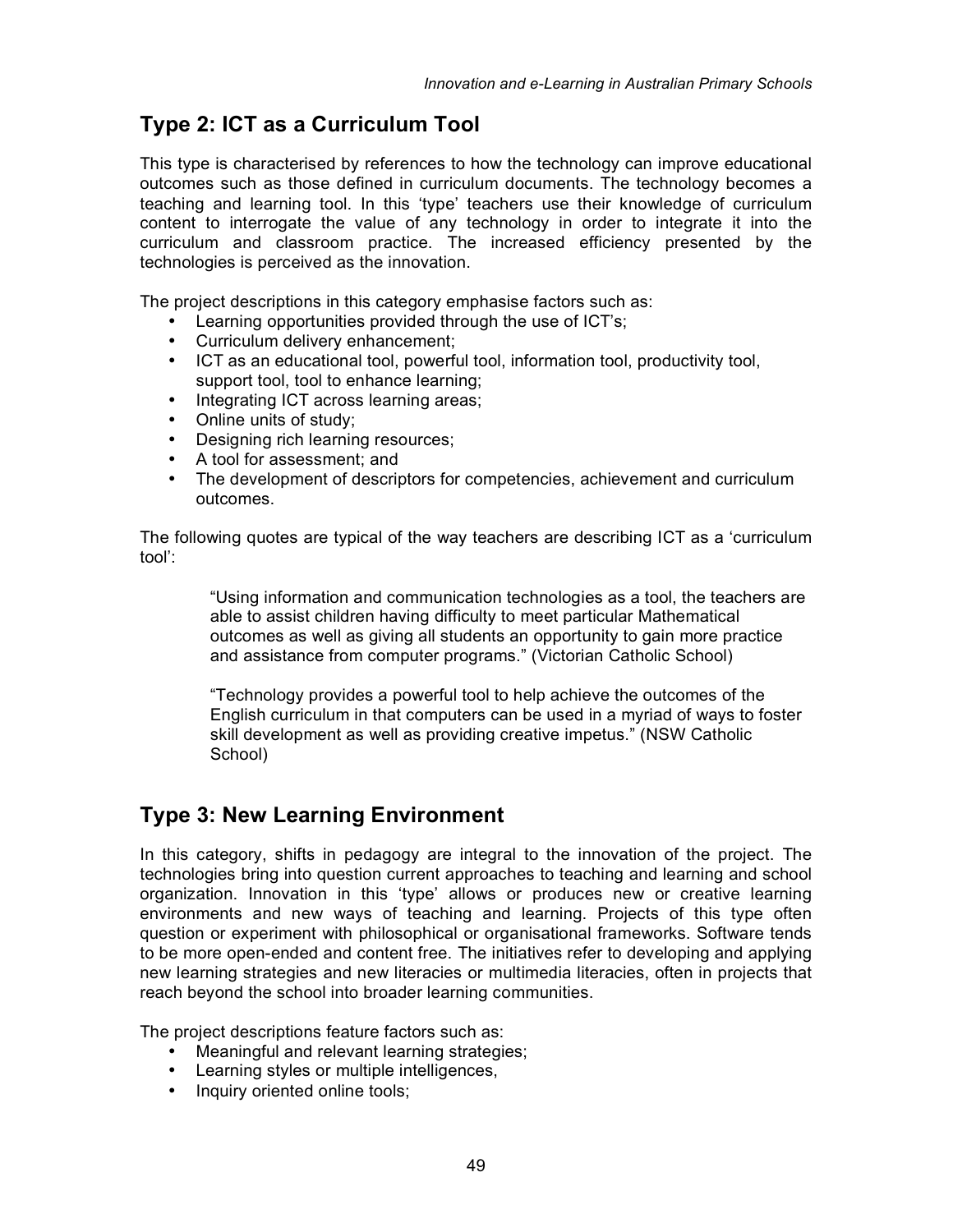## Type 2: ICT as a Curriculum Tool

This type is characterised by references to how the technology can improve educational outcomes such as those defined in curriculum documents. The technology becomes a teaching and learning tool. In this 'type' teachers use their knowledge of curriculum content to interrogate the value of any technology in order to integrate it into the curriculum and classroom practice. The increased efficiency presented by the technologies is perceived as the innovation.

The project descriptions in this category emphasise factors such as:

- Learning opportunities provided through the use of ICT's;
- Curriculum delivery enhancement;
- ICT as an educational tool, powerful tool, information tool, productivity tool, support tool, tool to enhance learning;
- Integrating ICT across learning areas;
- Online units of study;
- Designing rich learning resources;
- A tool for assessment; and
- The development of descriptors for competencies, achievement and curriculum outcomes.

The following quotes are typical of the way teachers are describing ICT as a 'curriculum tool':

> "Using information and communication technologies as a tool, the teachers are able to assist children having difficulty to meet particular Mathematical outcomes as well as giving all students an opportunity to gain more practice and assistance from computer programs." (Victorian Catholic School)
>
> "Technology provides a powerful tool to help achieve the outcomes of the English curriculum in that computers can be used in a myriad of ways to foster skill development as well as providing creative impetus." (NSW Catholic School)

## Type 3: New Learning Environment

In this category, shifts in pedagogy are integral to the innovation of the project. The technologies bring into question current approaches to teaching and learning and school organization. Innovation in this 'type' allows or produces new or creative learning environments and new ways of teaching and learning. Projects of this type often question or experiment with philosophical or organisational frameworks. Software tends to be more open-ended and content free. The initiatives refer to developing and applying new learning strategies and new literacies or multimedia literacies, often in projects that reach beyond the school into broader learning communities.

The project descriptions feature factors such as:

- Meaningful and relevant learning strategies;
- Learning styles or multiple intelligences,
- Inquiry oriented online tools;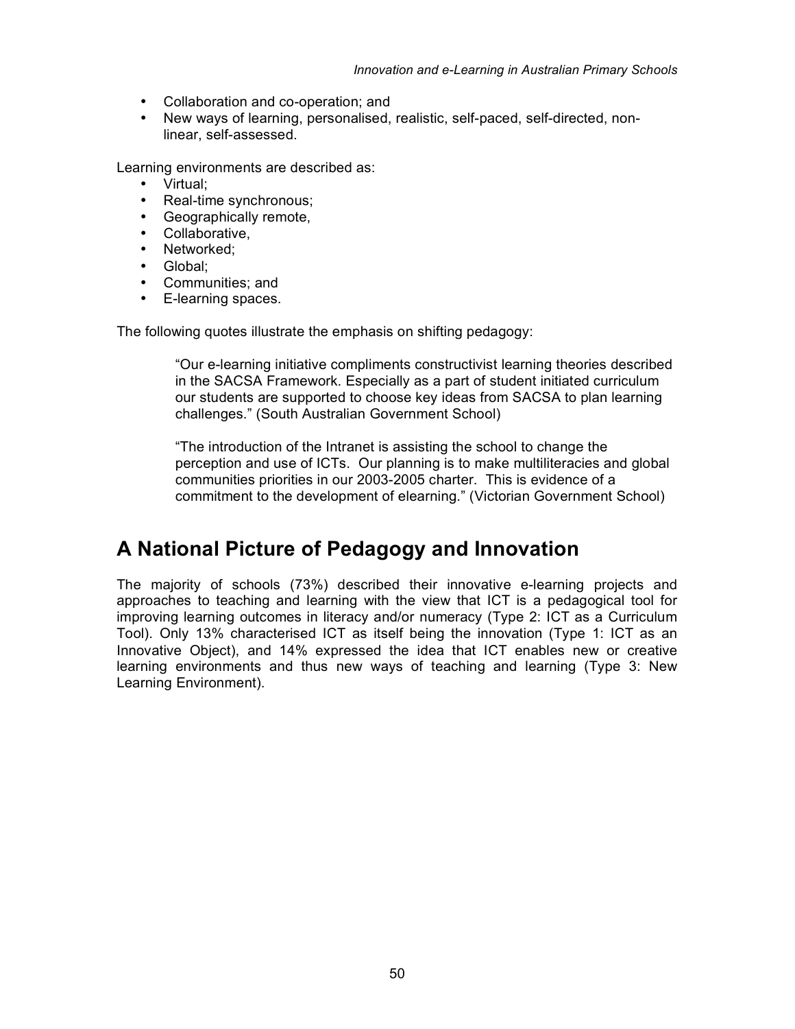- Collaboration and co-operation; and
- New ways of learning, personalised, realistic, self-paced, self-directed, non-linear, self-assessed.

Learning environments are described as:

- Virtual;
- Real-time synchronous;
- Geographically remote,
- Collaborative,
- Networked;
- Global;
- Communities; and
- E-learning spaces.

The following quotes illustrate the emphasis on shifting pedagogy:

> "Our e-learning initiative compliments constructivist learning theories described in the SACSA Framework. Especially as a part of student initiated curriculum our students are supported to choose key ideas from SACSA to plan learning challenges." (South Australian Government School)

> "The introduction of the Intranet is assisting the school to change the perception and use of ICTs. Our planning is to make multiliteracies and global communities priorities in our 2003-2005 charter. This is evidence of a commitment to the development of elearning." (Victorian Government School)

## A National Picture of Pedagogy and Innovation

The majority of schools (73%) described their innovative e-learning projects and approaches to teaching and learning with the view that ICT is a pedagogical tool for improving learning outcomes in literacy and/or numeracy (Type 2: ICT as a Curriculum Tool). Only 13% characterised ICT as itself being the innovation (Type 1: ICT as an Innovative Object), and 14% expressed the idea that ICT enables new or creative learning environments and thus new ways of teaching and learning (Type 3: New Learning Environment).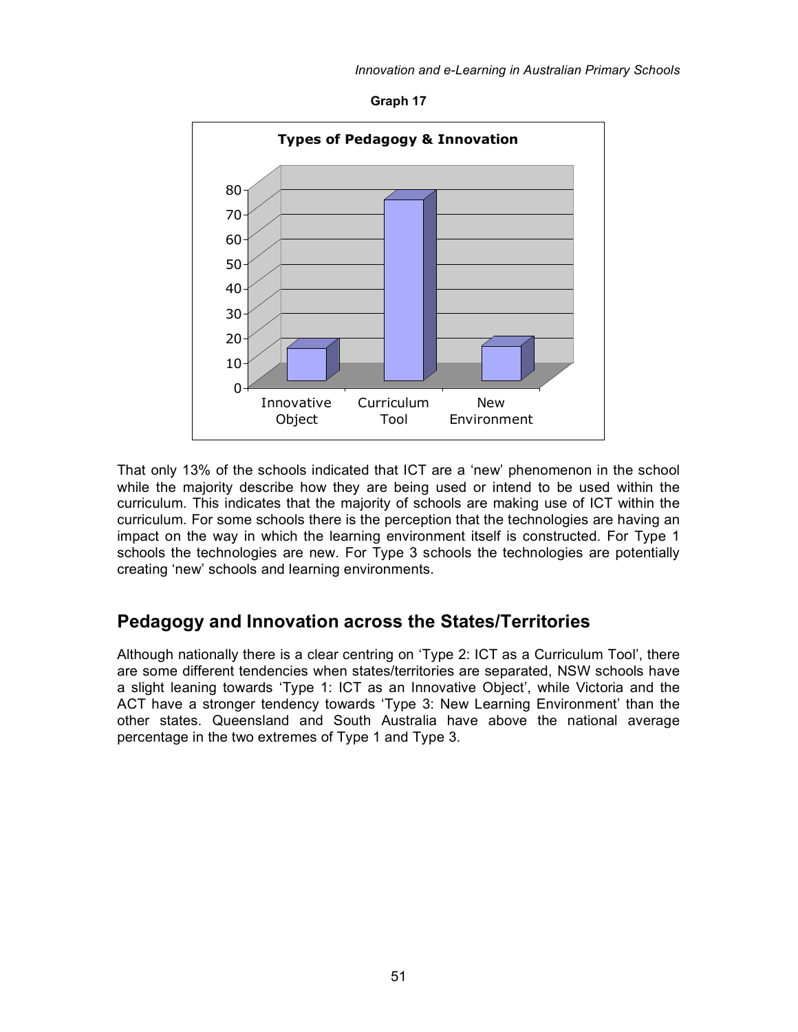**Graph 17**

That only 13% of the schools indicated that ICT are a 'new' phenomenon in the school while the majority describe how they are being used or intend to be used within the curriculum. This indicates that the majority of schools are making use of ICT within the curriculum. For some schools there is the perception that the technologies are having an impact on the way in which the learning environment itself is constructed. For Type 1 schools the technologies are new. For Type 3 schools the technologies are potentially creating 'new' schools and learning environments.

## Pedagogy and Innovation across the States/Territories

Although nationally there is a clear centring on 'Type 2: ICT as a Curriculum Tool', there are some different tendencies when states/territories are separated, NSW schools have a slight leaning towards 'Type 1: ICT as an Innovative Object', while Victoria and the ACT have a stronger tendency towards 'Type 3: New Learning Environment' than the other states. Queensland and South Australia have above the national average percentage in the two extremes of Type 1 and Type 3.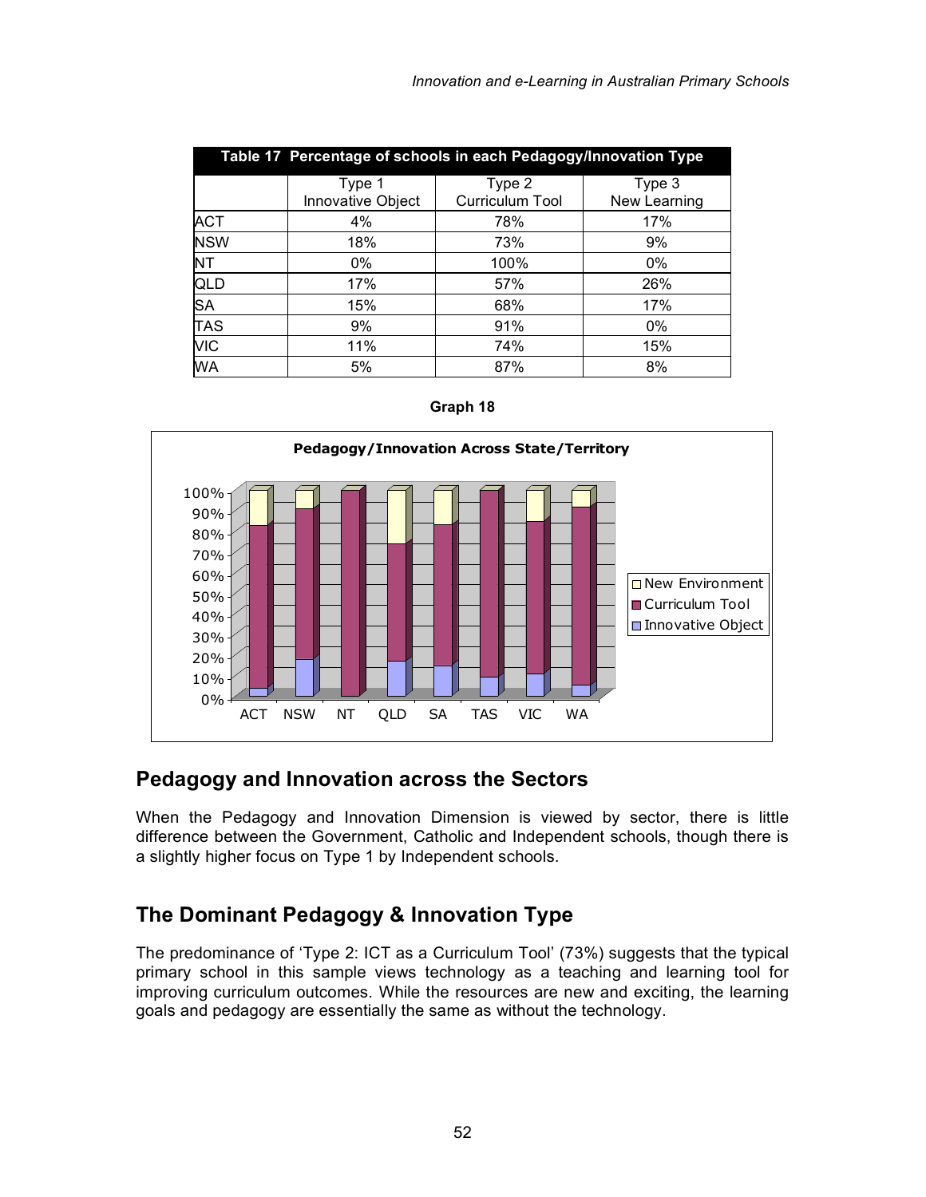**Table 17 Percentage of schools in each Pedagogy/Innovation Type**

| | Type 1 Innovative Object | Type 2 Curriculum Tool | Type 3 New Learning |
|---|---|---|---|
| ACT | 4% | 78% | 17% |
| NSW | 18% | 73% | 9% |
| NT | 0% | 100% | 0% |
| QLD | 17% | 57% | 26% |
| SA | 15% | 68% | 17% |
| TAS | 9% | 91% | 0% |
| VIC | 11% | 74% | 15% |
| WA | 5% | 87% | 8% |

**Graph 18**

Pedagogy/Innovation Across State/Territory

## Pedagogy and Innovation across the Sectors

When the Pedagogy and Innovation Dimension is viewed by sector, there is little difference between the Government, Catholic and Independent schools, though there is a slightly higher focus on Type 1 by Independent schools.

## The Dominant Pedagogy & Innovation Type

The predominance of 'Type 2: ICT as a Curriculum Tool' (73%) suggests that the typical primary school in this sample views technology as a teaching and learning tool for improving curriculum outcomes. While the resources are new and exciting, the learning goals and pedagogy are essentially the same as without the technology.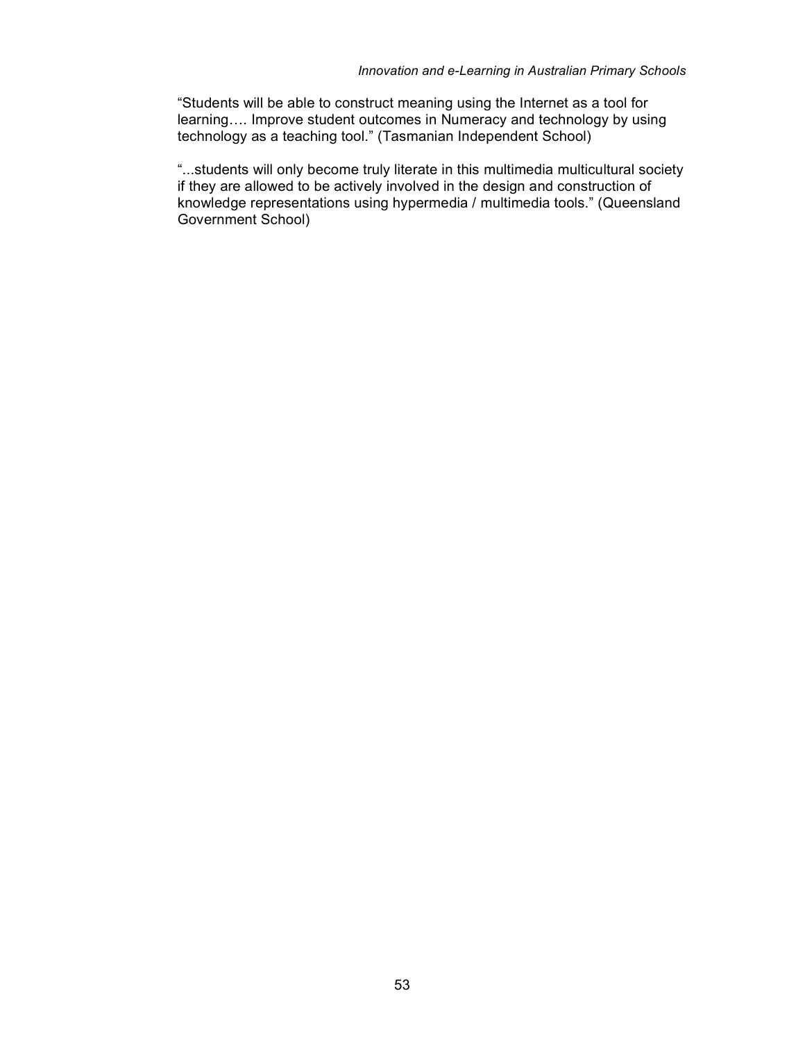"Students will be able to construct meaning using the Internet as a tool for learning…. Improve student outcomes in Numeracy and technology by using technology as a teaching tool." (Tasmanian Independent School)

"...students will only become truly literate in this multimedia multicultural society if they are allowed to be actively involved in the design and construction of knowledge representations using hypermedia / multimedia tools." (Queensland Government School)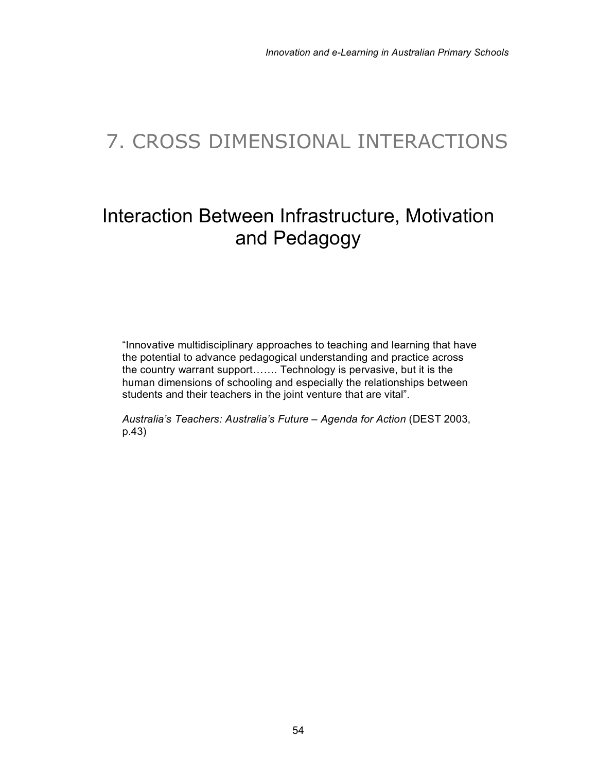# 7. CROSS DIMENSIONAL INTERACTIONS

## Interaction Between Infrastructure, Motivation and Pedagogy

"Innovative multidisciplinary approaches to teaching and learning that have the potential to advance pedagogical understanding and practice across the country warrant support……. Technology is pervasive, but it is the human dimensions of schooling and especially the relationships between students and their teachers in the joint venture that are vital".

*Australia's Teachers: Australia's Future – Agenda for Action* (DEST 2003, p.43)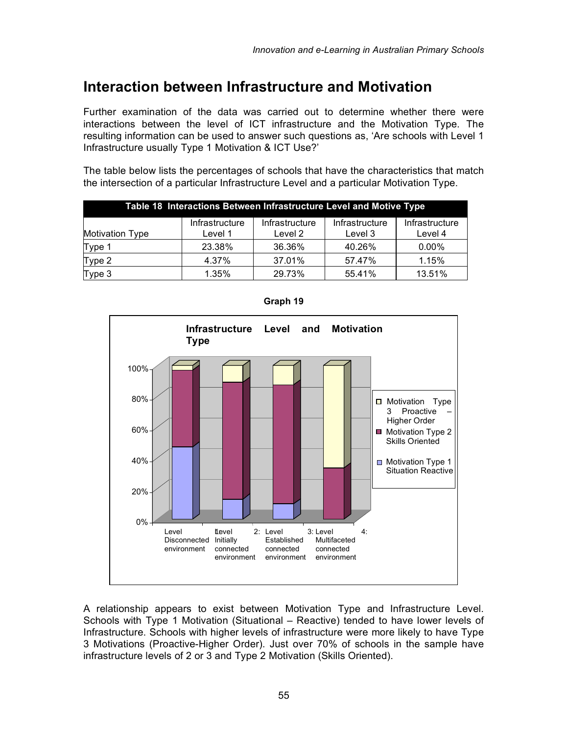## Interaction between Infrastructure and Motivation

Further examination of the data was carried out to determine whether there were interactions between the level of ICT infrastructure and the Motivation Type. The resulting information can be used to answer such questions as, 'Are schools with Level 1 Infrastructure usually Type 1 Motivation & ICT Use?'

The table below lists the percentages of schools that have the characteristics that match the intersection of a particular Infrastructure Level and a particular Motivation Type.

**Table 18 Interactions Between Infrastructure Level and Motive Type**

| Motivation Type | Infrastructure Level 1 | Infrastructure Level 2 | Infrastructure Level 3 | Infrastructure Level 4 |
|---|---|---|---|---|
| Type 1 | 23.38% | 36.36% | 40.26% | 0.00% |
| Type 2 | 4.37% | 37.01% | 57.47% | 1.15% |
| Type 3 | 1.35% | 29.73% | 55.41% | 13.51% |

**Graph 19**

A relationship appears to exist between Motivation Type and Infrastructure Level. Schools with Type 1 Motivation (Situational – Reactive) tended to have lower levels of Infrastructure. Schools with higher levels of infrastructure were more likely to have Type 3 Motivations (Proactive-Higher Order). Just over 70% of schools in the sample have infrastructure levels of 2 or 3 and Type 2 Motivation (Skills Oriented).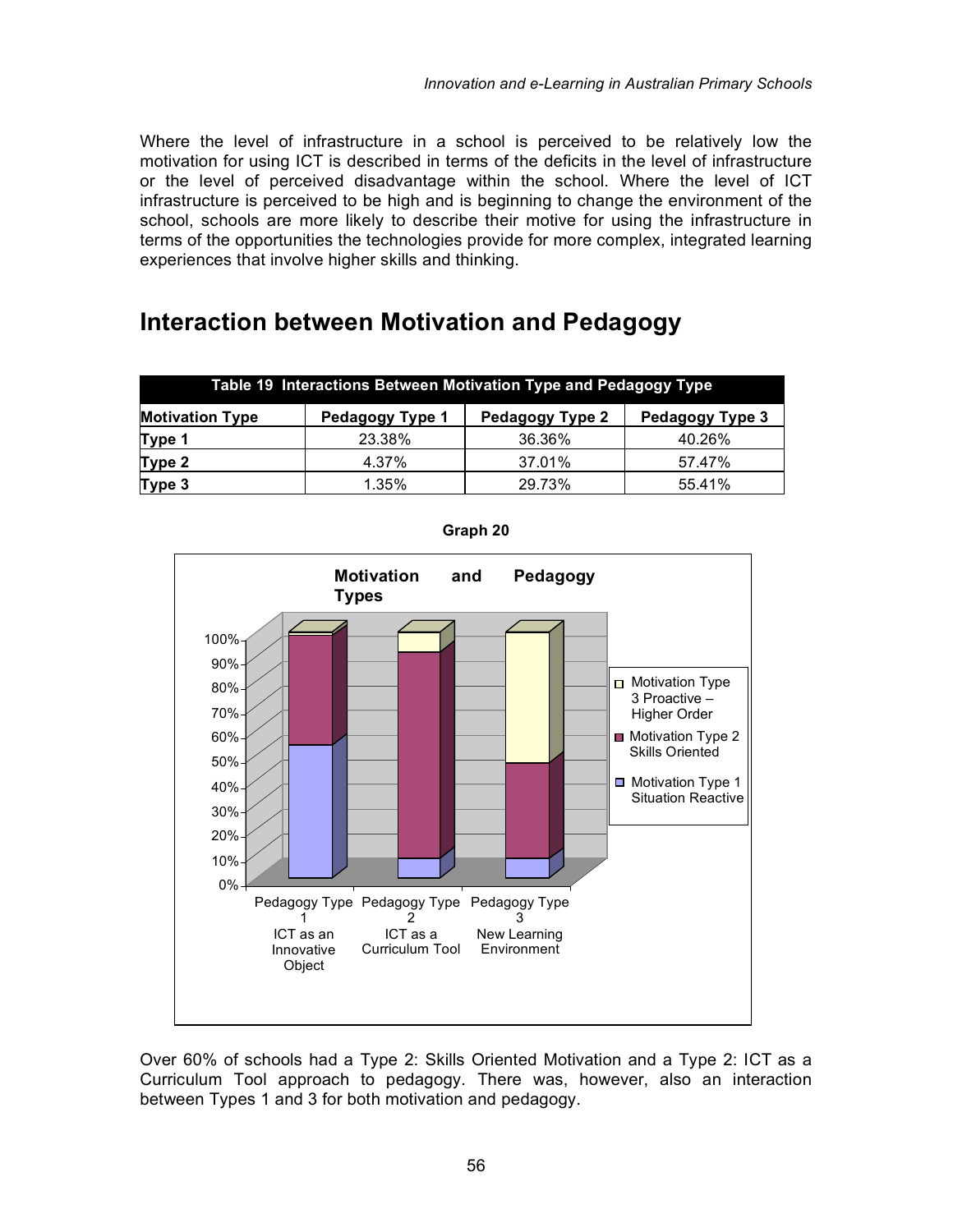Where the level of infrastructure in a school is perceived to be relatively low the motivation for using ICT is described in terms of the deficits in the level of infrastructure or the level of perceived disadvantage within the school. Where the level of ICT infrastructure is perceived to be high and is beginning to change the environment of the school, schools are more likely to describe their motive for using the infrastructure in terms of the opportunities the technologies provide for more complex, integrated learning experiences that involve higher skills and thinking.

## Interaction between Motivation and Pedagogy

**Table 19 Interactions Between Motivation Type and Pedagogy Type**

| Motivation Type | Pedagogy Type 1 | Pedagogy Type 2 | Pedagogy Type 3 |
|---|---|---|---|
| Type 1 | 23.38% | 36.36% | 40.26% |
| Type 2 | 4.37% | 37.01% | 57.47% |
| Type 3 | 1.35% | 29.73% | 55.41% |

**Graph 20**

Over 60% of schools had a Type 2: Skills Oriented Motivation and a Type 2: ICT as a Curriculum Tool approach to pedagogy. There was, however, also an interaction between Types 1 and 3 for both motivation and pedagogy.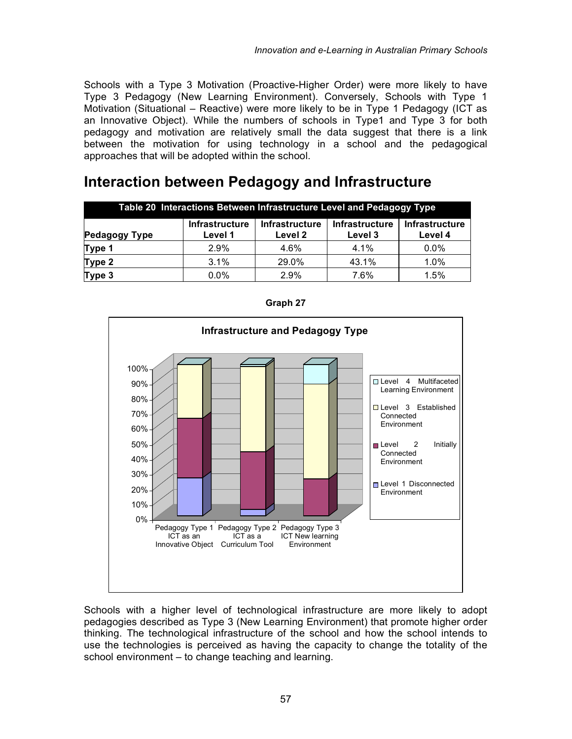Schools with a Type 3 Motivation (Proactive-Higher Order) were more likely to have Type 3 Pedagogy (New Learning Environment). Conversely, Schools with Type 1 Motivation (Situational – Reactive) were more likely to be in Type 1 Pedagogy (ICT as an Innovative Object). While the numbers of schools in Type1 and Type 3 for both pedagogy and motivation are relatively small the data suggest that there is a link between the motivation for using technology in a school and the pedagogical approaches that will be adopted within the school.

## Interaction between Pedagogy and Infrastructure

**Table 20 Interactions Between Infrastructure Level and Pedagogy Type**

| Pedagogy Type | Infrastructure Level 1 | Infrastructure Level 2 | Infrastructure Level 3 | Infrastructure Level 4 |
|---|---|---|---|---|
| **Type 1** | 2.9% | 4.6% | 4.1% | 0.0% |
| **Type 2** | 3.1% | 29.0% | 43.1% | 1.0% |
| **Type 3** | 0.0% | 2.9% | 7.6% | 1.5% |

**Graph 27**

Schools with a higher level of technological infrastructure are more likely to adopt pedagogies described as Type 3 (New Learning Environment) that promote higher order thinking. The technological infrastructure of the school and how the school intends to use the technologies is perceived as having the capacity to change the totality of the school environment – to change teaching and learning.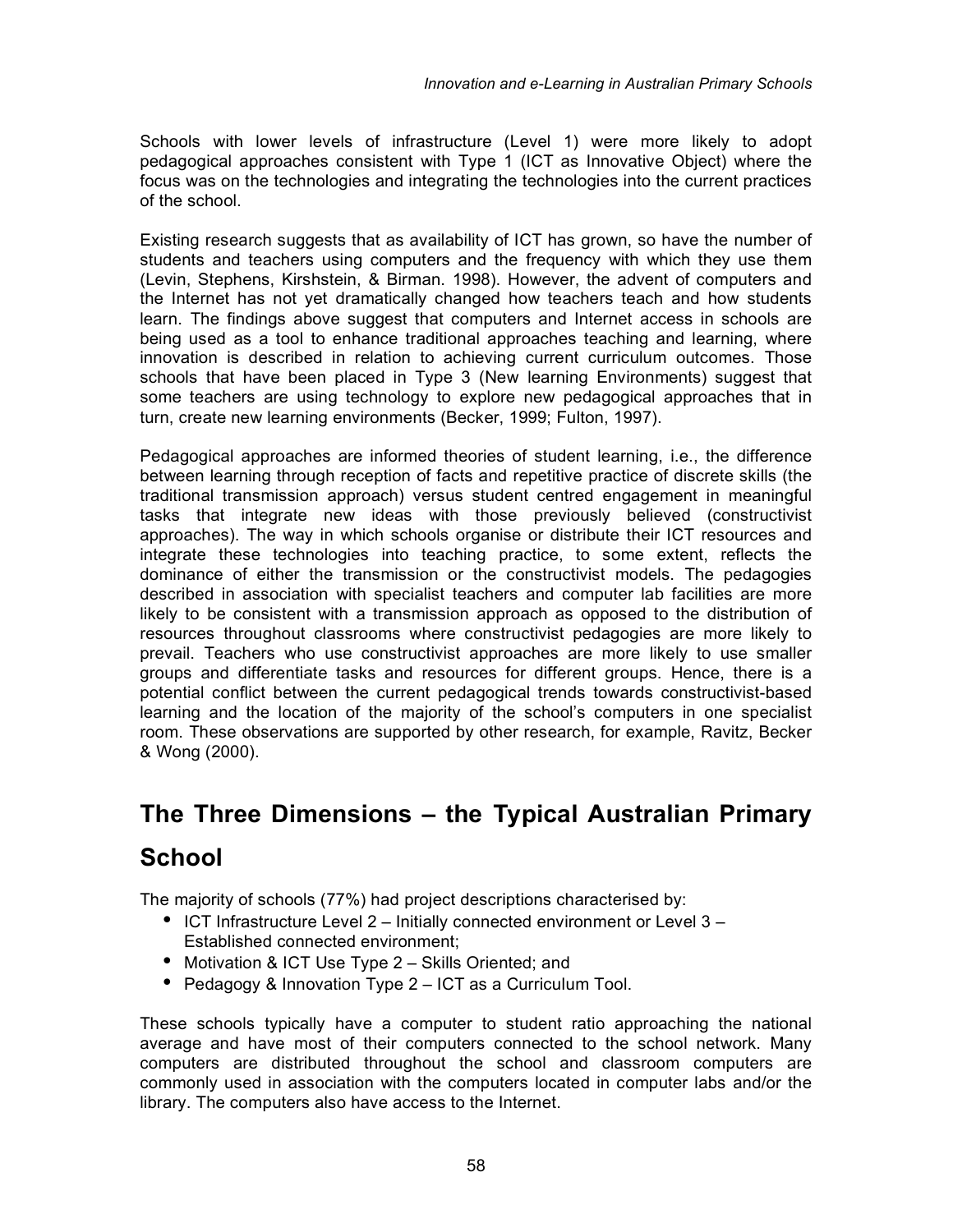Schools with lower levels of infrastructure (Level 1) were more likely to adopt pedagogical approaches consistent with Type 1 (ICT as Innovative Object) where the focus was on the technologies and integrating the technologies into the current practices of the school.

Existing research suggests that as availability of ICT has grown, so have the number of students and teachers using computers and the frequency with which they use them (Levin, Stephens, Kirshstein, & Birman. 1998). However, the advent of computers and the Internet has not yet dramatically changed how teachers teach and how students learn. The findings above suggest that computers and Internet access in schools are being used as a tool to enhance traditional approaches teaching and learning, where innovation is described in relation to achieving current curriculum outcomes. Those schools that have been placed in Type 3 (New learning Environments) suggest that some teachers are using technology to explore new pedagogical approaches that in turn, create new learning environments (Becker, 1999; Fulton, 1997).

Pedagogical approaches are informed theories of student learning, i.e., the difference between learning through reception of facts and repetitive practice of discrete skills (the traditional transmission approach) versus student centred engagement in meaningful tasks that integrate new ideas with those previously believed (constructivist approaches). The way in which schools organise or distribute their ICT resources and integrate these technologies into teaching practice, to some extent, reflects the dominance of either the transmission or the constructivist models. The pedagogies described in association with specialist teachers and computer lab facilities are more likely to be consistent with a transmission approach as opposed to the distribution of resources throughout classrooms where constructivist pedagogies are more likely to prevail. Teachers who use constructivist approaches are more likely to use smaller groups and differentiate tasks and resources for different groups. Hence, there is a potential conflict between the current pedagogical trends towards constructivist-based learning and the location of the majority of the school's computers in one specialist room. These observations are supported by other research, for example, Ravitz, Becker & Wong (2000).

## The Three Dimensions – the Typical Australian Primary School

The majority of schools (77%) had project descriptions characterised by:

- ICT Infrastructure Level 2 – Initially connected environment or Level 3 – Established connected environment;
- Motivation & ICT Use Type 2 – Skills Oriented; and
- Pedagogy & Innovation Type 2 – ICT as a Curriculum Tool.

These schools typically have a computer to student ratio approaching the national average and have most of their computers connected to the school network. Many computers are distributed throughout the school and classroom computers are commonly used in association with the computers located in computer labs and/or the library. The computers also have access to the Internet.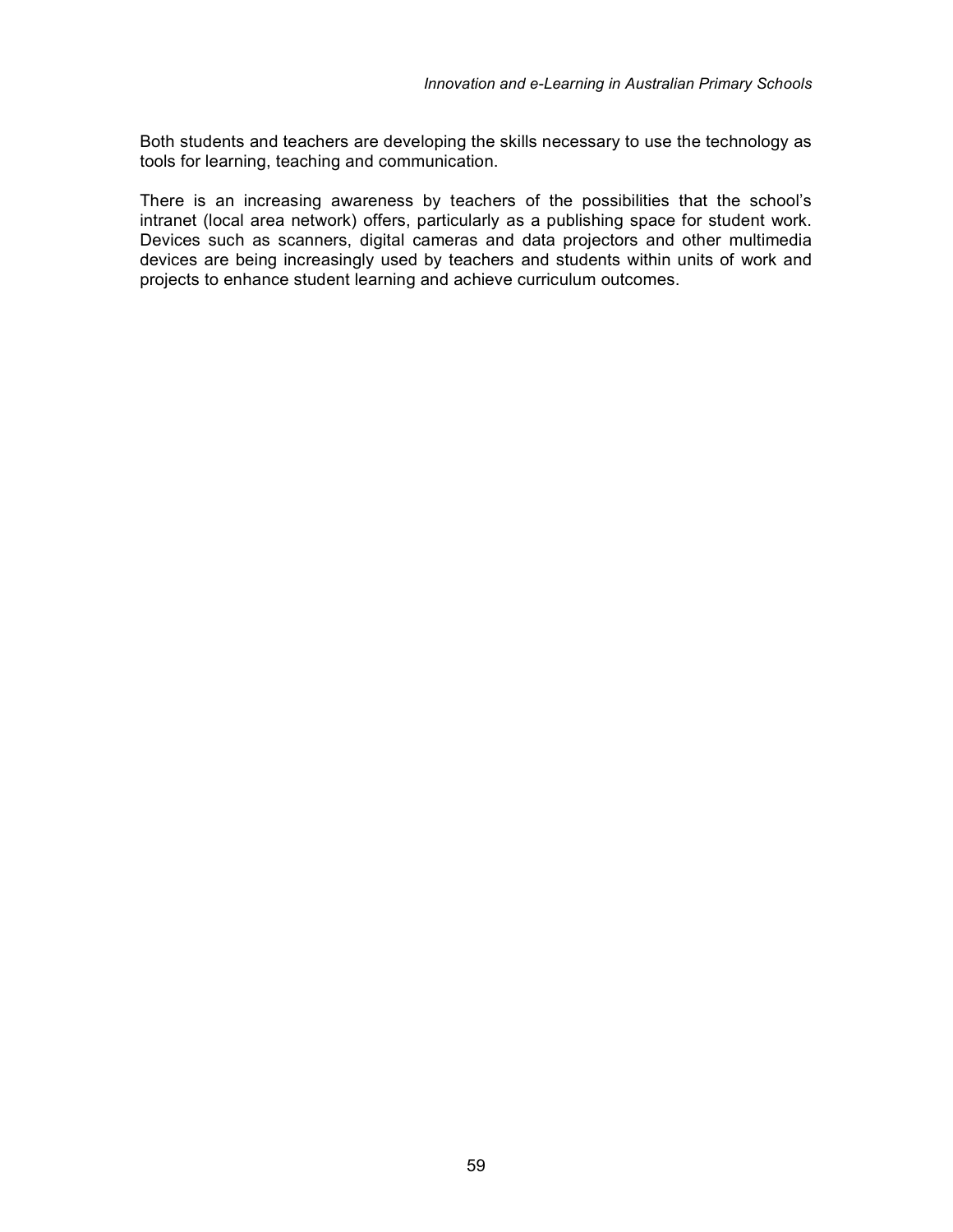Both students and teachers are developing the skills necessary to use the technology as tools for learning, teaching and communication.

There is an increasing awareness by teachers of the possibilities that the school's intranet (local area network) offers, particularly as a publishing space for student work. Devices such as scanners, digital cameras and data projectors and other multimedia devices are being increasingly used by teachers and students within units of work and projects to enhance student learning and achieve curriculum outcomes.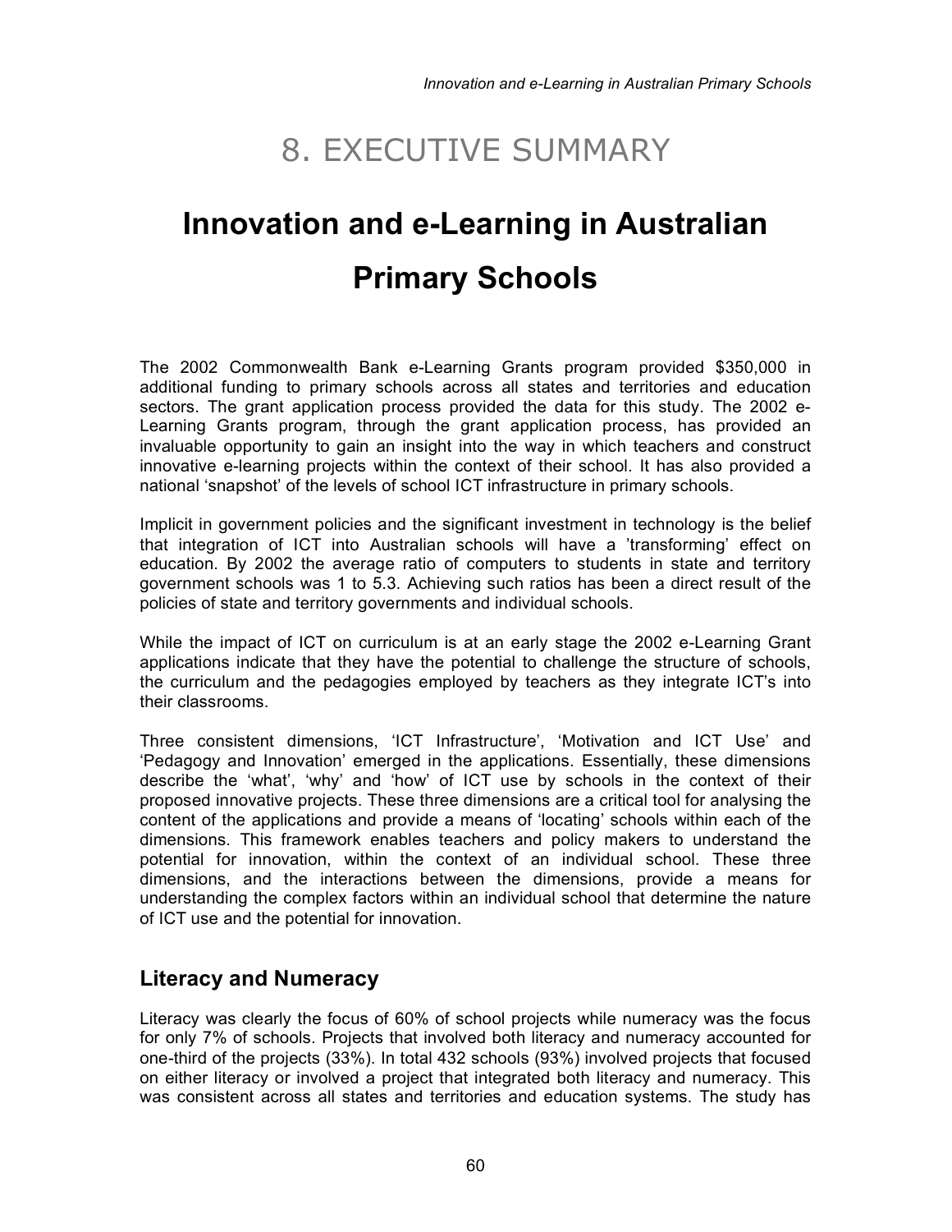# 8. EXECUTIVE SUMMARY

# Innovation and e-Learning in Australian Primary Schools

The 2002 Commonwealth Bank e-Learning Grants program provided $350,000 in additional funding to primary schools across all states and territories and education sectors. The grant application process provided the data for this study. The 2002 e-Learning Grants program, through the grant application process, has provided an invaluable opportunity to gain an insight into the way in which teachers and construct innovative e-learning projects within the context of their school. It has also provided a national 'snapshot' of the levels of school ICT infrastructure in primary schools.

Implicit in government policies and the significant investment in technology is the belief that integration of ICT into Australian schools will have a 'transforming' effect on education. By 2002 the average ratio of computers to students in state and territory government schools was 1 to 5.3. Achieving such ratios has been a direct result of the policies of state and territory governments and individual schools.

While the impact of ICT on curriculum is at an early stage the 2002 e-Learning Grant applications indicate that they have the potential to challenge the structure of schools, the curriculum and the pedagogies employed by teachers as they integrate ICT's into their classrooms.

Three consistent dimensions, 'ICT Infrastructure', 'Motivation and ICT Use' and 'Pedagogy and Innovation' emerged in the applications. Essentially, these dimensions describe the 'what', 'why' and 'how' of ICT use by schools in the context of their proposed innovative projects. These three dimensions are a critical tool for analysing the content of the applications and provide a means of 'locating' schools within each of the dimensions. This framework enables teachers and policy makers to understand the potential for innovation, within the context of an individual school. These three dimensions, and the interactions between the dimensions, provide a means for understanding the complex factors within an individual school that determine the nature of ICT use and the potential for innovation.

## Literacy and Numeracy

Literacy was clearly the focus of 60% of school projects while numeracy was the focus for only 7% of schools. Projects that involved both literacy and numeracy accounted for one-third of the projects (33%). In total 432 schools (93%) involved projects that focused on either literacy or involved a project that integrated both literacy and numeracy. This was consistent across all states and territories and education systems. The study has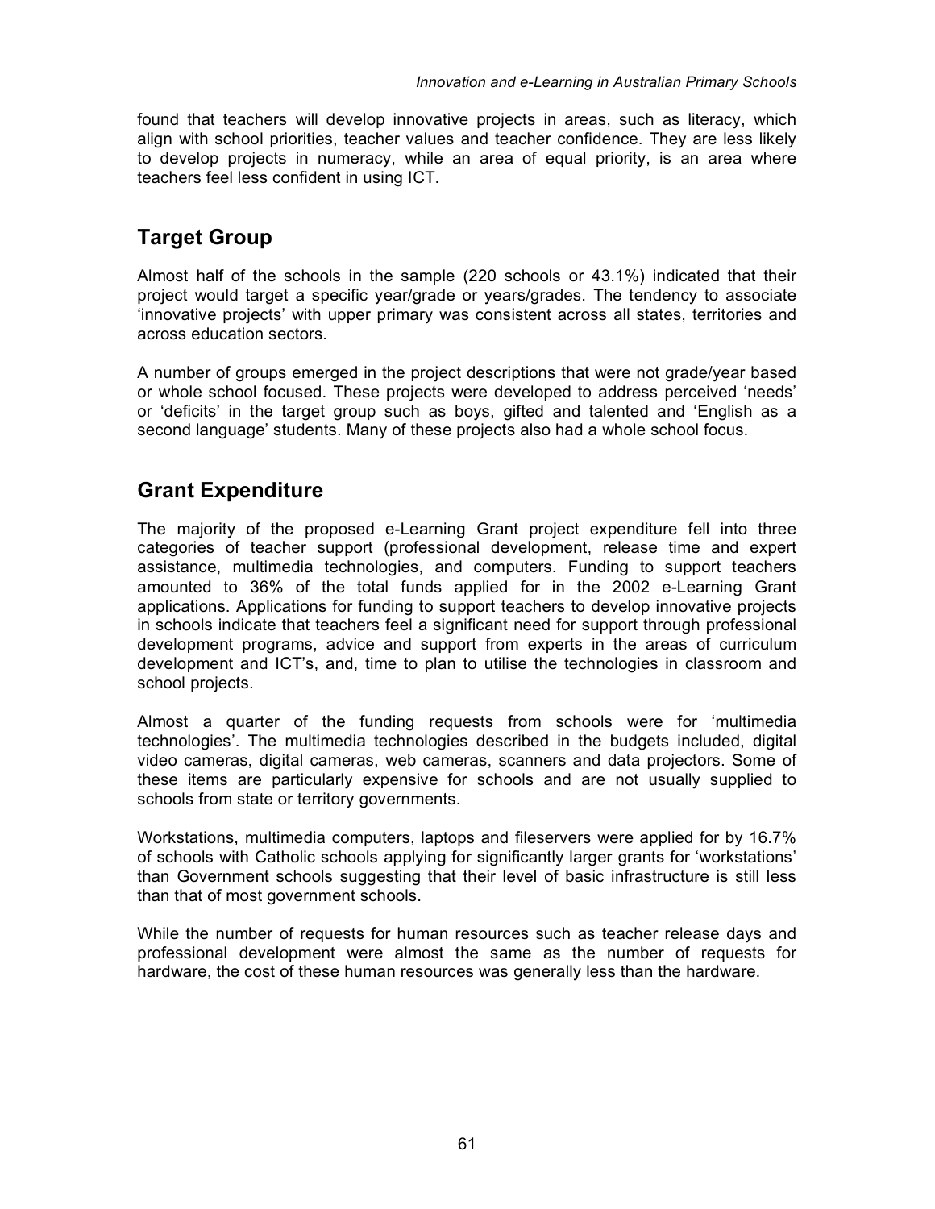found that teachers will develop innovative projects in areas, such as literacy, which align with school priorities, teacher values and teacher confidence. They are less likely to develop projects in numeracy, while an area of equal priority, is an area where teachers feel less confident in using ICT.

## Target Group

Almost half of the schools in the sample (220 schools or 43.1%) indicated that their project would target a specific year/grade or years/grades. The tendency to associate 'innovative projects' with upper primary was consistent across all states, territories and across education sectors.

A number of groups emerged in the project descriptions that were not grade/year based or whole school focused. These projects were developed to address perceived 'needs' or 'deficits' in the target group such as boys, gifted and talented and 'English as a second language' students. Many of these projects also had a whole school focus.

## Grant Expenditure

The majority of the proposed e-Learning Grant project expenditure fell into three categories of teacher support (professional development, release time and expert assistance, multimedia technologies, and computers. Funding to support teachers amounted to 36% of the total funds applied for in the 2002 e-Learning Grant applications. Applications for funding to support teachers to develop innovative projects in schools indicate that teachers feel a significant need for support through professional development programs, advice and support from experts in the areas of curriculum development and ICT's, and, time to plan to utilise the technologies in classroom and school projects.

Almost a quarter of the funding requests from schools were for 'multimedia technologies'. The multimedia technologies described in the budgets included, digital video cameras, digital cameras, web cameras, scanners and data projectors. Some of these items are particularly expensive for schools and are not usually supplied to schools from state or territory governments.

Workstations, multimedia computers, laptops and fileservers were applied for by 16.7% of schools with Catholic schools applying for significantly larger grants for 'workstations' than Government schools suggesting that their level of basic infrastructure is still less than that of most government schools.

While the number of requests for human resources such as teacher release days and professional development were almost the same as the number of requests for hardware, the cost of these human resources was generally less than the hardware.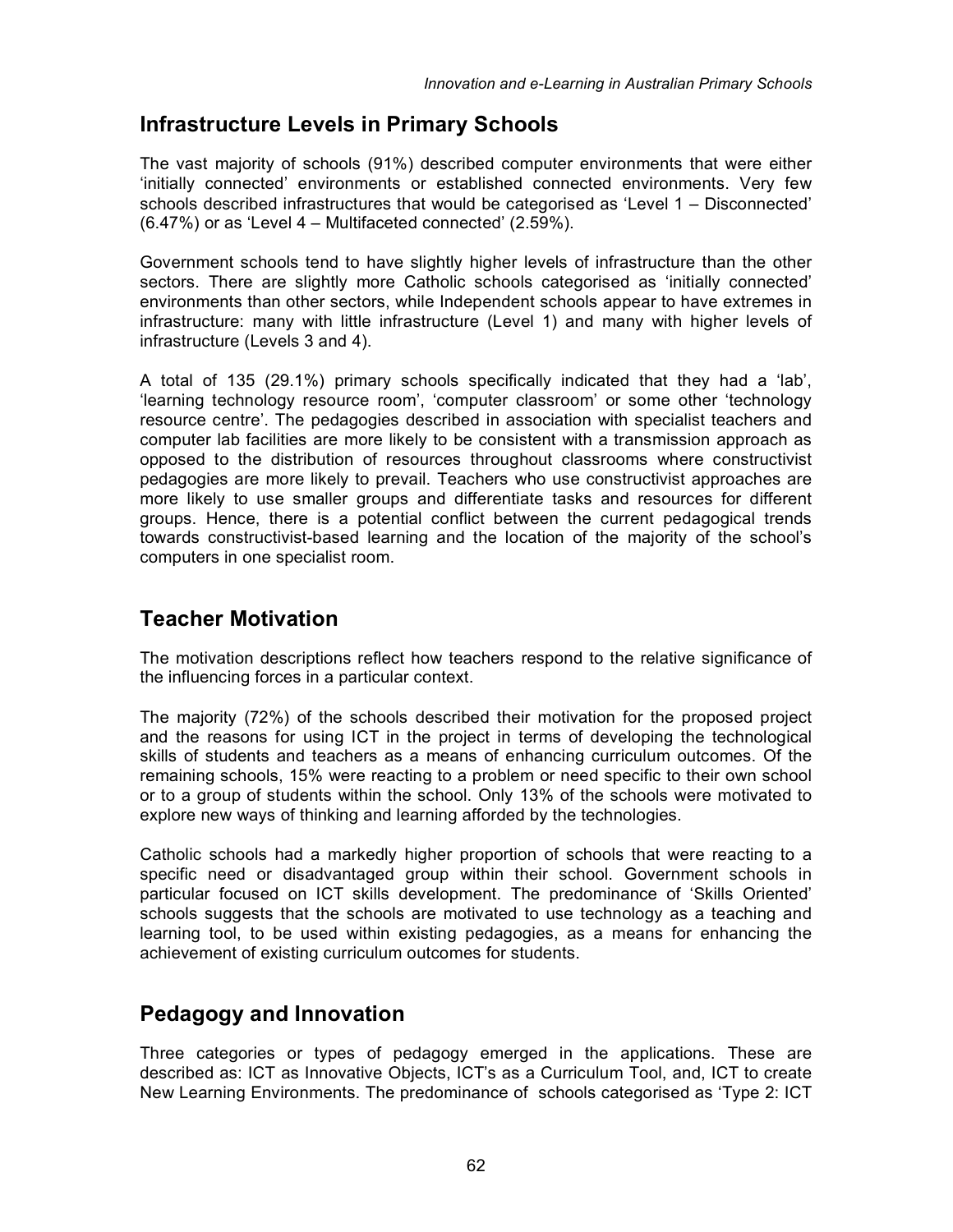## Infrastructure Levels in Primary Schools

The vast majority of schools (91%) described computer environments that were either 'initially connected' environments or established connected environments. Very few schools described infrastructures that would be categorised as 'Level 1 – Disconnected' (6.47%) or as 'Level 4 – Multifaceted connected' (2.59%).

Government schools tend to have slightly higher levels of infrastructure than the other sectors. There are slightly more Catholic schools categorised as 'initially connected' environments than other sectors, while Independent schools appear to have extremes in infrastructure: many with little infrastructure (Level 1) and many with higher levels of infrastructure (Levels 3 and 4).

A total of 135 (29.1%) primary schools specifically indicated that they had a 'lab', 'learning technology resource room', 'computer classroom' or some other 'technology resource centre'. The pedagogies described in association with specialist teachers and computer lab facilities are more likely to be consistent with a transmission approach as opposed to the distribution of resources throughout classrooms where constructivist pedagogies are more likely to prevail. Teachers who use constructivist approaches are more likely to use smaller groups and differentiate tasks and resources for different groups. Hence, there is a potential conflict between the current pedagogical trends towards constructivist-based learning and the location of the majority of the school's computers in one specialist room.

## Teacher Motivation

The motivation descriptions reflect how teachers respond to the relative significance of the influencing forces in a particular context.

The majority (72%) of the schools described their motivation for the proposed project and the reasons for using ICT in the project in terms of developing the technological skills of students and teachers as a means of enhancing curriculum outcomes. Of the remaining schools, 15% were reacting to a problem or need specific to their own school or to a group of students within the school. Only 13% of the schools were motivated to explore new ways of thinking and learning afforded by the technologies.

Catholic schools had a markedly higher proportion of schools that were reacting to a specific need or disadvantaged group within their school. Government schools in particular focused on ICT skills development. The predominance of 'Skills Oriented' schools suggests that the schools are motivated to use technology as a teaching and learning tool, to be used within existing pedagogies, as a means for enhancing the achievement of existing curriculum outcomes for students.

## Pedagogy and Innovation

Three categories or types of pedagogy emerged in the applications. These are described as: ICT as Innovative Objects, ICT's as a Curriculum Tool, and, ICT to create New Learning Environments. The predominance of schools categorised as 'Type 2: ICT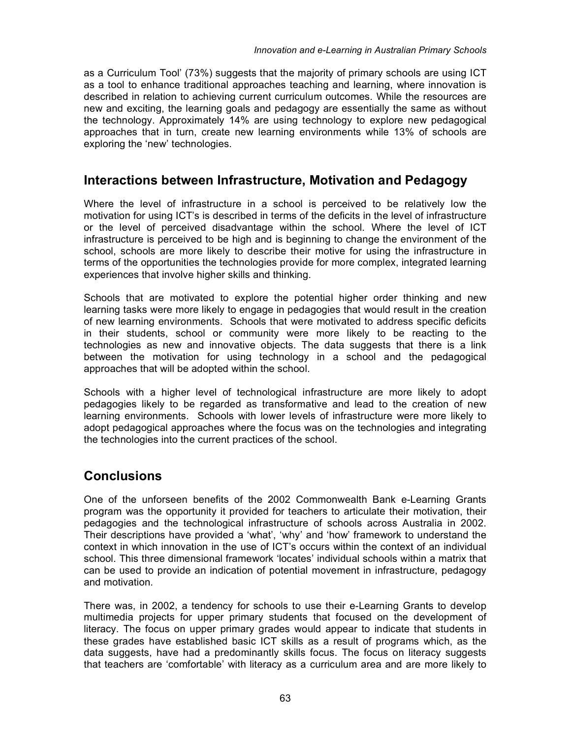as a Curriculum Tool' (73%) suggests that the majority of primary schools are using ICT as a tool to enhance traditional approaches teaching and learning, where innovation is described in relation to achieving current curriculum outcomes. While the resources are new and exciting, the learning goals and pedagogy are essentially the same as without the technology. Approximately 14% are using technology to explore new pedagogical approaches that in turn, create new learning environments while 13% of schools are exploring the 'new' technologies.

## Interactions between Infrastructure, Motivation and Pedagogy

Where the level of infrastructure in a school is perceived to be relatively low the motivation for using ICT's is described in terms of the deficits in the level of infrastructure or the level of perceived disadvantage within the school. Where the level of ICT infrastructure is perceived to be high and is beginning to change the environment of the school, schools are more likely to describe their motive for using the infrastructure in terms of the opportunities the technologies provide for more complex, integrated learning experiences that involve higher skills and thinking.

Schools that are motivated to explore the potential higher order thinking and new learning tasks were more likely to engage in pedagogies that would result in the creation of new learning environments. Schools that were motivated to address specific deficits in their students, school or community were more likely to be reacting to the technologies as new and innovative objects. The data suggests that there is a link between the motivation for using technology in a school and the pedagogical approaches that will be adopted within the school.

Schools with a higher level of technological infrastructure are more likely to adopt pedagogies likely to be regarded as transformative and lead to the creation of new learning environments. Schools with lower levels of infrastructure were more likely to adopt pedagogical approaches where the focus was on the technologies and integrating the technologies into the current practices of the school.

## Conclusions

One of the unforseen benefits of the 2002 Commonwealth Bank e-Learning Grants program was the opportunity it provided for teachers to articulate their motivation, their pedagogies and the technological infrastructure of schools across Australia in 2002. Their descriptions have provided a 'what', 'why' and 'how' framework to understand the context in which innovation in the use of ICT's occurs within the context of an individual school. This three dimensional framework 'locates' individual schools within a matrix that can be used to provide an indication of potential movement in infrastructure, pedagogy and motivation.

There was, in 2002, a tendency for schools to use their e-Learning Grants to develop multimedia projects for upper primary students that focused on the development of literacy. The focus on upper primary grades would appear to indicate that students in these grades have established basic ICT skills as a result of programs which, as the data suggests, have had a predominantly skills focus. The focus on literacy suggests that teachers are 'comfortable' with literacy as a curriculum area and are more likely to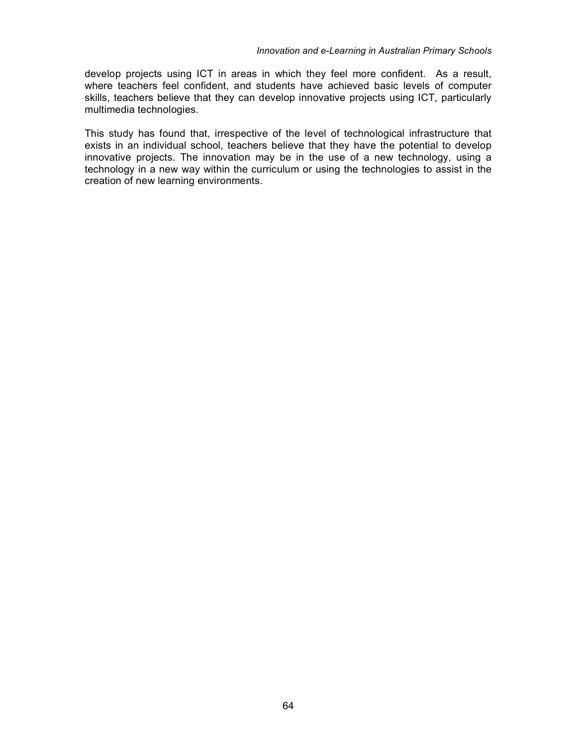develop projects using ICT in areas in which they feel more confident. As a result, where teachers feel confident, and students have achieved basic levels of computer skills, teachers believe that they can develop innovative projects using ICT, particularly multimedia technologies.

This study has found that, irrespective of the level of technological infrastructure that exists in an individual school, teachers believe that they have the potential to develop innovative projects. The innovation may be in the use of a new technology, using a technology in a new way within the curriculum or using the technologies to assist in the creation of new learning environments.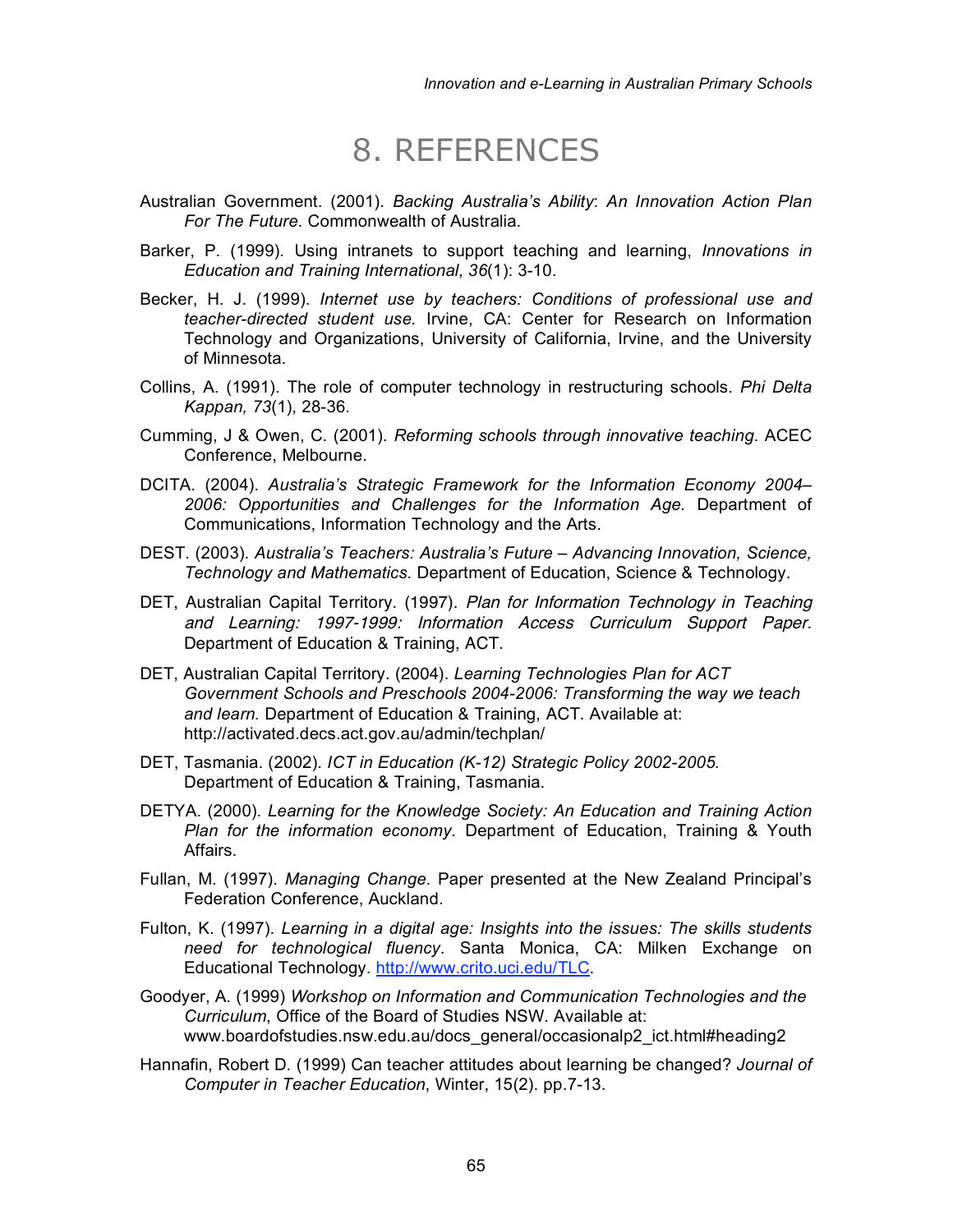# 8. REFERENCES

Australian Government. (2001). *Backing Australia's Ability*: *An Innovation Action Plan For The Future*. Commonwealth of Australia.

Barker, P. (1999). Using intranets to support teaching and learning, *Innovations in Education and Training International*, *36*(1): 3-10.

Becker, H. J. (1999). *Internet use by teachers: Conditions of professional use and teacher-directed student use.* Irvine, CA: Center for Research on Information Technology and Organizations, University of California, Irvine, and the University of Minnesota.

Collins, A. (1991). The role of computer technology in restructuring schools. *Phi Delta Kappan, 73*(1), 28-36.

Cumming, J & Owen, C. (2001). *Reforming schools through innovative teaching*. ACEC Conference, Melbourne.

DCITA. (2004). *Australia's Strategic Framework for the Information Economy 2004–2006: Opportunities and Challenges for the Information Age.* Department of Communications, Information Technology and the Arts.

DEST. (2003). *Australia's Teachers: Australia's Future – Advancing Innovation, Science, Technology and Mathematics.* Department of Education, Science & Technology.

DET, Australian Capital Territory. (1997). *Plan for Information Technology in Teaching and Learning: 1997-1999: Information Access Curriculum Support Paper.* Department of Education & Training, ACT.

DET, Australian Capital Territory. (2004). *Learning Technologies Plan for ACT Government Schools and Preschools 2004-2006: Transforming the way we teach and learn.* Department of Education & Training, ACT. Available at: http://activated.decs.act.gov.au/admin/techplan/

DET, Tasmania. (2002). *ICT in Education (K-12) Strategic Policy 2002-2005.* Department of Education & Training, Tasmania.

DETYA. (2000). *Learning for the Knowledge Society: An Education and Training Action Plan for the information economy*. Department of Education, Training & Youth Affairs.

Fullan, M. (1997). *Managing Change*. Paper presented at the New Zealand Principal's Federation Conference, Auckland.

Fulton, K. (1997). *Learning in a digital age: Insights into the issues: The skills students need for technological fluency*. Santa Monica, CA: Milken Exchange on Educational Technology. http://www.crito.uci.edu/TLC.

Goodyer, A. (1999) *Workshop on Information and Communication Technologies and the Curriculum*, Office of the Board of Studies NSW. Available at: www.boardofstudies.nsw.edu.au/docs_general/occasionalp2_ict.html#heading2

Hannafin, Robert D. (1999) Can teacher attitudes about learning be changed? *Journal of Computer in Teacher Education*, Winter, 15(2). pp.7-13.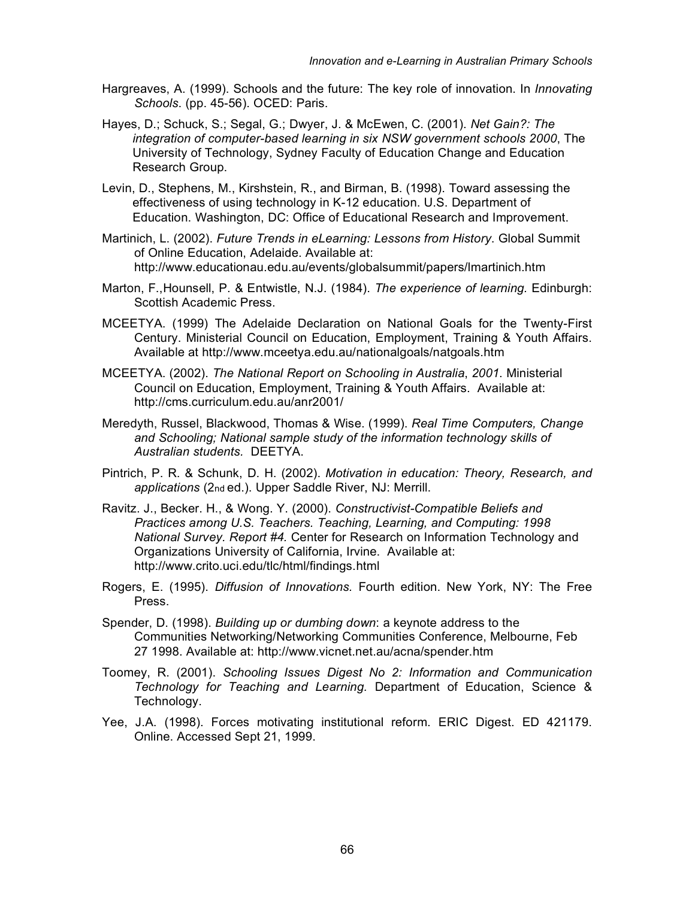Hargreaves, A. (1999). Schools and the future: The key role of innovation. In *Innovating Schools*. (pp. 45-56). OCED: Paris.

Hayes, D.; Schuck, S.; Segal, G.; Dwyer, J. & McEwen, C. (2001). *Net Gain?: The integration of computer-based learning in six NSW government schools 2000*, The University of Technology, Sydney Faculty of Education Change and Education Research Group.

Levin, D., Stephens, M., Kirshstein, R., and Birman, B. (1998). Toward assessing the effectiveness of using technology in K-12 education. U.S. Department of Education. Washington, DC: Office of Educational Research and Improvement.

Martinich, L. (2002). *Future Trends in eLearning: Lessons from History*. Global Summit of Online Education, Adelaide. Available at: http://www.educationau.edu.au/events/globalsummit/papers/lmartinich.htm

Marton, F.,Hounsell, P. & Entwistle, N.J. (1984). *The experience of learning*. Edinburgh: Scottish Academic Press.

MCEETYA. (1999) The Adelaide Declaration on National Goals for the Twenty-First Century. Ministerial Council on Education, Employment, Training & Youth Affairs. Available at http://www.mceetya.edu.au/nationalgoals/natgoals.htm

MCEETYA. (2002). *The National Report on Schooling in Australia*, *2001*. Ministerial Council on Education, Employment, Training & Youth Affairs. Available at: http://cms.curriculum.edu.au/anr2001/

Meredyth, Russel, Blackwood, Thomas & Wise. (1999). *Real Time Computers, Change and Schooling; National sample study of the information technology skills of Australian students.* DEETYA.

Pintrich, P. R. & Schunk, D. H. (2002). *Motivation in education: Theory, Research, and applications* (2nd ed.). Upper Saddle River, NJ: Merrill.

Ravitz. J., Becker. H., & Wong. Y. (2000). *Constructivist-Compatible Beliefs and Practices among U.S. Teachers. Teaching, Learning, and Computing: 1998 National Survey. Report #4.* Center for Research on Information Technology and Organizations University of California, Irvine. Available at: http://www.crito.uci.edu/tlc/html/findings.html

Rogers, E. (1995). *Diffusion of Innovations*. Fourth edition. New York, NY: The Free Press.

Spender, D. (1998). *Building up or dumbing down*: a keynote address to the Communities Networking/Networking Communities Conference, Melbourne, Feb 27 1998. Available at: http://www.vicnet.net.au/acna/spender.htm

Toomey, R. (2001). *Schooling Issues Digest No 2: Information and Communication Technology for Teaching and Learning.* Department of Education, Science & Technology.

Yee, J.A. (1998). Forces motivating institutional reform. ERIC Digest. ED 421179. Online. Accessed Sept 21, 1999.